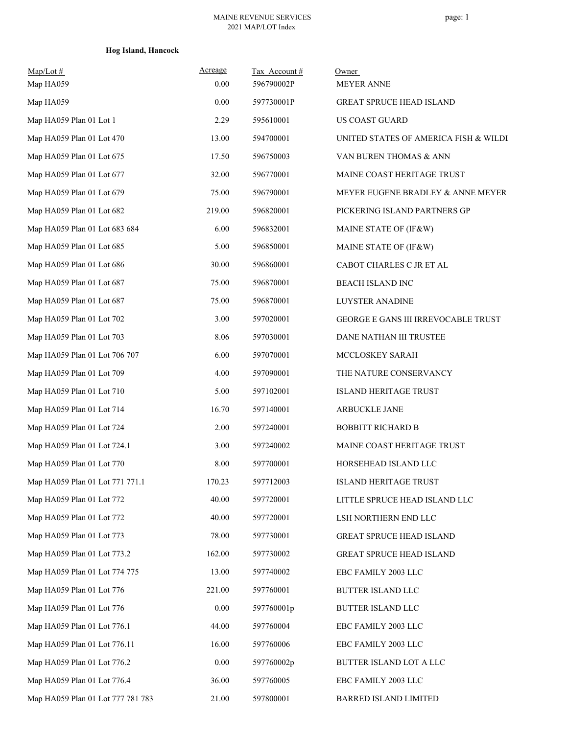**Hog Island, Hancock**

| Map/Lot # | Acreage | Tax Account # | Owner |
|---|---|---|---|
| Map HA059 | 0.00 | 596790002P | MEYER ANNE |
| Map HA059 | 0.00 | 597730001P | GREAT SPRUCE HEAD ISLAND |
| Map HA059 Plan 01 Lot 1 | 2.29 | 595610001 | US COAST GUARD |
| Map HA059 Plan 01 Lot 470 | 13.00 | 594700001 | UNITED STATES OF AMERICA FISH & WILDL |
| Map HA059 Plan 01 Lot 675 | 17.50 | 596750003 | VAN BUREN THOMAS & ANN |
| Map HA059 Plan 01 Lot 677 | 32.00 | 596770001 | MAINE COAST HERITAGE TRUST |
| Map HA059 Plan 01 Lot 679 | 75.00 | 596790001 | MEYER EUGENE BRADLEY & ANNE MEYER |
| Map HA059 Plan 01 Lot 682 | 219.00 | 596820001 | PICKERING ISLAND PARTNERS GP |
| Map HA059 Plan 01 Lot 683 684 | 6.00 | 596832001 | MAINE STATE OF (IF&W) |
| Map HA059 Plan 01 Lot 685 | 5.00 | 596850001 | MAINE STATE OF (IF&W) |
| Map HA059 Plan 01 Lot 686 | 30.00 | 596860001 | CABOT CHARLES C JR ET AL |
| Map HA059 Plan 01 Lot 687 | 75.00 | 596870001 | BEACH ISLAND INC |
| Map HA059 Plan 01 Lot 687 | 75.00 | 596870001 | LUYSTER ANADINE |
| Map HA059 Plan 01 Lot 702 | 3.00 | 597020001 | GEORGE E GANS III IRREVOCABLE TRUST |
| Map HA059 Plan 01 Lot 703 | 8.06 | 597030001 | DANE NATHAN III TRUSTEE |
| Map HA059 Plan 01 Lot 706 707 | 6.00 | 597070001 | MCCLOSKEY SARAH |
| Map HA059 Plan 01 Lot 709 | 4.00 | 597090001 | THE NATURE CONSERVANCY |
| Map HA059 Plan 01 Lot 710 | 5.00 | 597102001 | ISLAND HERITAGE TRUST |
| Map HA059 Plan 01 Lot 714 | 16.70 | 597140001 | ARBUCKLE JANE |
| Map HA059 Plan 01 Lot 724 | 2.00 | 597240001 | BOBBITT RICHARD B |
| Map HA059 Plan 01 Lot 724.1 | 3.00 | 597240002 | MAINE COAST HERITAGE TRUST |
| Map HA059 Plan 01 Lot 770 | 8.00 | 597700001 | HORSEHEAD ISLAND LLC |
| Map HA059 Plan 01 Lot 771 771.1 | 170.23 | 597712003 | ISLAND HERITAGE TRUST |
| Map HA059 Plan 01 Lot 772 | 40.00 | 597720001 | LITTLE SPRUCE HEAD ISLAND LLC |
| Map HA059 Plan 01 Lot 772 | 40.00 | 597720001 | LSH NORTHERN END LLC |
| Map HA059 Plan 01 Lot 773 | 78.00 | 597730001 | GREAT SPRUCE HEAD ISLAND |
| Map HA059 Plan 01 Lot 773.2 | 162.00 | 597730002 | GREAT SPRUCE HEAD ISLAND |
| Map HA059 Plan 01 Lot 774 775 | 13.00 | 597740002 | EBC FAMILY 2003 LLC |
| Map HA059 Plan 01 Lot 776 | 221.00 | 597760001 | BUTTER ISLAND LLC |
| Map HA059 Plan 01 Lot 776 | 0.00 | 597760001p | BUTTER ISLAND LLC |
| Map HA059 Plan 01 Lot 776.1 | 44.00 | 597760004 | EBC FAMILY 2003 LLC |
| Map HA059 Plan 01 Lot 776.11 | 16.00 | 597760006 | EBC FAMILY 2003 LLC |
| Map HA059 Plan 01 Lot 776.2 | 0.00 | 597760002p | BUTTER ISLAND LOT A LLC |
| Map HA059 Plan 01 Lot 776.4 | 36.00 | 597760005 | EBC FAMILY 2003 LLC |
| Map HA059 Plan 01 Lot 777 781 783 | 21.00 | 597800001 | BARRED ISLAND LIMITED |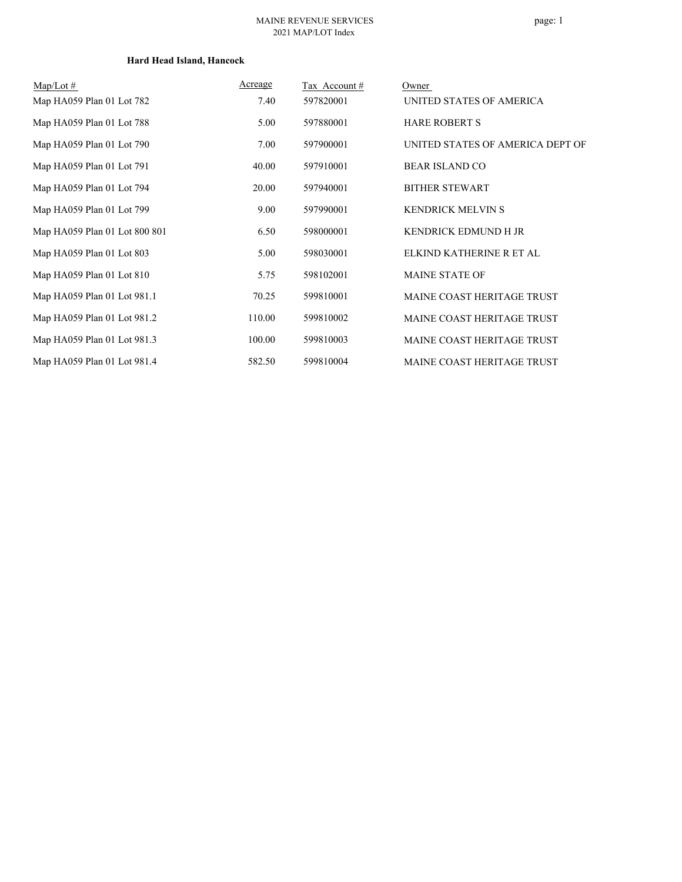### Hard Head Island, Hancock

| Map/Lot # | Acreage | Tax Account # | Owner |
|---|---|---|---|
| Map HA059 Plan 01 Lot 782 | 7.40 | 597820001 | UNITED STATES OF AMERICA |
| Map HA059 Plan 01 Lot 788 | 5.00 | 597880001 | HARE ROBERT S |
| Map HA059 Plan 01 Lot 790 | 7.00 | 597900001 | UNITED STATES OF AMERICA DEPT OF |
| Map HA059 Plan 01 Lot 791 | 40.00 | 597910001 | BEAR ISLAND CO |
| Map HA059 Plan 01 Lot 794 | 20.00 | 597940001 | BITHER STEWART |
| Map HA059 Plan 01 Lot 799 | 9.00 | 597990001 | KENDRICK MELVIN S |
| Map HA059 Plan 01 Lot 800 801 | 6.50 | 598000001 | KENDRICK EDMUND H JR |
| Map HA059 Plan 01 Lot 803 | 5.00 | 598030001 | ELKIND KATHERINE R ET AL |
| Map HA059 Plan 01 Lot 810 | 5.75 | 598102001 | MAINE STATE OF |
| Map HA059 Plan 01 Lot 981.1 | 70.25 | 599810001 | MAINE COAST HERITAGE TRUST |
| Map HA059 Plan 01 Lot 981.2 | 110.00 | 599810002 | MAINE COAST HERITAGE TRUST |
| Map HA059 Plan 01 Lot 981.3 | 100.00 | 599810003 | MAINE COAST HERITAGE TRUST |
| Map HA059 Plan 01 Lot 981.4 | 582.50 | 599810004 | MAINE COAST HERITAGE TRUST |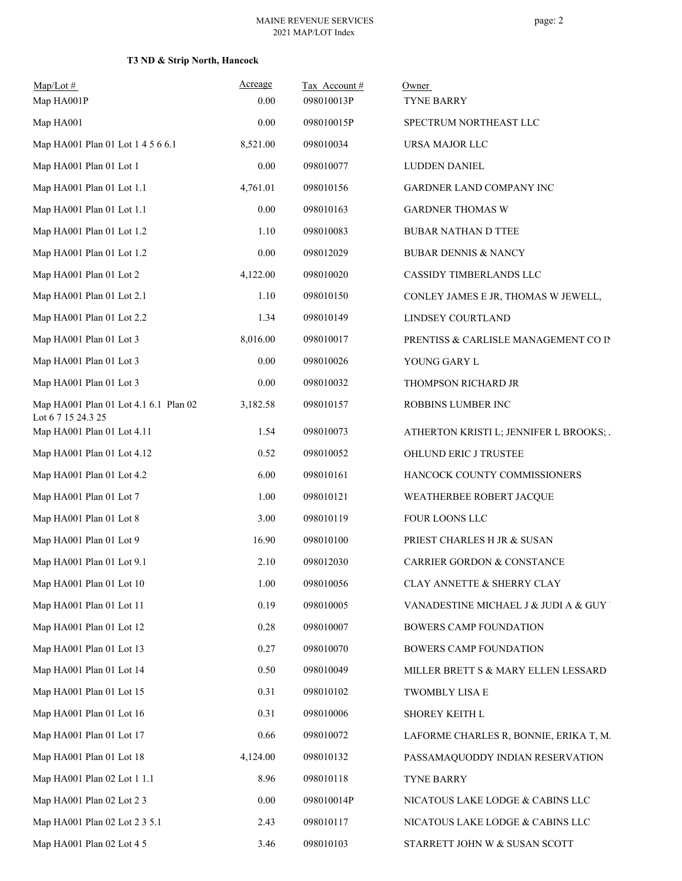### T3 ND & Strip North, Hancock

| Map/Lot # | Acreage | Tax Account # | Owner |
|---|---|---|---|
| Map HA001P | 0.00 | 098010013P | TYNE BARRY |
| Map HA001 | 0.00 | 098010015P | SPECTRUM NORTHEAST LLC |
| Map HA001 Plan 01 Lot 1 4 5 6 6.1 | 8,521.00 | 098010034 | URSA MAJOR LLC |
| Map HA001 Plan 01 Lot 1 | 0.00 | 098010077 | LUDDEN DANIEL |
| Map HA001 Plan 01 Lot 1.1 | 4,761.01 | 098010156 | GARDNER LAND COMPANY INC |
| Map HA001 Plan 01 Lot 1.1 | 0.00 | 098010163 | GARDNER THOMAS W |
| Map HA001 Plan 01 Lot 1.2 | 1.10 | 098010083 | BUBAR NATHAN D TTEE |
| Map HA001 Plan 01 Lot 1.2 | 0.00 | 098012029 | BUBAR DENNIS & NANCY |
| Map HA001 Plan 01 Lot 2 | 4,122.00 | 098010020 | CASSIDY TIMBERLANDS LLC |
| Map HA001 Plan 01 Lot 2.1 | 1.10 | 098010150 | CONLEY JAMES E JR, THOMAS W JEWELL, |
| Map HA001 Plan 01 Lot 2.2 | 1.34 | 098010149 | LINDSEY COURTLAND |
| Map HA001 Plan 01 Lot 3 | 8,016.00 | 098010017 | PRENTISS & CARLISLE MANAGEMENT CO IN |
| Map HA001 Plan 01 Lot 3 | 0.00 | 098010026 | YOUNG GARY L |
| Map HA001 Plan 01 Lot 3 | 0.00 | 098010032 | THOMPSON RICHARD JR |
| Map HA001 Plan 01 Lot 4.1 6.1 Plan 02 Lot 6 7 15 24.3 25 | 3,182.58 | 098010157 | ROBBINS LUMBER INC |
| Map HA001 Plan 01 Lot 4.11 | 1.54 | 098010073 | ATHERTON KRISTI L; JENNIFER L BROOKS; |
| Map HA001 Plan 01 Lot 4.12 | 0.52 | 098010052 | OHLUND ERIC J TRUSTEE |
| Map HA001 Plan 01 Lot 4.2 | 6.00 | 098010161 | HANCOCK COUNTY COMMISSIONERS |
| Map HA001 Plan 01 Lot 7 | 1.00 | 098010121 | WEATHERBEE ROBERT JACQUE |
| Map HA001 Plan 01 Lot 8 | 3.00 | 098010119 | FOUR LOONS LLC |
| Map HA001 Plan 01 Lot 9 | 16.90 | 098010100 | PRIEST CHARLES H JR & SUSAN |
| Map HA001 Plan 01 Lot 9.1 | 2.10 | 098012030 | CARRIER GORDON & CONSTANCE |
| Map HA001 Plan 01 Lot 10 | 1.00 | 098010056 | CLAY ANNETTE & SHERRY CLAY |
| Map HA001 Plan 01 Lot 11 | 0.19 | 098010005 | VANADESTINE MICHAEL J & JUDI A & GUY |
| Map HA001 Plan 01 Lot 12 | 0.28 | 098010007 | BOWERS CAMP FOUNDATION |
| Map HA001 Plan 01 Lot 13 | 0.27 | 098010070 | BOWERS CAMP FOUNDATION |
| Map HA001 Plan 01 Lot 14 | 0.50 | 098010049 | MILLER BRETT S & MARY ELLEN LESSARD |
| Map HA001 Plan 01 Lot 15 | 0.31 | 098010102 | TWOMBLY LISA E |
| Map HA001 Plan 01 Lot 16 | 0.31 | 098010006 | SHOREY KEITH L |
| Map HA001 Plan 01 Lot 17 | 0.66 | 098010072 | LAFORME CHARLES R, BONNIE, ERIKA T, M. |
| Map HA001 Plan 01 Lot 18 | 4,124.00 | 098010132 | PASSAMAQUODDY INDIAN RESERVATION |
| Map HA001 Plan 02 Lot 1 1.1 | 8.96 | 098010118 | TYNE BARRY |
| Map HA001 Plan 02 Lot 2 3 | 0.00 | 098010014P | NICATOUS LAKE LODGE & CABINS LLC |
| Map HA001 Plan 02 Lot 2 3 5.1 | 2.43 | 098010117 | NICATOUS LAKE LODGE & CABINS LLC |
| Map HA001 Plan 02 Lot 4 5 | 3.46 | 098010103 | STARRETT JOHN W & SUSAN SCOTT |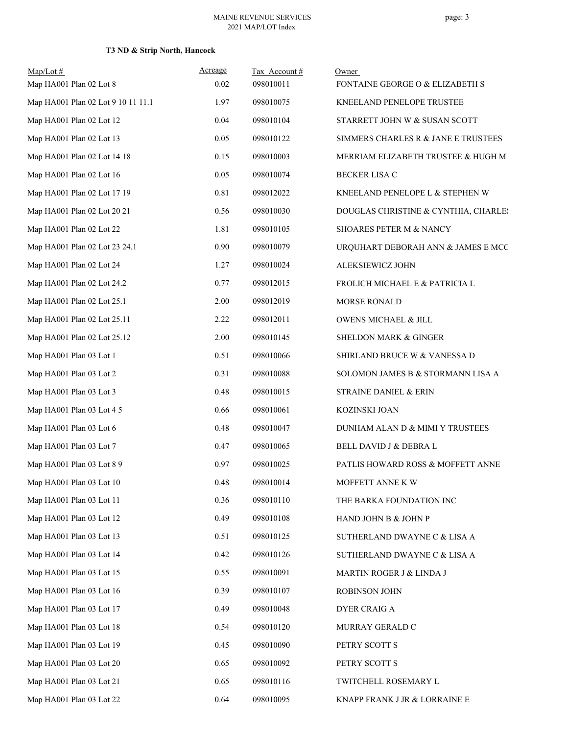### T3 ND & Strip North, Hancock

| Map/Lot # | Acreage | Tax Account # | Owner |
|---|---|---|---|
| Map HA001 Plan 02 Lot 8 | 0.02 | 098010011 | FONTAINE GEORGE O & ELIZABETH S |
| Map HA001 Plan 02 Lot 9 10 11 11.1 | 1.97 | 098010075 | KNEELAND PENELOPE TRUSTEE |
| Map HA001 Plan 02 Lot 12 | 0.04 | 098010104 | STARRETT JOHN W & SUSAN SCOTT |
| Map HA001 Plan 02 Lot 13 | 0.05 | 098010122 | SIMMERS CHARLES R & JANE E TRUSTEES |
| Map HA001 Plan 02 Lot 14 18 | 0.15 | 098010003 | MERRIAM ELIZABETH TRUSTEE & HUGH M |
| Map HA001 Plan 02 Lot 16 | 0.05 | 098010074 | BECKER LISA C |
| Map HA001 Plan 02 Lot 17 19 | 0.81 | 098012022 | KNEELAND PENELOPE L & STEPHEN W |
| Map HA001 Plan 02 Lot 20 21 | 0.56 | 098010030 | DOUGLAS CHRISTINE & CYNTHIA, CHARLES |
| Map HA001 Plan 02 Lot 22 | 1.81 | 098010105 | SHOARES PETER M & NANCY |
| Map HA001 Plan 02 Lot 23 24.1 | 0.90 | 098010079 | URQUHART DEBORAH ANN & JAMES E MCC |
| Map HA001 Plan 02 Lot 24 | 1.27 | 098010024 | ALEKSIEWICZ JOHN |
| Map HA001 Plan 02 Lot 24.2 | 0.77 | 098012015 | FROLICH MICHAEL E & PATRICIA L |
| Map HA001 Plan 02 Lot 25.1 | 2.00 | 098012019 | MORSE RONALD |
| Map HA001 Plan 02 Lot 25.11 | 2.22 | 098012011 | OWENS MICHAEL & JILL |
| Map HA001 Plan 02 Lot 25.12 | 2.00 | 098010145 | SHELDON MARK & GINGER |
| Map HA001 Plan 03 Lot 1 | 0.51 | 098010066 | SHIRLAND BRUCE W & VANESSA D |
| Map HA001 Plan 03 Lot 2 | 0.31 | 098010088 | SOLOMON JAMES B & STORMANN LISA A |
| Map HA001 Plan 03 Lot 3 | 0.48 | 098010015 | STRAINE DANIEL & ERIN |
| Map HA001 Plan 03 Lot 4 5 | 0.66 | 098010061 | KOZINSKI JOAN |
| Map HA001 Plan 03 Lot 6 | 0.48 | 098010047 | DUNHAM ALAN D & MIMI Y TRUSTEES |
| Map HA001 Plan 03 Lot 7 | 0.47 | 098010065 | BELL DAVID J & DEBRA L |
| Map HA001 Plan 03 Lot 8 9 | 0.97 | 098010025 | PATLIS HOWARD ROSS & MOFFETT ANNE |
| Map HA001 Plan 03 Lot 10 | 0.48 | 098010014 | MOFFETT ANNE K W |
| Map HA001 Plan 03 Lot 11 | 0.36 | 098010110 | THE BARKA FOUNDATION INC |
| Map HA001 Plan 03 Lot 12 | 0.49 | 098010108 | HAND JOHN B & JOHN P |
| Map HA001 Plan 03 Lot 13 | 0.51 | 098010125 | SUTHERLAND DWAYNE C & LISA A |
| Map HA001 Plan 03 Lot 14 | 0.42 | 098010126 | SUTHERLAND DWAYNE C & LISA A |
| Map HA001 Plan 03 Lot 15 | 0.55 | 098010091 | MARTIN ROGER J & LINDA J |
| Map HA001 Plan 03 Lot 16 | 0.39 | 098010107 | ROBINSON JOHN |
| Map HA001 Plan 03 Lot 17 | 0.49 | 098010048 | DYER CRAIG A |
| Map HA001 Plan 03 Lot 18 | 0.54 | 098010120 | MURRAY GERALD C |
| Map HA001 Plan 03 Lot 19 | 0.45 | 098010090 | PETRY SCOTT S |
| Map HA001 Plan 03 Lot 20 | 0.65 | 098010092 | PETRY SCOTT S |
| Map HA001 Plan 03 Lot 21 | 0.65 | 098010116 | TWITCHELL ROSEMARY L |
| Map HA001 Plan 03 Lot 22 | 0.64 | 098010095 | KNAPP FRANK J JR & LORRAINE E |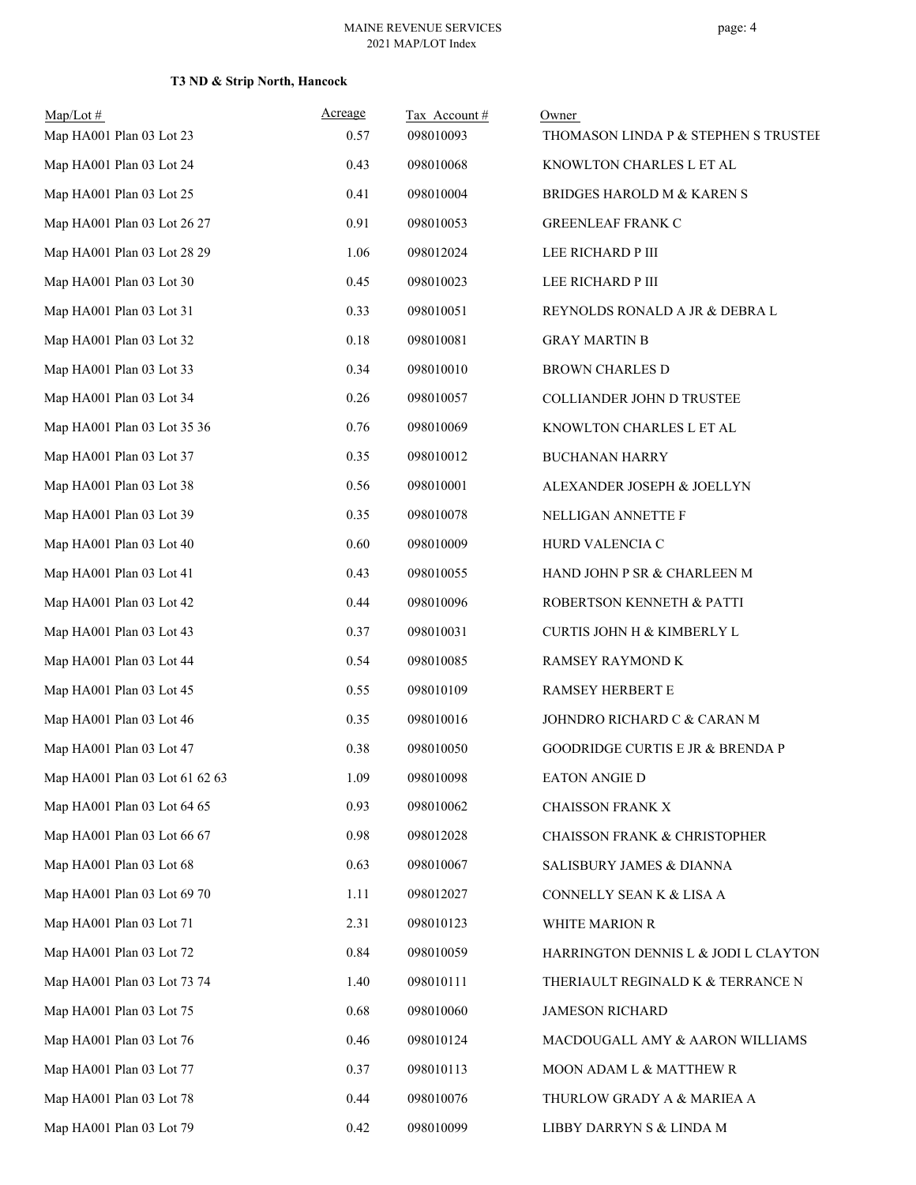**T3 ND & Strip North, Hancock**

| Map/Lot # | Acreage | Tax Account # | Owner |
|---|---|---|---|
| Map HA001 Plan 03 Lot 23 | 0.57 | 098010093 | THOMASON LINDA P & STEPHEN S TRUSTEE |
| Map HA001 Plan 03 Lot 24 | 0.43 | 098010068 | KNOWLTON CHARLES L ET AL |
| Map HA001 Plan 03 Lot 25 | 0.41 | 098010004 | BRIDGES HAROLD M & KAREN S |
| Map HA001 Plan 03 Lot 26 27 | 0.91 | 098010053 | GREENLEAF FRANK C |
| Map HA001 Plan 03 Lot 28 29 | 1.06 | 098012024 | LEE RICHARD P III |
| Map HA001 Plan 03 Lot 30 | 0.45 | 098010023 | LEE RICHARD P III |
| Map HA001 Plan 03 Lot 31 | 0.33 | 098010051 | REYNOLDS RONALD A JR & DEBRA L |
| Map HA001 Plan 03 Lot 32 | 0.18 | 098010081 | GRAY MARTIN B |
| Map HA001 Plan 03 Lot 33 | 0.34 | 098010010 | BROWN CHARLES D |
| Map HA001 Plan 03 Lot 34 | 0.26 | 098010057 | COLLIANDER JOHN D TRUSTEE |
| Map HA001 Plan 03 Lot 35 36 | 0.76 | 098010069 | KNOWLTON CHARLES L ET AL |
| Map HA001 Plan 03 Lot 37 | 0.35 | 098010012 | BUCHANAN HARRY |
| Map HA001 Plan 03 Lot 38 | 0.56 | 098010001 | ALEXANDER JOSEPH & JOELLYN |
| Map HA001 Plan 03 Lot 39 | 0.35 | 098010078 | NELLIGAN ANNETTE F |
| Map HA001 Plan 03 Lot 40 | 0.60 | 098010009 | HURD VALENCIA C |
| Map HA001 Plan 03 Lot 41 | 0.43 | 098010055 | HAND JOHN P SR & CHARLEEN M |
| Map HA001 Plan 03 Lot 42 | 0.44 | 098010096 | ROBERTSON KENNETH & PATTI |
| Map HA001 Plan 03 Lot 43 | 0.37 | 098010031 | CURTIS JOHN H & KIMBERLY L |
| Map HA001 Plan 03 Lot 44 | 0.54 | 098010085 | RAMSEY RAYMOND K |
| Map HA001 Plan 03 Lot 45 | 0.55 | 098010109 | RAMSEY HERBERT E |
| Map HA001 Plan 03 Lot 46 | 0.35 | 098010016 | JOHNDRO RICHARD C & CARAN M |
| Map HA001 Plan 03 Lot 47 | 0.38 | 098010050 | GOODRIDGE CURTIS E JR & BRENDA P |
| Map HA001 Plan 03 Lot 61 62 63 | 1.09 | 098010098 | EATON ANGIE D |
| Map HA001 Plan 03 Lot 64 65 | 0.93 | 098010062 | CHAISSON FRANK X |
| Map HA001 Plan 03 Lot 66 67 | 0.98 | 098012028 | CHAISSON FRANK & CHRISTOPHER |
| Map HA001 Plan 03 Lot 68 | 0.63 | 098010067 | SALISBURY JAMES & DIANNA |
| Map HA001 Plan 03 Lot 69 70 | 1.11 | 098012027 | CONNELLY SEAN K & LISA A |
| Map HA001 Plan 03 Lot 71 | 2.31 | 098010123 | WHITE MARION R |
| Map HA001 Plan 03 Lot 72 | 0.84 | 098010059 | HARRINGTON DENNIS L & JODI L CLAYTON |
| Map HA001 Plan 03 Lot 73 74 | 1.40 | 098010111 | THERIAULT REGINALD K & TERRANCE N |
| Map HA001 Plan 03 Lot 75 | 0.68 | 098010060 | JAMESON RICHARD |
| Map HA001 Plan 03 Lot 76 | 0.46 | 098010124 | MACDOUGALL AMY & AARON WILLIAMS |
| Map HA001 Plan 03 Lot 77 | 0.37 | 098010113 | MOON ADAM L & MATTHEW R |
| Map HA001 Plan 03 Lot 78 | 0.44 | 098010076 | THURLOW GRADY A & MARIEA A |
| Map HA001 Plan 03 Lot 79 | 0.42 | 098010099 | LIBBY DARRYN S & LINDA M |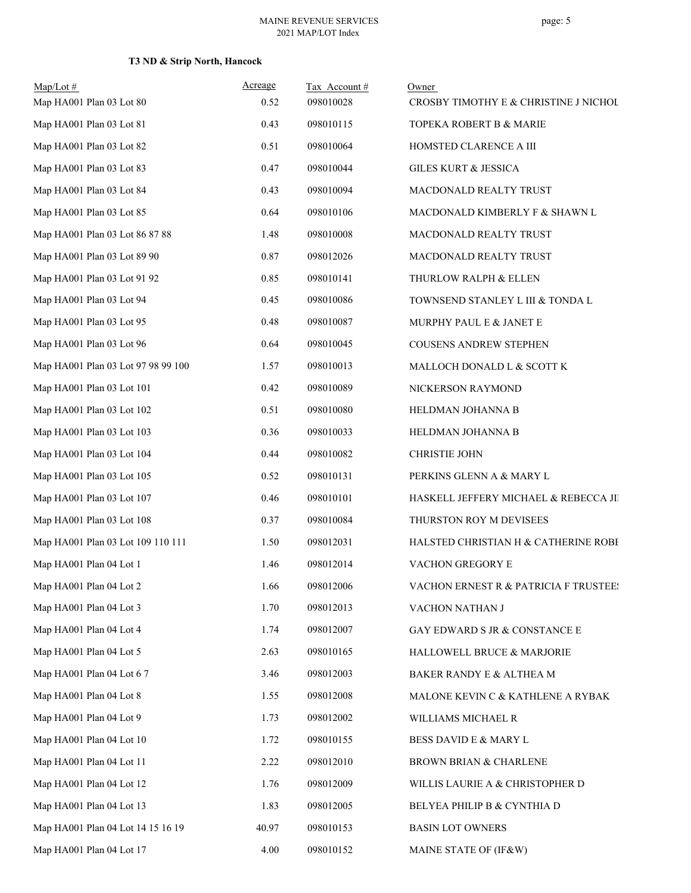### T3 ND & Strip North, Hancock

| Map/Lot # | Acreage | Tax Account # | Owner |
|---|---|---|---|
| Map HA001 Plan 03 Lot 80 | 0.52 | 098010028 | CROSBY TIMOTHY E & CHRISTINE J NICHOL |
| Map HA001 Plan 03 Lot 81 | 0.43 | 098010115 | TOPEKA ROBERT B & MARIE |
| Map HA001 Plan 03 Lot 82 | 0.51 | 098010064 | HOMSTED CLARENCE A III |
| Map HA001 Plan 03 Lot 83 | 0.47 | 098010044 | GILES KURT & JESSICA |
| Map HA001 Plan 03 Lot 84 | 0.43 | 098010094 | MACDONALD REALTY TRUST |
| Map HA001 Plan 03 Lot 85 | 0.64 | 098010106 | MACDONALD KIMBERLY F & SHAWN L |
| Map HA001 Plan 03 Lot 86 87 88 | 1.48 | 098010008 | MACDONALD REALTY TRUST |
| Map HA001 Plan 03 Lot 89 90 | 0.87 | 098012026 | MACDONALD REALTY TRUST |
| Map HA001 Plan 03 Lot 91 92 | 0.85 | 098010141 | THURLOW RALPH & ELLEN |
| Map HA001 Plan 03 Lot 94 | 0.45 | 098010086 | TOWNSEND STANLEY L III & TONDA L |
| Map HA001 Plan 03 Lot 95 | 0.48 | 098010087 | MURPHY PAUL E & JANET E |
| Map HA001 Plan 03 Lot 96 | 0.64 | 098010045 | COUSENS ANDREW STEPHEN |
| Map HA001 Plan 03 Lot 97 98 99 100 | 1.57 | 098010013 | MALLOCH DONALD L & SCOTT K |
| Map HA001 Plan 03 Lot 101 | 0.42 | 098010089 | NICKERSON RAYMOND |
| Map HA001 Plan 03 Lot 102 | 0.51 | 098010080 | HELDMAN JOHANNA B |
| Map HA001 Plan 03 Lot 103 | 0.36 | 098010033 | HELDMAN JOHANNA B |
| Map HA001 Plan 03 Lot 104 | 0.44 | 098010082 | CHRISTIE JOHN |
| Map HA001 Plan 03 Lot 105 | 0.52 | 098010131 | PERKINS GLENN A & MARY L |
| Map HA001 Plan 03 Lot 107 | 0.46 | 098010101 | HASKELL JEFFERY MICHAEL & REBECCA JI |
| Map HA001 Plan 03 Lot 108 | 0.37 | 098010084 | THURSTON ROY M DEVISEES |
| Map HA001 Plan 03 Lot 109 110 111 | 1.50 | 098012031 | HALSTED CHRISTIAN H & CATHERINE ROBI |
| Map HA001 Plan 04 Lot 1 | 1.46 | 098012014 | VACHON GREGORY E |
| Map HA001 Plan 04 Lot 2 | 1.66 | 098012006 | VACHON ERNEST R & PATRICIA F TRUSTEE |
| Map HA001 Plan 04 Lot 3 | 1.70 | 098012013 | VACHON NATHAN J |
| Map HA001 Plan 04 Lot 4 | 1.74 | 098012007 | GAY EDWARD S JR & CONSTANCE E |
| Map HA001 Plan 04 Lot 5 | 2.63 | 098010165 | HALLOWELL BRUCE & MARJORIE |
| Map HA001 Plan 04 Lot 6 7 | 3.46 | 098012003 | BAKER RANDY E & ALTHEA M |
| Map HA001 Plan 04 Lot 8 | 1.55 | 098012008 | MALONE KEVIN C & KATHLENE A RYBAK |
| Map HA001 Plan 04 Lot 9 | 1.73 | 098012002 | WILLIAMS MICHAEL R |
| Map HA001 Plan 04 Lot 10 | 1.72 | 098010155 | BESS DAVID E & MARY L |
| Map HA001 Plan 04 Lot 11 | 2.22 | 098012010 | BROWN BRIAN & CHARLENE |
| Map HA001 Plan 04 Lot 12 | 1.76 | 098012009 | WILLIS LAURIE A & CHRISTOPHER D |
| Map HA001 Plan 04 Lot 13 | 1.83 | 098012005 | BELYEA PHILIP B & CYNTHIA D |
| Map HA001 Plan 04 Lot 14 15 16 19 | 40.97 | 098010153 | BASIN LOT OWNERS |
| Map HA001 Plan 04 Lot 17 | 4.00 | 098010152 | MAINE STATE OF (IF&W) |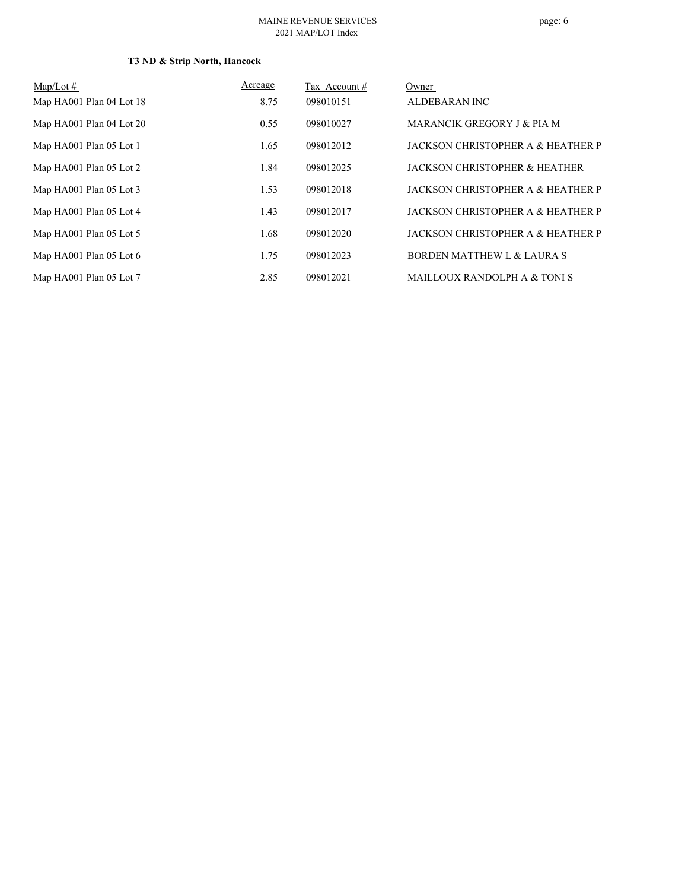**T3 ND & Strip North, Hancock**

| Map/Lot # | Acreage | Tax Account # | Owner |
|---|---|---|---|
| Map HA001 Plan 04 Lot 18 | 8.75 | 098010151 | ALDEBARAN INC |
| Map HA001 Plan 04 Lot 20 | 0.55 | 098010027 | MARANCIK GREGORY J & PIA M |
| Map HA001 Plan 05 Lot 1 | 1.65 | 098012012 | JACKSON CHRISTOPHER A & HEATHER P |
| Map HA001 Plan 05 Lot 2 | 1.84 | 098012025 | JACKSON CHRISTOPHER & HEATHER |
| Map HA001 Plan 05 Lot 3 | 1.53 | 098012018 | JACKSON CHRISTOPHER A & HEATHER P |
| Map HA001 Plan 05 Lot 4 | 1.43 | 098012017 | JACKSON CHRISTOPHER A & HEATHER P |
| Map HA001 Plan 05 Lot 5 | 1.68 | 098012020 | JACKSON CHRISTOPHER A & HEATHER P |
| Map HA001 Plan 05 Lot 6 | 1.75 | 098012023 | BORDEN MATTHEW L & LAURA S |
| Map HA001 Plan 05 Lot 7 | 2.85 | 098012021 | MAILLOUX RANDOLPH A & TONI S |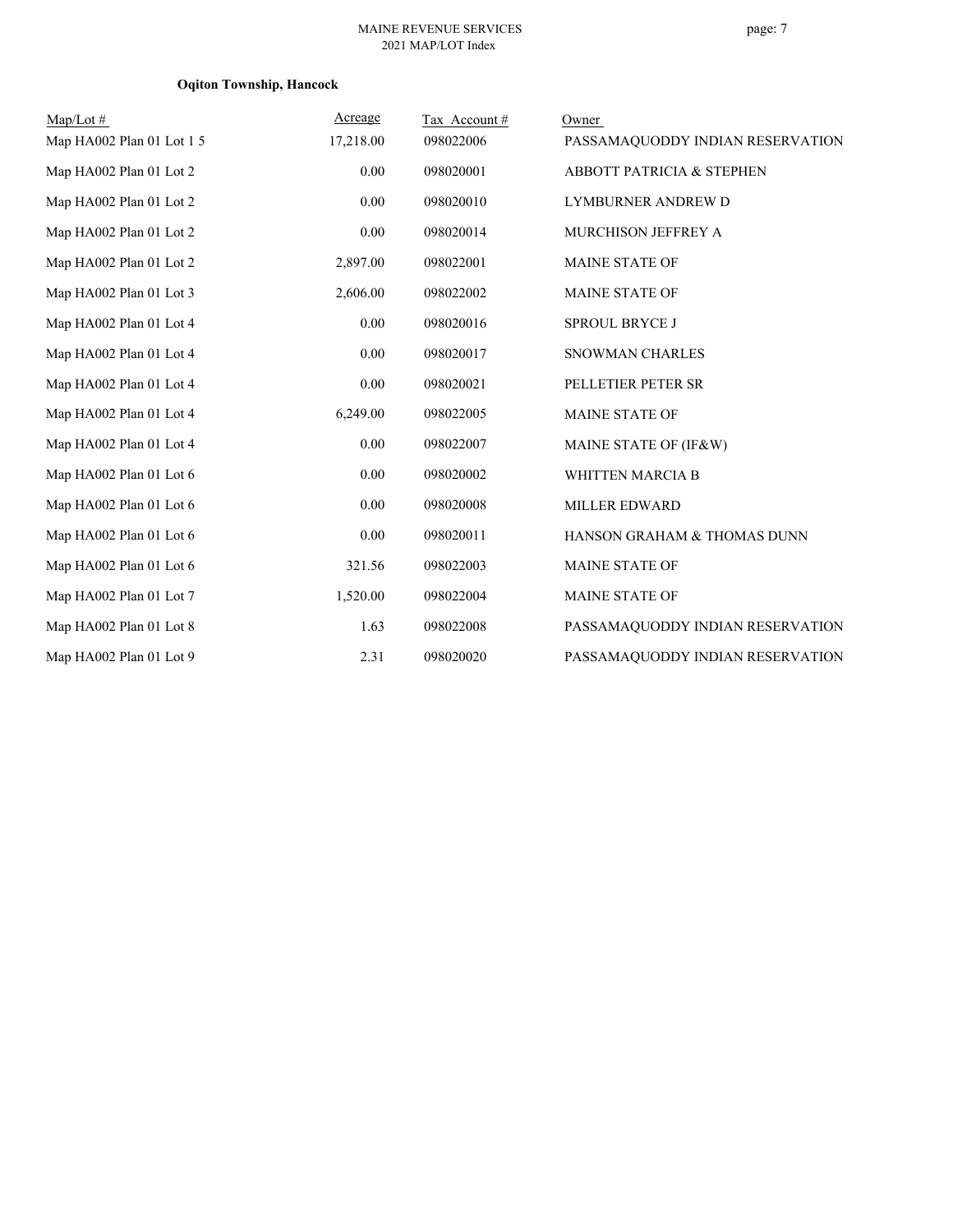**Oqiton Township, Hancock**

| Map/Lot # | Acreage | Tax Account # | Owner |
|---|---|---|---|
| Map HA002 Plan 01 Lot 1 5 | 17,218.00 | 098022006 | PASSAMAQUODDY INDIAN RESERVATION |
| Map HA002 Plan 01 Lot 2 | 0.00 | 098020001 | ABBOTT PATRICIA & STEPHEN |
| Map HA002 Plan 01 Lot 2 | 0.00 | 098020010 | LYMBURNER ANDREW D |
| Map HA002 Plan 01 Lot 2 | 0.00 | 098020014 | MURCHISON JEFFREY A |
| Map HA002 Plan 01 Lot 2 | 2,897.00 | 098022001 | MAINE STATE OF |
| Map HA002 Plan 01 Lot 3 | 2,606.00 | 098022002 | MAINE STATE OF |
| Map HA002 Plan 01 Lot 4 | 0.00 | 098020016 | SPROUL BRYCE J |
| Map HA002 Plan 01 Lot 4 | 0.00 | 098020017 | SNOWMAN CHARLES |
| Map HA002 Plan 01 Lot 4 | 0.00 | 098020021 | PELLETIER PETER SR |
| Map HA002 Plan 01 Lot 4 | 6,249.00 | 098022005 | MAINE STATE OF |
| Map HA002 Plan 01 Lot 4 | 0.00 | 098022007 | MAINE STATE OF (IF&W) |
| Map HA002 Plan 01 Lot 6 | 0.00 | 098020002 | WHITTEN MARCIA B |
| Map HA002 Plan 01 Lot 6 | 0.00 | 098020008 | MILLER EDWARD |
| Map HA002 Plan 01 Lot 6 | 0.00 | 098020011 | HANSON GRAHAM & THOMAS DUNN |
| Map HA002 Plan 01 Lot 6 | 321.56 | 098022003 | MAINE STATE OF |
| Map HA002 Plan 01 Lot 7 | 1,520.00 | 098022004 | MAINE STATE OF |
| Map HA002 Plan 01 Lot 8 | 1.63 | 098022008 | PASSAMAQUODDY INDIAN RESERVATION |
| Map HA002 Plan 01 Lot 9 | 2.31 | 098020020 | PASSAMAQUODDY INDIAN RESERVATION |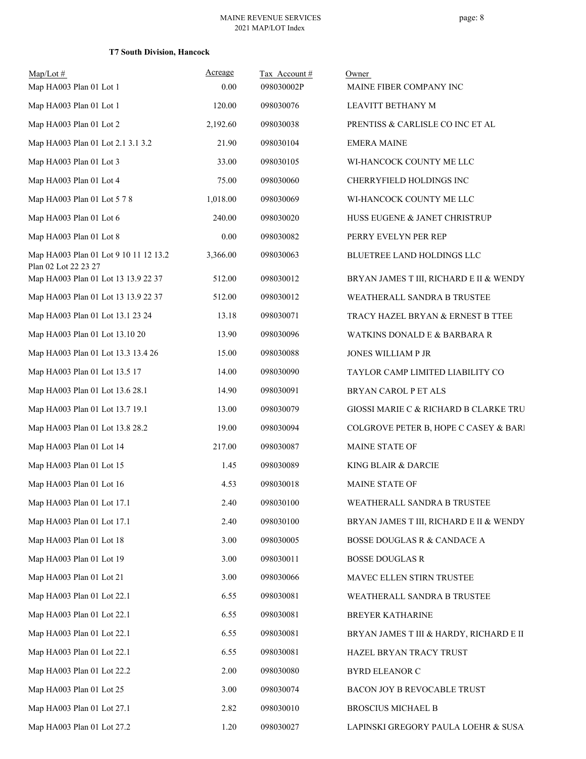**T7 South Division, Hancock**

| Map/Lot # | Acreage | Tax Account # | Owner |
|---|---|---|---|
| Map HA003 Plan 01 Lot 1 | 0.00 | 098030002P | MAINE FIBER COMPANY INC |
| Map HA003 Plan 01 Lot 1 | 120.00 | 098030076 | LEAVITT BETHANY M |
| Map HA003 Plan 01 Lot 2 | 2,192.60 | 098030038 | PRENTISS & CARLISLE CO INC ET AL |
| Map HA003 Plan 01 Lot 2.1 3.1 3.2 | 21.90 | 098030104 | EMERA MAINE |
| Map HA003 Plan 01 Lot 3 | 33.00 | 098030105 | WI-HANCOCK COUNTY ME LLC |
| Map HA003 Plan 01 Lot 4 | 75.00 | 098030060 | CHERRYFIELD HOLDINGS INC |
| Map HA003 Plan 01 Lot 5 7 8 | 1,018.00 | 098030069 | WI-HANCOCK COUNTY ME LLC |
| Map HA003 Plan 01 Lot 6 | 240.00 | 098030020 | HUSS EUGENE & JANET CHRISTRUP |
| Map HA003 Plan 01 Lot 8 | 0.00 | 098030082 | PERRY EVELYN PER REP |
| Map HA003 Plan 01 Lot 9 10 11 12 13.2 Plan 02 Lot 22 23 27 | 3,366.00 | 098030063 | BLUETREE LAND HOLDINGS LLC |
| Map HA003 Plan 01 Lot 13 13.9 22 37 | 512.00 | 098030012 | BRYAN JAMES T III, RICHARD E II & WENDY |
| Map HA003 Plan 01 Lot 13 13.9 22 37 | 512.00 | 098030012 | WEATHERALL SANDRA B TRUSTEE |
| Map HA003 Plan 01 Lot 13.1 23 24 | 13.18 | 098030071 | TRACY HAZEL BRYAN & ERNEST B TTEE |
| Map HA003 Plan 01 Lot 13.10 20 | 13.90 | 098030096 | WATKINS DONALD E & BARBARA R |
| Map HA003 Plan 01 Lot 13.3 13.4 26 | 15.00 | 098030088 | JONES WILLIAM P JR |
| Map HA003 Plan 01 Lot 13.5 17 | 14.00 | 098030090 | TAYLOR CAMP LIMITED LIABILITY CO |
| Map HA003 Plan 01 Lot 13.6 28.1 | 14.90 | 098030091 | BRYAN CAROL P ET ALS |
| Map HA003 Plan 01 Lot 13.7 19.1 | 13.00 | 098030079 | GIOSSI MARIE C & RICHARD B CLARKE TRU |
| Map HA003 Plan 01 Lot 13.8 28.2 | 19.00 | 098030094 | COLGROVE PETER B, HOPE C CASEY & BARI |
| Map HA003 Plan 01 Lot 14 | 217.00 | 098030087 | MAINE STATE OF |
| Map HA003 Plan 01 Lot 15 | 1.45 | 098030089 | KING BLAIR & DARCIE |
| Map HA003 Plan 01 Lot 16 | 4.53 | 098030018 | MAINE STATE OF |
| Map HA003 Plan 01 Lot 17.1 | 2.40 | 098030100 | WEATHERALL SANDRA B TRUSTEE |
| Map HA003 Plan 01 Lot 17.1 | 2.40 | 098030100 | BRYAN JAMES T III, RICHARD E II & WENDY |
| Map HA003 Plan 01 Lot 18 | 3.00 | 098030005 | BOSSE DOUGLAS R & CANDACE A |
| Map HA003 Plan 01 Lot 19 | 3.00 | 098030011 | BOSSE DOUGLAS R |
| Map HA003 Plan 01 Lot 21 | 3.00 | 098030066 | MAVEC ELLEN STIRN TRUSTEE |
| Map HA003 Plan 01 Lot 22.1 | 6.55 | 098030081 | WEATHERALL SANDRA B TRUSTEE |
| Map HA003 Plan 01 Lot 22.1 | 6.55 | 098030081 | BREYER KATHARINE |
| Map HA003 Plan 01 Lot 22.1 | 6.55 | 098030081 | BRYAN JAMES T III & HARDY, RICHARD E II |
| Map HA003 Plan 01 Lot 22.1 | 6.55 | 098030081 | HAZEL BRYAN TRACY TRUST |
| Map HA003 Plan 01 Lot 22.2 | 2.00 | 098030080 | BYRD ELEANOR C |
| Map HA003 Plan 01 Lot 25 | 3.00 | 098030074 | BACON JOY B REVOCABLE TRUST |
| Map HA003 Plan 01 Lot 27.1 | 2.82 | 098030010 | BROSCIUS MICHAEL B |
| Map HA003 Plan 01 Lot 27.2 | 1.20 | 098030027 | LAPINSKI GREGORY PAULA LOEHR & SUSA |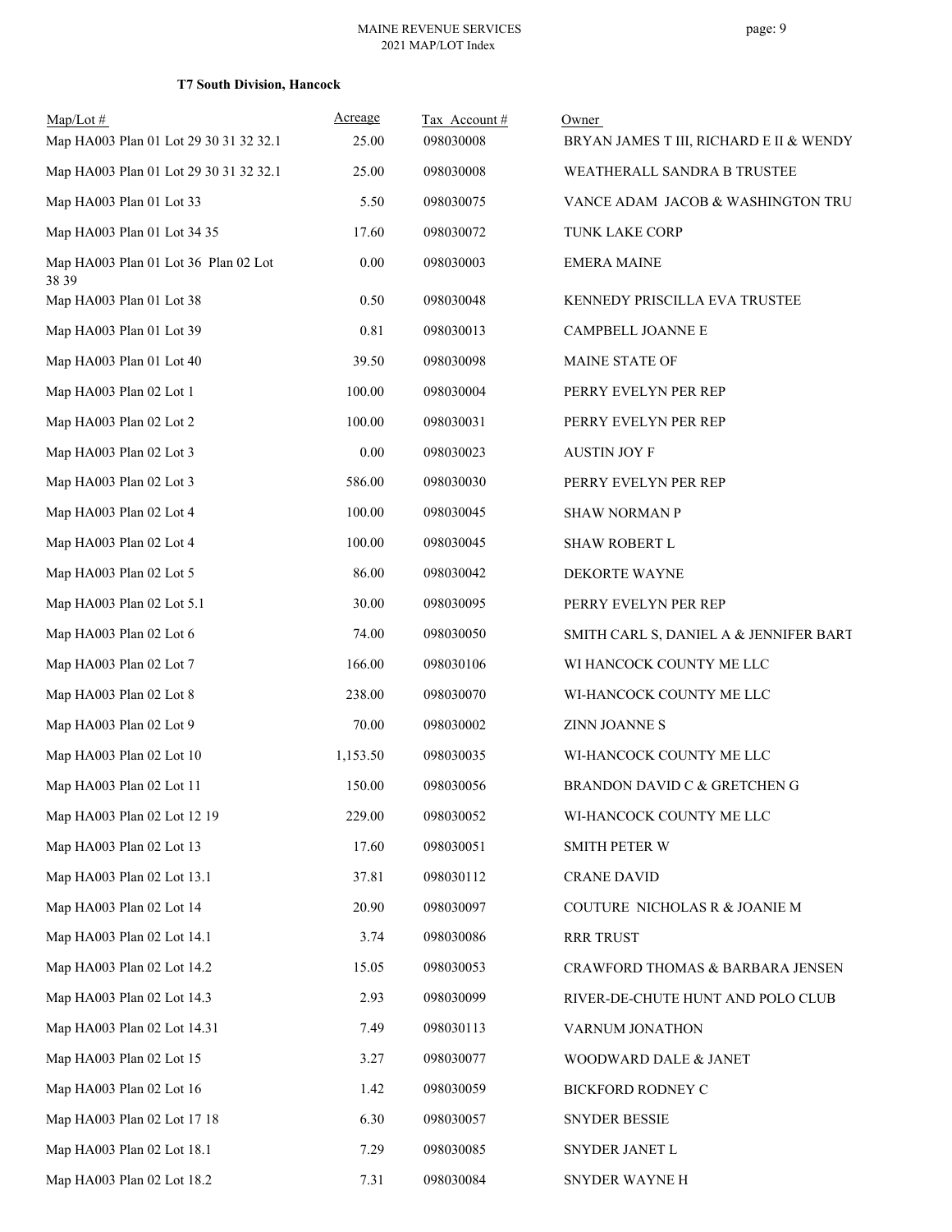### T7 South Division, Hancock

| Map/Lot # | Acreage | Tax Account # | Owner |
|---|---|---|---|
| Map HA003 Plan 01 Lot 29 30 31 32 32.1 | 25.00 | 098030008 | BRYAN JAMES T III, RICHARD E II & WENDY |
| Map HA003 Plan 01 Lot 29 30 31 32 32.1 | 25.00 | 098030008 | WEATHERALL SANDRA B TRUSTEE |
| Map HA003 Plan 01 Lot 33 | 5.50 | 098030075 | VANCE ADAM JACOB & WASHINGTON TRU |
| Map HA003 Plan 01 Lot 34 35 | 17.60 | 098030072 | TUNK LAKE CORP |
| Map HA003 Plan 01 Lot 36 Plan 02 Lot 38 39 | 0.00 | 098030003 | EMERA MAINE |
| Map HA003 Plan 01 Lot 38 | 0.50 | 098030048 | KENNEDY PRISCILLA EVA TRUSTEE |
| Map HA003 Plan 01 Lot 39 | 0.81 | 098030013 | CAMPBELL JOANNE E |
| Map HA003 Plan 01 Lot 40 | 39.50 | 098030098 | MAINE STATE OF |
| Map HA003 Plan 02 Lot 1 | 100.00 | 098030004 | PERRY EVELYN PER REP |
| Map HA003 Plan 02 Lot 2 | 100.00 | 098030031 | PERRY EVELYN PER REP |
| Map HA003 Plan 02 Lot 3 | 0.00 | 098030023 | AUSTIN JOY F |
| Map HA003 Plan 02 Lot 3 | 586.00 | 098030030 | PERRY EVELYN PER REP |
| Map HA003 Plan 02 Lot 4 | 100.00 | 098030045 | SHAW NORMAN P |
| Map HA003 Plan 02 Lot 4 | 100.00 | 098030045 | SHAW ROBERT L |
| Map HA003 Plan 02 Lot 5 | 86.00 | 098030042 | DEKORTE WAYNE |
| Map HA003 Plan 02 Lot 5.1 | 30.00 | 098030095 | PERRY EVELYN PER REP |
| Map HA003 Plan 02 Lot 6 | 74.00 | 098030050 | SMITH CARL S, DANIEL A & JENNIFER BART |
| Map HA003 Plan 02 Lot 7 | 166.00 | 098030106 | WI HANCOCK COUNTY ME LLC |
| Map HA003 Plan 02 Lot 8 | 238.00 | 098030070 | WI-HANCOCK COUNTY ME LLC |
| Map HA003 Plan 02 Lot 9 | 70.00 | 098030002 | ZINN JOANNE S |
| Map HA003 Plan 02 Lot 10 | 1,153.50 | 098030035 | WI-HANCOCK COUNTY ME LLC |
| Map HA003 Plan 02 Lot 11 | 150.00 | 098030056 | BRANDON DAVID C & GRETCHEN G |
| Map HA003 Plan 02 Lot 12 19 | 229.00 | 098030052 | WI-HANCOCK COUNTY ME LLC |
| Map HA003 Plan 02 Lot 13 | 17.60 | 098030051 | SMITH PETER W |
| Map HA003 Plan 02 Lot 13.1 | 37.81 | 098030112 | CRANE DAVID |
| Map HA003 Plan 02 Lot 14 | 20.90 | 098030097 | COUTURE NICHOLAS R & JOANIE M |
| Map HA003 Plan 02 Lot 14.1 | 3.74 | 098030086 | RRR TRUST |
| Map HA003 Plan 02 Lot 14.2 | 15.05 | 098030053 | CRAWFORD THOMAS & BARBARA JENSEN |
| Map HA003 Plan 02 Lot 14.3 | 2.93 | 098030099 | RIVER-DE-CHUTE HUNT AND POLO CLUB |
| Map HA003 Plan 02 Lot 14.31 | 7.49 | 098030113 | VARNUM JONATHON |
| Map HA003 Plan 02 Lot 15 | 3.27 | 098030077 | WOODWARD DALE & JANET |
| Map HA003 Plan 02 Lot 16 | 1.42 | 098030059 | BICKFORD RODNEY C |
| Map HA003 Plan 02 Lot 17 18 | 6.30 | 098030057 | SNYDER BESSIE |
| Map HA003 Plan 02 Lot 18.1 | 7.29 | 098030085 | SNYDER JANET L |
| Map HA003 Plan 02 Lot 18.2 | 7.31 | 098030084 | SNYDER WAYNE H |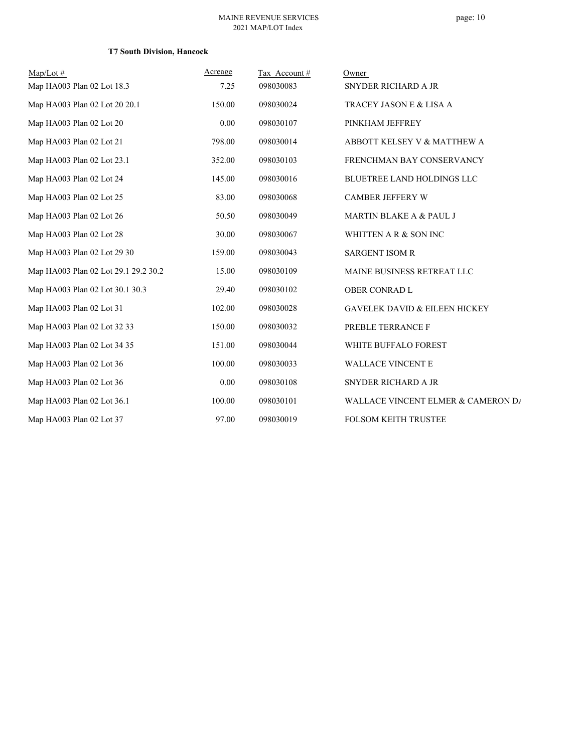**T7 South Division, Hancock**

| Map/Lot # | Acreage | Tax Account # | Owner |
|---|---|---|---|
| Map HA003 Plan 02 Lot 18.3 | 7.25 | 098030083 | SNYDER RICHARD A JR |
| Map HA003 Plan 02 Lot 20 20.1 | 150.00 | 098030024 | TRACEY JASON E & LISA A |
| Map HA003 Plan 02 Lot 20 | 0.00 | 098030107 | PINKHAM JEFFREY |
| Map HA003 Plan 02 Lot 21 | 798.00 | 098030014 | ABBOTT KELSEY V & MATTHEW A |
| Map HA003 Plan 02 Lot 23.1 | 352.00 | 098030103 | FRENCHMAN BAY CONSERVANCY |
| Map HA003 Plan 02 Lot 24 | 145.00 | 098030016 | BLUETREE LAND HOLDINGS LLC |
| Map HA003 Plan 02 Lot 25 | 83.00 | 098030068 | CAMBER JEFFERY W |
| Map HA003 Plan 02 Lot 26 | 50.50 | 098030049 | MARTIN BLAKE A & PAUL J |
| Map HA003 Plan 02 Lot 28 | 30.00 | 098030067 | WHITTEN A R & SON INC |
| Map HA003 Plan 02 Lot 29 30 | 159.00 | 098030043 | SARGENT ISOM R |
| Map HA003 Plan 02 Lot 29.1 29.2 30.2 | 15.00 | 098030109 | MAINE BUSINESS RETREAT LLC |
| Map HA003 Plan 02 Lot 30.1 30.3 | 29.40 | 098030102 | OBER CONRAD L |
| Map HA003 Plan 02 Lot 31 | 102.00 | 098030028 | GAVELEK DAVID & EILEEN HICKEY |
| Map HA003 Plan 02 Lot 32 33 | 150.00 | 098030032 | PREBLE TERRANCE F |
| Map HA003 Plan 02 Lot 34 35 | 151.00 | 098030044 | WHITE BUFFALO FOREST |
| Map HA003 Plan 02 Lot 36 | 100.00 | 098030033 | WALLACE VINCENT E |
| Map HA003 Plan 02 Lot 36 | 0.00 | 098030108 | SNYDER RICHARD A JR |
| Map HA003 Plan 02 Lot 36.1 | 100.00 | 098030101 | WALLACE VINCENT ELMER & CAMERON DA |
| Map HA003 Plan 02 Lot 37 | 97.00 | 098030019 | FOLSOM KEITH TRUSTEE |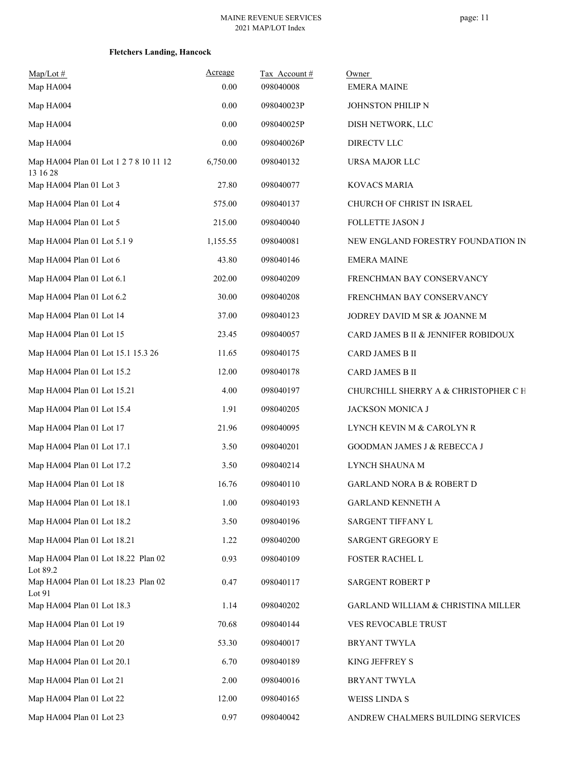**Fletchers Landing, Hancock**

| Map/Lot # | Acreage | Tax Account # | Owner |
|---|---|---|---|
| Map HA004 | 0.00 | 098040008 | EMERA MAINE |
| Map HA004 | 0.00 | 098040023P | JOHNSTON PHILIP N |
| Map HA004 | 0.00 | 098040025P | DISH NETWORK, LLC |
| Map HA004 | 0.00 | 098040026P | DIRECTV LLC |
| Map HA004 Plan 01 Lot 1 2 7 8 10 11 12 13 16 28 | 6,750.00 | 098040132 | URSA MAJOR LLC |
| Map HA004 Plan 01 Lot 3 | 27.80 | 098040077 | KOVACS MARIA |
| Map HA004 Plan 01 Lot 4 | 575.00 | 098040137 | CHURCH OF CHRIST IN ISRAEL |
| Map HA004 Plan 01 Lot 5 | 215.00 | 098040040 | FOLLETTE JASON J |
| Map HA004 Plan 01 Lot 5.1 9 | 1,155.55 | 098040081 | NEW ENGLAND FORESTRY FOUNDATION IN |
| Map HA004 Plan 01 Lot 6 | 43.80 | 098040146 | EMERA MAINE |
| Map HA004 Plan 01 Lot 6.1 | 202.00 | 098040209 | FRENCHMAN BAY CONSERVANCY |
| Map HA004 Plan 01 Lot 6.2 | 30.00 | 098040208 | FRENCHMAN BAY CONSERVANCY |
| Map HA004 Plan 01 Lot 14 | 37.00 | 098040123 | JODREY DAVID M SR & JOANNE M |
| Map HA004 Plan 01 Lot 15 | 23.45 | 098040057 | CARD JAMES B II & JENNIFER ROBIDOUX |
| Map HA004 Plan 01 Lot 15.1 15.3 26 | 11.65 | 098040175 | CARD JAMES B II |
| Map HA004 Plan 01 Lot 15.2 | 12.00 | 098040178 | CARD JAMES B II |
| Map HA004 Plan 01 Lot 15.21 | 4.00 | 098040197 | CHURCHILL SHERRY A & CHRISTOPHER C H |
| Map HA004 Plan 01 Lot 15.4 | 1.91 | 098040205 | JACKSON MONICA J |
| Map HA004 Plan 01 Lot 17 | 21.96 | 098040095 | LYNCH KEVIN M & CAROLYN R |
| Map HA004 Plan 01 Lot 17.1 | 3.50 | 098040201 | GOODMAN JAMES J & REBECCA J |
| Map HA004 Plan 01 Lot 17.2 | 3.50 | 098040214 | LYNCH SHAUNA M |
| Map HA004 Plan 01 Lot 18 | 16.76 | 098040110 | GARLAND NORA B & ROBERT D |
| Map HA004 Plan 01 Lot 18.1 | 1.00 | 098040193 | GARLAND KENNETH A |
| Map HA004 Plan 01 Lot 18.2 | 3.50 | 098040196 | SARGENT TIFFANY L |
| Map HA004 Plan 01 Lot 18.21 | 1.22 | 098040200 | SARGENT GREGORY E |
| Map HA004 Plan 01 Lot 18.22 Plan 02 Lot 89.2 | 0.93 | 098040109 | FOSTER RACHEL L |
| Map HA004 Plan 01 Lot 18.23 Plan 02 Lot 91 | 0.47 | 098040117 | SARGENT ROBERT P |
| Map HA004 Plan 01 Lot 18.3 | 1.14 | 098040202 | GARLAND WILLIAM & CHRISTINA MILLER |
| Map HA004 Plan 01 Lot 19 | 70.68 | 098040144 | VES REVOCABLE TRUST |
| Map HA004 Plan 01 Lot 20 | 53.30 | 098040017 | BRYANT TWYLA |
| Map HA004 Plan 01 Lot 20.1 | 6.70 | 098040189 | KING JEFFREY S |
| Map HA004 Plan 01 Lot 21 | 2.00 | 098040016 | BRYANT TWYLA |
| Map HA004 Plan 01 Lot 22 | 12.00 | 098040165 | WEISS LINDA S |
| Map HA004 Plan 01 Lot 23 | 0.97 | 098040042 | ANDREW CHALMERS BUILDING SERVICES |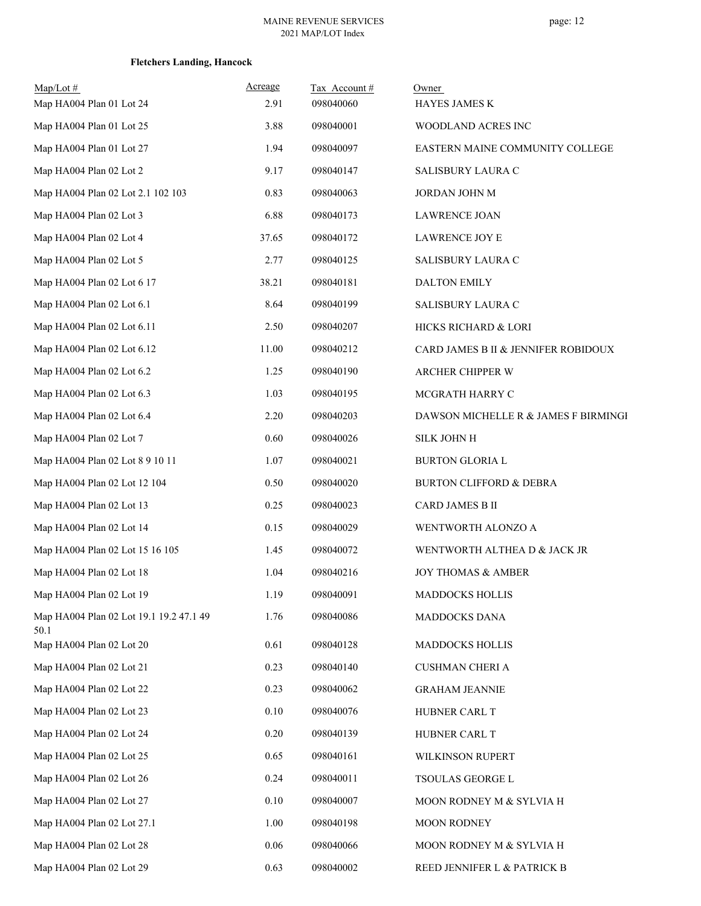**Fletchers Landing, Hancock**

| Map/Lot # | Acreage | Tax Account # | Owner |
|---|---|---|---|
| Map HA004 Plan 01 Lot 24 | 2.91 | 098040060 | HAYES JAMES K |
| Map HA004 Plan 01 Lot 25 | 3.88 | 098040001 | WOODLAND ACRES INC |
| Map HA004 Plan 01 Lot 27 | 1.94 | 098040097 | EASTERN MAINE COMMUNITY COLLEGE |
| Map HA004 Plan 02 Lot 2 | 9.17 | 098040147 | SALISBURY LAURA C |
| Map HA004 Plan 02 Lot 2.1 102 103 | 0.83 | 098040063 | JORDAN JOHN M |
| Map HA004 Plan 02 Lot 3 | 6.88 | 098040173 | LAWRENCE JOAN |
| Map HA004 Plan 02 Lot 4 | 37.65 | 098040172 | LAWRENCE JOY E |
| Map HA004 Plan 02 Lot 5 | 2.77 | 098040125 | SALISBURY LAURA C |
| Map HA004 Plan 02 Lot 6 17 | 38.21 | 098040181 | DALTON EMILY |
| Map HA004 Plan 02 Lot 6.1 | 8.64 | 098040199 | SALISBURY LAURA C |
| Map HA004 Plan 02 Lot 6.11 | 2.50 | 098040207 | HICKS RICHARD & LORI |
| Map HA004 Plan 02 Lot 6.12 | 11.00 | 098040212 | CARD JAMES B II & JENNIFER ROBIDOUX |
| Map HA004 Plan 02 Lot 6.2 | 1.25 | 098040190 | ARCHER CHIPPER W |
| Map HA004 Plan 02 Lot 6.3 | 1.03 | 098040195 | MCGRATH HARRY C |
| Map HA004 Plan 02 Lot 6.4 | 2.20 | 098040203 | DAWSON MICHELLE R & JAMES F BIRMINGI |
| Map HA004 Plan 02 Lot 7 | 0.60 | 098040026 | SILK JOHN H |
| Map HA004 Plan 02 Lot 8 9 10 11 | 1.07 | 098040021 | BURTON GLORIA L |
| Map HA004 Plan 02 Lot 12 104 | 0.50 | 098040020 | BURTON CLIFFORD & DEBRA |
| Map HA004 Plan 02 Lot 13 | 0.25 | 098040023 | CARD JAMES B II |
| Map HA004 Plan 02 Lot 14 | 0.15 | 098040029 | WENTWORTH ALONZO A |
| Map HA004 Plan 02 Lot 15 16 105 | 1.45 | 098040072 | WENTWORTH ALTHEA D & JACK JR |
| Map HA004 Plan 02 Lot 18 | 1.04 | 098040216 | JOY THOMAS & AMBER |
| Map HA004 Plan 02 Lot 19 | 1.19 | 098040091 | MADDOCKS HOLLIS |
| Map HA004 Plan 02 Lot 19.1 19.2 47.1 49 50.1 | 1.76 | 098040086 | MADDOCKS DANA |
| Map HA004 Plan 02 Lot 20 | 0.61 | 098040128 | MADDOCKS HOLLIS |
| Map HA004 Plan 02 Lot 21 | 0.23 | 098040140 | CUSHMAN CHERI A |
| Map HA004 Plan 02 Lot 22 | 0.23 | 098040062 | GRAHAM JEANNIE |
| Map HA004 Plan 02 Lot 23 | 0.10 | 098040076 | HUBNER CARL T |
| Map HA004 Plan 02 Lot 24 | 0.20 | 098040139 | HUBNER CARL T |
| Map HA004 Plan 02 Lot 25 | 0.65 | 098040161 | WILKINSON RUPERT |
| Map HA004 Plan 02 Lot 26 | 0.24 | 098040011 | TSOULAS GEORGE L |
| Map HA004 Plan 02 Lot 27 | 0.10 | 098040007 | MOON RODNEY M & SYLVIA H |
| Map HA004 Plan 02 Lot 27.1 | 1.00 | 098040198 | MOON RODNEY |
| Map HA004 Plan 02 Lot 28 | 0.06 | 098040066 | MOON RODNEY M & SYLVIA H |
| Map HA004 Plan 02 Lot 29 | 0.63 | 098040002 | REED JENNIFER L & PATRICK B |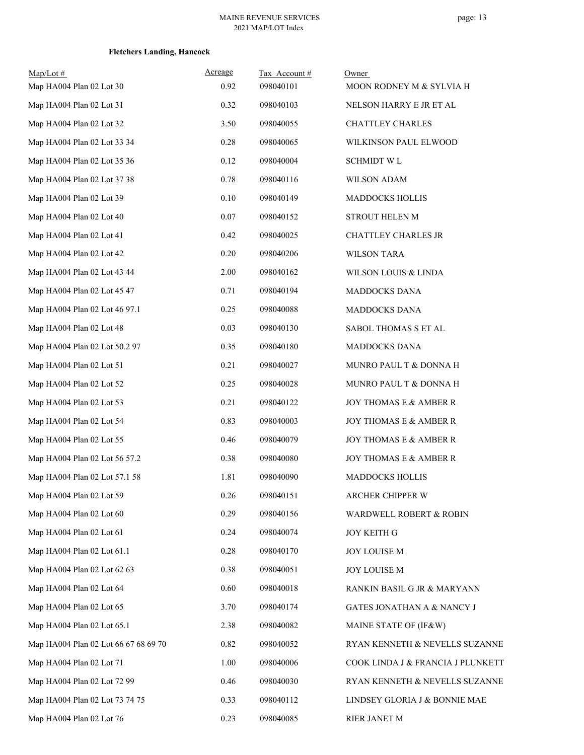**Fletchers Landing, Hancock**

| Map/Lot # | Acreage | Tax Account # | Owner |
|---|---|---|---|
| Map HA004 Plan 02 Lot 30 | 0.92 | 098040101 | MOON RODNEY M & SYLVIA H |
| Map HA004 Plan 02 Lot 31 | 0.32 | 098040103 | NELSON HARRY E JR ET AL |
| Map HA004 Plan 02 Lot 32 | 3.50 | 098040055 | CHATTLEY CHARLES |
| Map HA004 Plan 02 Lot 33 34 | 0.28 | 098040065 | WILKINSON PAUL ELWOOD |
| Map HA004 Plan 02 Lot 35 36 | 0.12 | 098040004 | SCHMIDT W L |
| Map HA004 Plan 02 Lot 37 38 | 0.78 | 098040116 | WILSON ADAM |
| Map HA004 Plan 02 Lot 39 | 0.10 | 098040149 | MADDOCKS HOLLIS |
| Map HA004 Plan 02 Lot 40 | 0.07 | 098040152 | STROUT HELEN M |
| Map HA004 Plan 02 Lot 41 | 0.42 | 098040025 | CHATTLEY CHARLES JR |
| Map HA004 Plan 02 Lot 42 | 0.20 | 098040206 | WILSON TARA |
| Map HA004 Plan 02 Lot 43 44 | 2.00 | 098040162 | WILSON LOUIS & LINDA |
| Map HA004 Plan 02 Lot 45 47 | 0.71 | 098040194 | MADDOCKS DANA |
| Map HA004 Plan 02 Lot 46 97.1 | 0.25 | 098040088 | MADDOCKS DANA |
| Map HA004 Plan 02 Lot 48 | 0.03 | 098040130 | SABOL THOMAS S ET AL |
| Map HA004 Plan 02 Lot 50.2 97 | 0.35 | 098040180 | MADDOCKS DANA |
| Map HA004 Plan 02 Lot 51 | 0.21 | 098040027 | MUNRO PAUL T & DONNA H |
| Map HA004 Plan 02 Lot 52 | 0.25 | 098040028 | MUNRO PAUL T & DONNA H |
| Map HA004 Plan 02 Lot 53 | 0.21 | 098040122 | JOY THOMAS E & AMBER R |
| Map HA004 Plan 02 Lot 54 | 0.83 | 098040003 | JOY THOMAS E & AMBER R |
| Map HA004 Plan 02 Lot 55 | 0.46 | 098040079 | JOY THOMAS E & AMBER R |
| Map HA004 Plan 02 Lot 56 57.2 | 0.38 | 098040080 | JOY THOMAS E & AMBER R |
| Map HA004 Plan 02 Lot 57.1 58 | 1.81 | 098040090 | MADDOCKS HOLLIS |
| Map HA004 Plan 02 Lot 59 | 0.26 | 098040151 | ARCHER CHIPPER W |
| Map HA004 Plan 02 Lot 60 | 0.29 | 098040156 | WARDWELL ROBERT & ROBIN |
| Map HA004 Plan 02 Lot 61 | 0.24 | 098040074 | JOY KEITH G |
| Map HA004 Plan 02 Lot 61.1 | 0.28 | 098040170 | JOY LOUISE M |
| Map HA004 Plan 02 Lot 62 63 | 0.38 | 098040051 | JOY LOUISE M |
| Map HA004 Plan 02 Lot 64 | 0.60 | 098040018 | RANKIN BASIL G JR & MARYANN |
| Map HA004 Plan 02 Lot 65 | 3.70 | 098040174 | GATES JONATHAN A & NANCY J |
| Map HA004 Plan 02 Lot 65.1 | 2.38 | 098040082 | MAINE STATE OF (IF&W) |
| Map HA004 Plan 02 Lot 66 67 68 69 70 | 0.82 | 098040052 | RYAN KENNETH & NEVELLS SUZANNE |
| Map HA004 Plan 02 Lot 71 | 1.00 | 098040006 | COOK LINDA J & FRANCIA J PLUNKETT |
| Map HA004 Plan 02 Lot 72 99 | 0.46 | 098040030 | RYAN KENNETH & NEVELLS SUZANNE |
| Map HA004 Plan 02 Lot 73 74 75 | 0.33 | 098040112 | LINDSEY GLORIA J & BONNIE MAE |
| Map HA004 Plan 02 Lot 76 | 0.23 | 098040085 | RIER JANET M |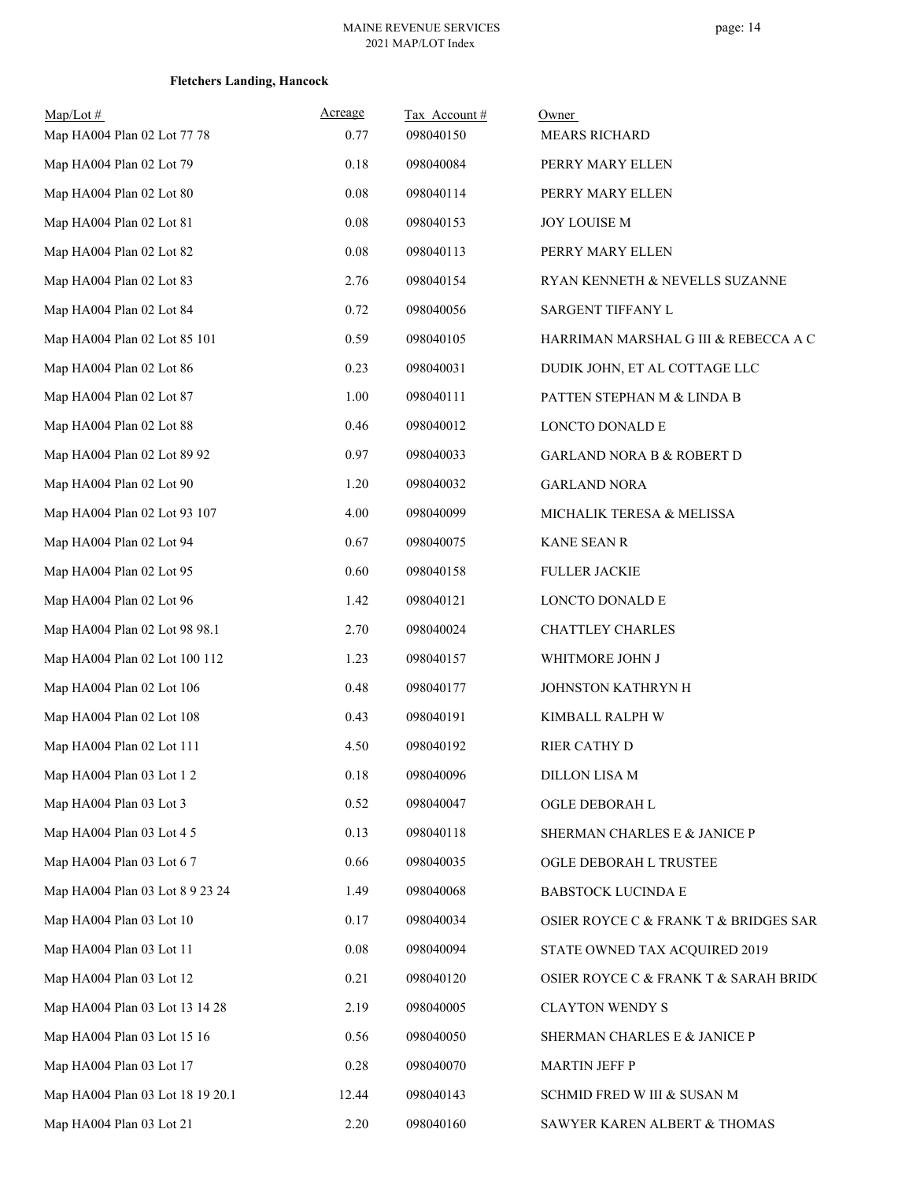**Fletchers Landing, Hancock**

| Map/Lot # | Acreage | Tax Account # | Owner |
|---|---|---|---|
| Map HA004 Plan 02 Lot 77 78 | 0.77 | 098040150 | MEARS RICHARD |
| Map HA004 Plan 02 Lot 79 | 0.18 | 098040084 | PERRY MARY ELLEN |
| Map HA004 Plan 02 Lot 80 | 0.08 | 098040114 | PERRY MARY ELLEN |
| Map HA004 Plan 02 Lot 81 | 0.08 | 098040153 | JOY LOUISE M |
| Map HA004 Plan 02 Lot 82 | 0.08 | 098040113 | PERRY MARY ELLEN |
| Map HA004 Plan 02 Lot 83 | 2.76 | 098040154 | RYAN KENNETH & NEVELLS SUZANNE |
| Map HA004 Plan 02 Lot 84 | 0.72 | 098040056 | SARGENT TIFFANY L |
| Map HA004 Plan 02 Lot 85 101 | 0.59 | 098040105 | HARRIMAN MARSHAL G III & REBECCA A C |
| Map HA004 Plan 02 Lot 86 | 0.23 | 098040031 | DUDIK JOHN, ET AL COTTAGE LLC |
| Map HA004 Plan 02 Lot 87 | 1.00 | 098040111 | PATTEN STEPHAN M & LINDA B |
| Map HA004 Plan 02 Lot 88 | 0.46 | 098040012 | LONCTO DONALD E |
| Map HA004 Plan 02 Lot 89 92 | 0.97 | 098040033 | GARLAND NORA B & ROBERT D |
| Map HA004 Plan 02 Lot 90 | 1.20 | 098040032 | GARLAND NORA |
| Map HA004 Plan 02 Lot 93 107 | 4.00 | 098040099 | MICHALIK TERESA & MELISSA |
| Map HA004 Plan 02 Lot 94 | 0.67 | 098040075 | KANE SEAN R |
| Map HA004 Plan 02 Lot 95 | 0.60 | 098040158 | FULLER JACKIE |
| Map HA004 Plan 02 Lot 96 | 1.42 | 098040121 | LONCTO DONALD E |
| Map HA004 Plan 02 Lot 98 98.1 | 2.70 | 098040024 | CHATTLEY CHARLES |
| Map HA004 Plan 02 Lot 100 112 | 1.23 | 098040157 | WHITMORE JOHN J |
| Map HA004 Plan 02 Lot 106 | 0.48 | 098040177 | JOHNSTON KATHRYN H |
| Map HA004 Plan 02 Lot 108 | 0.43 | 098040191 | KIMBALL RALPH W |
| Map HA004 Plan 02 Lot 111 | 4.50 | 098040192 | RIER CATHY D |
| Map HA004 Plan 03 Lot 1 2 | 0.18 | 098040096 | DILLON LISA M |
| Map HA004 Plan 03 Lot 3 | 0.52 | 098040047 | OGLE DEBORAH L |
| Map HA004 Plan 03 Lot 4 5 | 0.13 | 098040118 | SHERMAN CHARLES E & JANICE P |
| Map HA004 Plan 03 Lot 6 7 | 0.66 | 098040035 | OGLE DEBORAH L TRUSTEE |
| Map HA004 Plan 03 Lot 8 9 23 24 | 1.49 | 098040068 | BABSTOCK LUCINDA E |
| Map HA004 Plan 03 Lot 10 | 0.17 | 098040034 | OSIER ROYCE C & FRANK T & BRIDGES SAR |
| Map HA004 Plan 03 Lot 11 | 0.08 | 098040094 | STATE OWNED TAX ACQUIRED 2019 |
| Map HA004 Plan 03 Lot 12 | 0.21 | 098040120 | OSIER ROYCE C & FRANK T & SARAH BRIDG |
| Map HA004 Plan 03 Lot 13 14 28 | 2.19 | 098040005 | CLAYTON WENDY S |
| Map HA004 Plan 03 Lot 15 16 | 0.56 | 098040050 | SHERMAN CHARLES E & JANICE P |
| Map HA004 Plan 03 Lot 17 | 0.28 | 098040070 | MARTIN JEFF P |
| Map HA004 Plan 03 Lot 18 19 20.1 | 12.44 | 098040143 | SCHMID FRED W III & SUSAN M |
| Map HA004 Plan 03 Lot 21 | 2.20 | 098040160 | SAWYER KAREN ALBERT & THOMAS |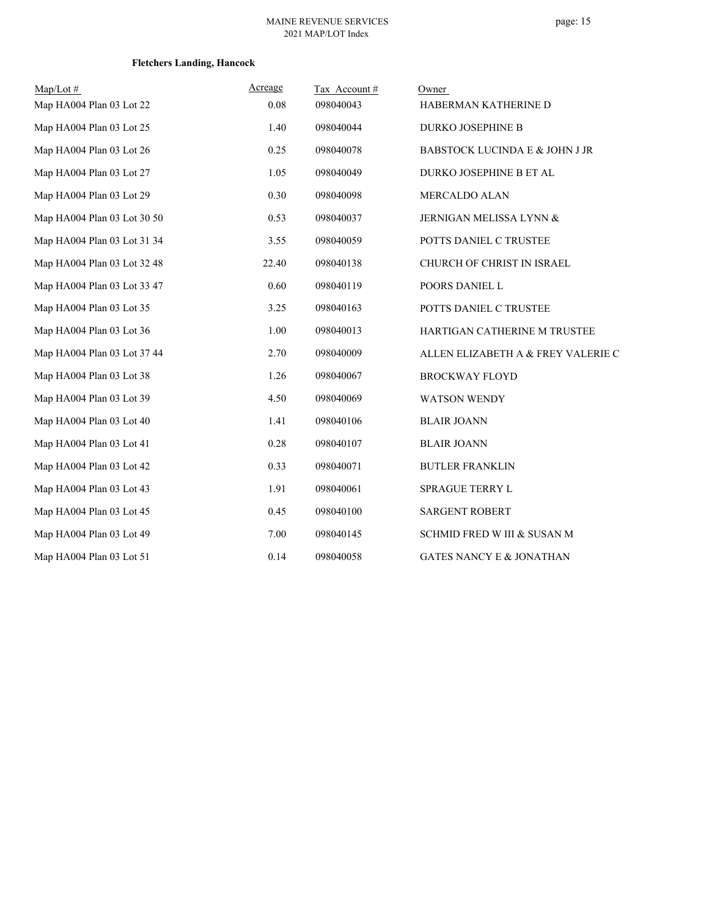**Fletchers Landing, Hancock**

| Map/Lot # | Acreage | Tax Account # | Owner |
|---|---|---|---|
| Map HA004 Plan 03 Lot 22 | 0.08 | 098040043 | HABERMAN KATHERINE D |
| Map HA004 Plan 03 Lot 25 | 1.40 | 098040044 | DURKO JOSEPHINE B |
| Map HA004 Plan 03 Lot 26 | 0.25 | 098040078 | BABSTOCK LUCINDA E & JOHN J JR |
| Map HA004 Plan 03 Lot 27 | 1.05 | 098040049 | DURKO JOSEPHINE B ET AL |
| Map HA004 Plan 03 Lot 29 | 0.30 | 098040098 | MERCALDO ALAN |
| Map HA004 Plan 03 Lot 30 50 | 0.53 | 098040037 | JERNIGAN MELISSA LYNN & |
| Map HA004 Plan 03 Lot 31 34 | 3.55 | 098040059 | POTTS DANIEL C TRUSTEE |
| Map HA004 Plan 03 Lot 32 48 | 22.40 | 098040138 | CHURCH OF CHRIST IN ISRAEL |
| Map HA004 Plan 03 Lot 33 47 | 0.60 | 098040119 | POORS DANIEL L |
| Map HA004 Plan 03 Lot 35 | 3.25 | 098040163 | POTTS DANIEL C TRUSTEE |
| Map HA004 Plan 03 Lot 36 | 1.00 | 098040013 | HARTIGAN CATHERINE M TRUSTEE |
| Map HA004 Plan 03 Lot 37 44 | 2.70 | 098040009 | ALLEN ELIZABETH A & FREY VALERIE C |
| Map HA004 Plan 03 Lot 38 | 1.26 | 098040067 | BROCKWAY FLOYD |
| Map HA004 Plan 03 Lot 39 | 4.50 | 098040069 | WATSON WENDY |
| Map HA004 Plan 03 Lot 40 | 1.41 | 098040106 | BLAIR JOANN |
| Map HA004 Plan 03 Lot 41 | 0.28 | 098040107 | BLAIR JOANN |
| Map HA004 Plan 03 Lot 42 | 0.33 | 098040071 | BUTLER FRANKLIN |
| Map HA004 Plan 03 Lot 43 | 1.91 | 098040061 | SPRAGUE TERRY L |
| Map HA004 Plan 03 Lot 45 | 0.45 | 098040100 | SARGENT ROBERT |
| Map HA004 Plan 03 Lot 49 | 7.00 | 098040145 | SCHMID FRED W III & SUSAN M |
| Map HA004 Plan 03 Lot 51 | 0.14 | 098040058 | GATES NANCY E & JONATHAN |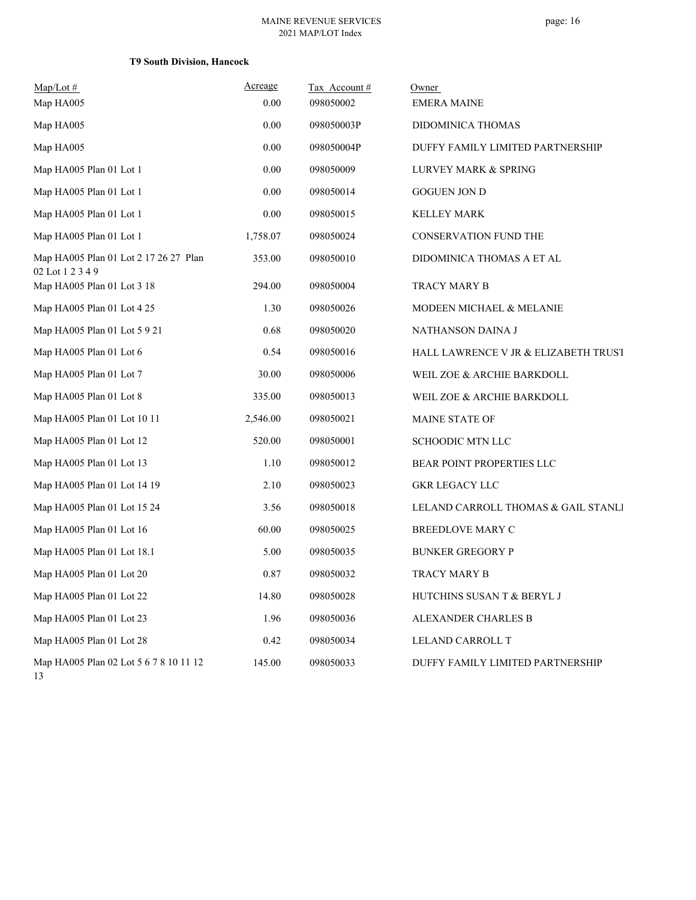**T9 South Division, Hancock**

| Map/Lot # | Acreage | Tax Account # | Owner |
|---|---|---|---|
| Map HA005 | 0.00 | 098050002 | EMERA MAINE |
| Map HA005 | 0.00 | 098050003P | DIDOMINICA THOMAS |
| Map HA005 | 0.00 | 098050004P | DUFFY FAMILY LIMITED PARTNERSHIP |
| Map HA005 Plan 01 Lot 1 | 0.00 | 098050009 | LURVEY MARK & SPRING |
| Map HA005 Plan 01 Lot 1 | 0.00 | 098050014 | GOGUEN JON D |
| Map HA005 Plan 01 Lot 1 | 0.00 | 098050015 | KELLEY MARK |
| Map HA005 Plan 01 Lot 1 | 1,758.07 | 098050024 | CONSERVATION FUND THE |
| Map HA005 Plan 01 Lot 2 17 26 27 Plan 02 Lot 1 2 3 4 9 | 353.00 | 098050010 | DIDOMINICA THOMAS A ET AL |
| Map HA005 Plan 01 Lot 3 18 | 294.00 | 098050004 | TRACY MARY B |
| Map HA005 Plan 01 Lot 4 25 | 1.30 | 098050026 | MODEEN MICHAEL & MELANIE |
| Map HA005 Plan 01 Lot 5 9 21 | 0.68 | 098050020 | NATHANSON DAINA J |
| Map HA005 Plan 01 Lot 6 | 0.54 | 098050016 | HALL LAWRENCE V JR & ELIZABETH TRUST |
| Map HA005 Plan 01 Lot 7 | 30.00 | 098050006 | WEIL ZOE & ARCHIE BARKDOLL |
| Map HA005 Plan 01 Lot 8 | 335.00 | 098050013 | WEIL ZOE & ARCHIE BARKDOLL |
| Map HA005 Plan 01 Lot 10 11 | 2,546.00 | 098050021 | MAINE STATE OF |
| Map HA005 Plan 01 Lot 12 | 520.00 | 098050001 | SCHOODIC MTN LLC |
| Map HA005 Plan 01 Lot 13 | 1.10 | 098050012 | BEAR POINT PROPERTIES LLC |
| Map HA005 Plan 01 Lot 14 19 | 2.10 | 098050023 | GKR LEGACY LLC |
| Map HA005 Plan 01 Lot 15 24 | 3.56 | 098050018 | LELAND CARROLL THOMAS & GAIL STANLI |
| Map HA005 Plan 01 Lot 16 | 60.00 | 098050025 | BREEDLOVE MARY C |
| Map HA005 Plan 01 Lot 18.1 | 5.00 | 098050035 | BUNKER GREGORY P |
| Map HA005 Plan 01 Lot 20 | 0.87 | 098050032 | TRACY MARY B |
| Map HA005 Plan 01 Lot 22 | 14.80 | 098050028 | HUTCHINS SUSAN T & BERYL J |
| Map HA005 Plan 01 Lot 23 | 1.96 | 098050036 | ALEXANDER CHARLES B |
| Map HA005 Plan 01 Lot 28 | 0.42 | 098050034 | LELAND CARROLL T |
| Map HA005 Plan 02 Lot 5 6 7 8 10 11 12 13 | 145.00 | 098050033 | DUFFY FAMILY LIMITED PARTNERSHIP |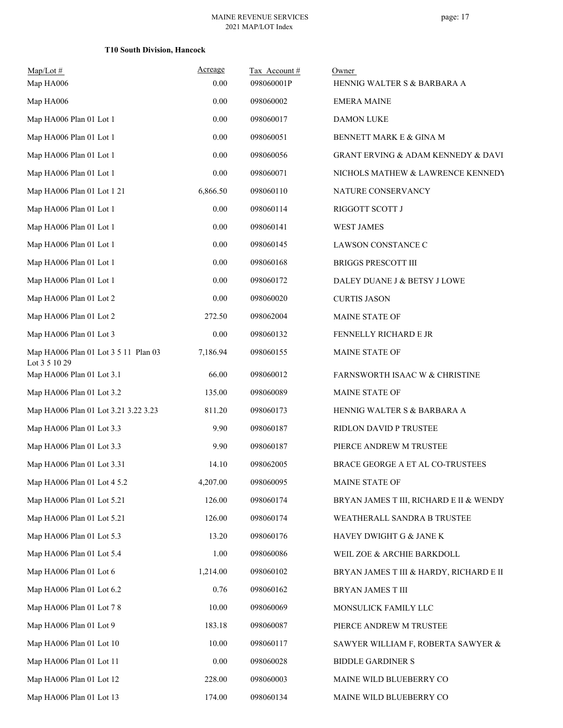### T10 South Division, Hancock

| Map/Lot # | Acreage | Tax Account # | Owner |
|---|---|---|---|
| Map HA006 | 0.00 | 098060001P | HENNIG WALTER S & BARBARA A |
| Map HA006 | 0.00 | 098060002 | EMERA MAINE |
| Map HA006 Plan 01 Lot 1 | 0.00 | 098060017 | DAMON LUKE |
| Map HA006 Plan 01 Lot 1 | 0.00 | 098060051 | BENNETT MARK E & GINA M |
| Map HA006 Plan 01 Lot 1 | 0.00 | 098060056 | GRANT ERVING & ADAM KENNEDY & DAVI |
| Map HA006 Plan 01 Lot 1 | 0.00 | 098060071 | NICHOLS MATHEW & LAWRENCE KENNEDY |
| Map HA006 Plan 01 Lot 1 21 | 6,866.50 | 098060110 | NATURE CONSERVANCY |
| Map HA006 Plan 01 Lot 1 | 0.00 | 098060114 | RIGGOTT SCOTT J |
| Map HA006 Plan 01 Lot 1 | 0.00 | 098060141 | WEST JAMES |
| Map HA006 Plan 01 Lot 1 | 0.00 | 098060145 | LAWSON CONSTANCE C |
| Map HA006 Plan 01 Lot 1 | 0.00 | 098060168 | BRIGGS PRESCOTT III |
| Map HA006 Plan 01 Lot 1 | 0.00 | 098060172 | DALEY DUANE J & BETSY J LOWE |
| Map HA006 Plan 01 Lot 2 | 0.00 | 098060020 | CURTIS JASON |
| Map HA006 Plan 01 Lot 2 | 272.50 | 098062004 | MAINE STATE OF |
| Map HA006 Plan 01 Lot 3 | 0.00 | 098060132 | FENNELLY RICHARD E JR |
| Map HA006 Plan 01 Lot 3 5 11 Plan 03 Lot 3 5 10 29 | 7,186.94 | 098060155 | MAINE STATE OF |
| Map HA006 Plan 01 Lot 3.1 | 66.00 | 098060012 | FARNSWORTH ISAAC W & CHRISTINE |
| Map HA006 Plan 01 Lot 3.2 | 135.00 | 098060089 | MAINE STATE OF |
| Map HA006 Plan 01 Lot 3.21 3.22 3.23 | 811.20 | 098060173 | HENNIG WALTER S & BARBARA A |
| Map HA006 Plan 01 Lot 3.3 | 9.90 | 098060187 | RIDLON DAVID P TRUSTEE |
| Map HA006 Plan 01 Lot 3.3 | 9.90 | 098060187 | PIERCE ANDREW M TRUSTEE |
| Map HA006 Plan 01 Lot 3.31 | 14.10 | 098062005 | BRACE GEORGE A ET AL CO-TRUSTEES |
| Map HA006 Plan 01 Lot 4 5.2 | 4,207.00 | 098060095 | MAINE STATE OF |
| Map HA006 Plan 01 Lot 5.21 | 126.00 | 098060174 | BRYAN JAMES T III, RICHARD E II & WENDY |
| Map HA006 Plan 01 Lot 5.21 | 126.00 | 098060174 | WEATHERALL SANDRA B TRUSTEE |
| Map HA006 Plan 01 Lot 5.3 | 13.20 | 098060176 | HAVEY DWIGHT G & JANE K |
| Map HA006 Plan 01 Lot 5.4 | 1.00 | 098060086 | WEIL ZOE & ARCHIE BARKDOLL |
| Map HA006 Plan 01 Lot 6 | 1,214.00 | 098060102 | BRYAN JAMES T III & HARDY, RICHARD E II |
| Map HA006 Plan 01 Lot 6.2 | 0.76 | 098060162 | BRYAN JAMES T III |
| Map HA006 Plan 01 Lot 7 8 | 10.00 | 098060069 | MONSULICK FAMILY LLC |
| Map HA006 Plan 01 Lot 9 | 183.18 | 098060087 | PIERCE ANDREW M TRUSTEE |
| Map HA006 Plan 01 Lot 10 | 10.00 | 098060117 | SAWYER WILLIAM F, ROBERTA SAWYER & |
| Map HA006 Plan 01 Lot 11 | 0.00 | 098060028 | BIDDLE GARDINER S |
| Map HA006 Plan 01 Lot 12 | 228.00 | 098060003 | MAINE WILD BLUEBERRY CO |
| Map HA006 Plan 01 Lot 13 | 174.00 | 098060134 | MAINE WILD BLUEBERRY CO |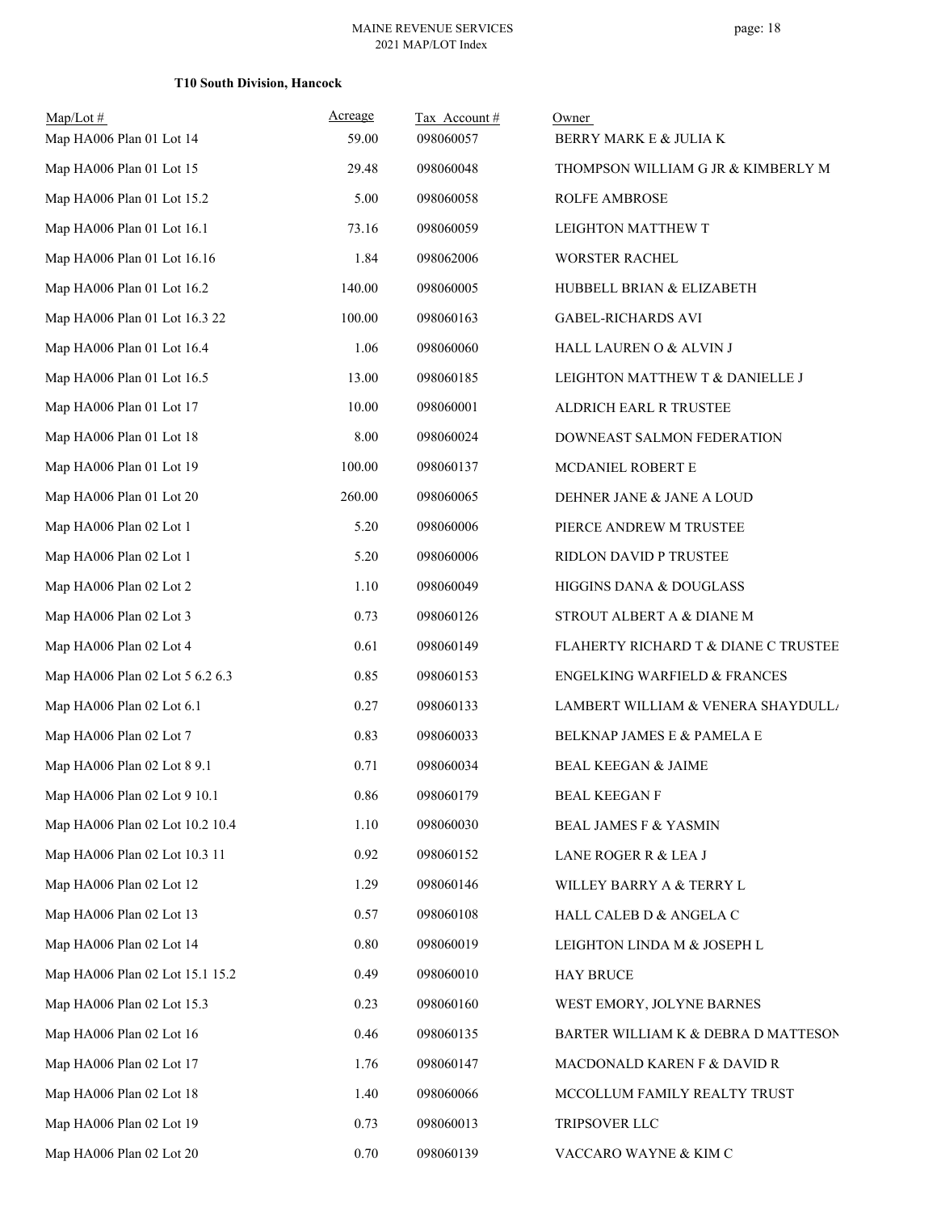**T10 South Division, Hancock**

| Map/Lot # | Acreage | Tax Account # | Owner |
|---|---|---|---|
| Map HA006 Plan 01 Lot 14 | 59.00 | 098060057 | BERRY MARK E & JULIA K |
| Map HA006 Plan 01 Lot 15 | 29.48 | 098060048 | THOMPSON WILLIAM G JR & KIMBERLY M |
| Map HA006 Plan 01 Lot 15.2 | 5.00 | 098060058 | ROLFE AMBROSE |
| Map HA006 Plan 01 Lot 16.1 | 73.16 | 098060059 | LEIGHTON MATTHEW T |
| Map HA006 Plan 01 Lot 16.16 | 1.84 | 098062006 | WORSTER RACHEL |
| Map HA006 Plan 01 Lot 16.2 | 140.00 | 098060005 | HUBBELL BRIAN & ELIZABETH |
| Map HA006 Plan 01 Lot 16.3 22 | 100.00 | 098060163 | GABEL-RICHARDS AVI |
| Map HA006 Plan 01 Lot 16.4 | 1.06 | 098060060 | HALL LAUREN O & ALVIN J |
| Map HA006 Plan 01 Lot 16.5 | 13.00 | 098060185 | LEIGHTON MATTHEW T & DANIELLE J |
| Map HA006 Plan 01 Lot 17 | 10.00 | 098060001 | ALDRICH EARL R TRUSTEE |
| Map HA006 Plan 01 Lot 18 | 8.00 | 098060024 | DOWNEAST SALMON FEDERATION |
| Map HA006 Plan 01 Lot 19 | 100.00 | 098060137 | MCDANIEL ROBERT E |
| Map HA006 Plan 01 Lot 20 | 260.00 | 098060065 | DEHNER JANE & JANE A LOUD |
| Map HA006 Plan 02 Lot 1 | 5.20 | 098060006 | PIERCE ANDREW M TRUSTEE |
| Map HA006 Plan 02 Lot 1 | 5.20 | 098060006 | RIDLON DAVID P TRUSTEE |
| Map HA006 Plan 02 Lot 2 | 1.10 | 098060049 | HIGGINS DANA & DOUGLASS |
| Map HA006 Plan 02 Lot 3 | 0.73 | 098060126 | STROUT ALBERT A & DIANE M |
| Map HA006 Plan 02 Lot 4 | 0.61 | 098060149 | FLAHERTY RICHARD T & DIANE C TRUSTEE |
| Map HA006 Plan 02 Lot 5 6.2 6.3 | 0.85 | 098060153 | ENGELKING WARFIELD & FRANCES |
| Map HA006 Plan 02 Lot 6.1 | 0.27 | 098060133 | LAMBERT WILLIAM & VENERA SHAYDULL/ |
| Map HA006 Plan 02 Lot 7 | 0.83 | 098060033 | BELKNAP JAMES E & PAMELA E |
| Map HA006 Plan 02 Lot 8 9.1 | 0.71 | 098060034 | BEAL KEEGAN & JAIME |
| Map HA006 Plan 02 Lot 9 10.1 | 0.86 | 098060179 | BEAL KEEGAN F |
| Map HA006 Plan 02 Lot 10.2 10.4 | 1.10 | 098060030 | BEAL JAMES F & YASMIN |
| Map HA006 Plan 02 Lot 10.3 11 | 0.92 | 098060152 | LANE ROGER R & LEA J |
| Map HA006 Plan 02 Lot 12 | 1.29 | 098060146 | WILLEY BARRY A & TERRY L |
| Map HA006 Plan 02 Lot 13 | 0.57 | 098060108 | HALL CALEB D & ANGELA C |
| Map HA006 Plan 02 Lot 14 | 0.80 | 098060019 | LEIGHTON LINDA M & JOSEPH L |
| Map HA006 Plan 02 Lot 15.1 15.2 | 0.49 | 098060010 | HAY BRUCE |
| Map HA006 Plan 02 Lot 15.3 | 0.23 | 098060160 | WEST EMORY, JOLYNE BARNES |
| Map HA006 Plan 02 Lot 16 | 0.46 | 098060135 | BARTER WILLIAM K & DEBRA D MATTESON |
| Map HA006 Plan 02 Lot 17 | 1.76 | 098060147 | MACDONALD KAREN F & DAVID R |
| Map HA006 Plan 02 Lot 18 | 1.40 | 098060066 | MCCOLLUM FAMILY REALTY TRUST |
| Map HA006 Plan 02 Lot 19 | 0.73 | 098060013 | TRIPSOVER LLC |
| Map HA006 Plan 02 Lot 20 | 0.70 | 098060139 | VACCARO WAYNE & KIM C |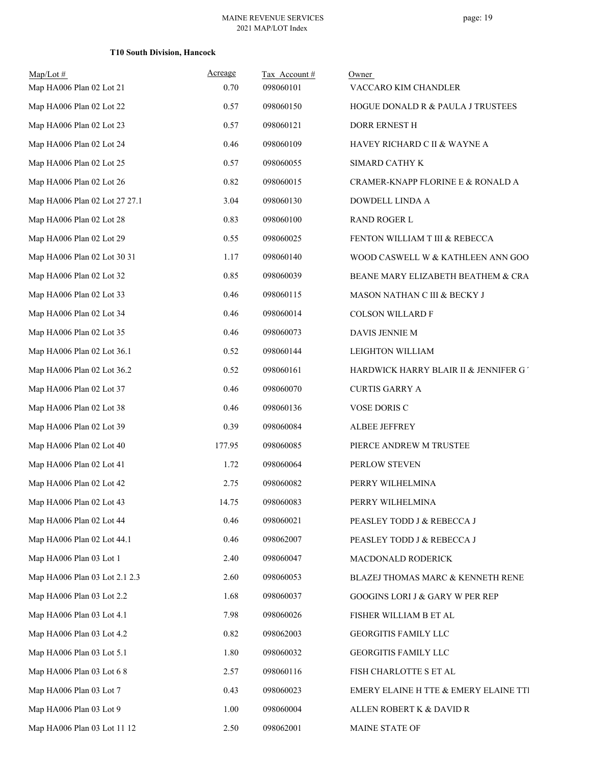**T10 South Division, Hancock**

| Map/Lot # | Acreage | Tax Account # | Owner |
|---|---|---|---|
| Map HA006 Plan 02 Lot 21 | 0.70 | 098060101 | VACCARO KIM CHANDLER |
| Map HA006 Plan 02 Lot 22 | 0.57 | 098060150 | HOGUE DONALD R & PAULA J TRUSTEES |
| Map HA006 Plan 02 Lot 23 | 0.57 | 098060121 | DORR ERNEST H |
| Map HA006 Plan 02 Lot 24 | 0.46 | 098060109 | HAVEY RICHARD C II & WAYNE A |
| Map HA006 Plan 02 Lot 25 | 0.57 | 098060055 | SIMARD CATHY K |
| Map HA006 Plan 02 Lot 26 | 0.82 | 098060015 | CRAMER-KNAPP FLORINE E & RONALD A |
| Map HA006 Plan 02 Lot 27 27.1 | 3.04 | 098060130 | DOWDELL LINDA A |
| Map HA006 Plan 02 Lot 28 | 0.83 | 098060100 | RAND ROGER L |
| Map HA006 Plan 02 Lot 29 | 0.55 | 098060025 | FENTON WILLIAM T III & REBECCA |
| Map HA006 Plan 02 Lot 30 31 | 1.17 | 098060140 | WOOD CASWELL W & KATHLEEN ANN GOO |
| Map HA006 Plan 02 Lot 32 | 0.85 | 098060039 | BEANE MARY ELIZABETH BEATHEM & CRA |
| Map HA006 Plan 02 Lot 33 | 0.46 | 098060115 | MASON NATHAN C III & BECKY J |
| Map HA006 Plan 02 Lot 34 | 0.46 | 098060014 | COLSON WILLARD F |
| Map HA006 Plan 02 Lot 35 | 0.46 | 098060073 | DAVIS JENNIE M |
| Map HA006 Plan 02 Lot 36.1 | 0.52 | 098060144 | LEIGHTON WILLIAM |
| Map HA006 Plan 02 Lot 36.2 | 0.52 | 098060161 | HARDWICK HARRY BLAIR II & JENNIFER G |
| Map HA006 Plan 02 Lot 37 | 0.46 | 098060070 | CURTIS GARRY A |
| Map HA006 Plan 02 Lot 38 | 0.46 | 098060136 | VOSE DORIS C |
| Map HA006 Plan 02 Lot 39 | 0.39 | 098060084 | ALBEE JEFFREY |
| Map HA006 Plan 02 Lot 40 | 177.95 | 098060085 | PIERCE ANDREW M TRUSTEE |
| Map HA006 Plan 02 Lot 41 | 1.72 | 098060064 | PERLOW STEVEN |
| Map HA006 Plan 02 Lot 42 | 2.75 | 098060082 | PERRY WILHELMINA |
| Map HA006 Plan 02 Lot 43 | 14.75 | 098060083 | PERRY WILHELMINA |
| Map HA006 Plan 02 Lot 44 | 0.46 | 098060021 | PEASLEY TODD J & REBECCA J |
| Map HA006 Plan 02 Lot 44.1 | 0.46 | 098062007 | PEASLEY TODD J & REBECCA J |
| Map HA006 Plan 03 Lot 1 | 2.40 | 098060047 | MACDONALD RODERICK |
| Map HA006 Plan 03 Lot 2.1 2.3 | 2.60 | 098060053 | BLAZEJ THOMAS MARC & KENNETH RENE |
| Map HA006 Plan 03 Lot 2.2 | 1.68 | 098060037 | GOOGINS LORI J & GARY W PER REP |
| Map HA006 Plan 03 Lot 4.1 | 7.98 | 098060026 | FISHER WILLIAM B ET AL |
| Map HA006 Plan 03 Lot 4.2 | 0.82 | 098062003 | GEORGITIS FAMILY LLC |
| Map HA006 Plan 03 Lot 5.1 | 1.80 | 098060032 | GEORGITIS FAMILY LLC |
| Map HA006 Plan 03 Lot 6 8 | 2.57 | 098060116 | FISH CHARLOTTE S ET AL |
| Map HA006 Plan 03 Lot 7 | 0.43 | 098060023 | EMERY ELAINE H TTE & EMERY ELAINE TTI |
| Map HA006 Plan 03 Lot 9 | 1.00 | 098060004 | ALLEN ROBERT K & DAVID R |
| Map HA006 Plan 03 Lot 11 12 | 2.50 | 098062001 | MAINE STATE OF |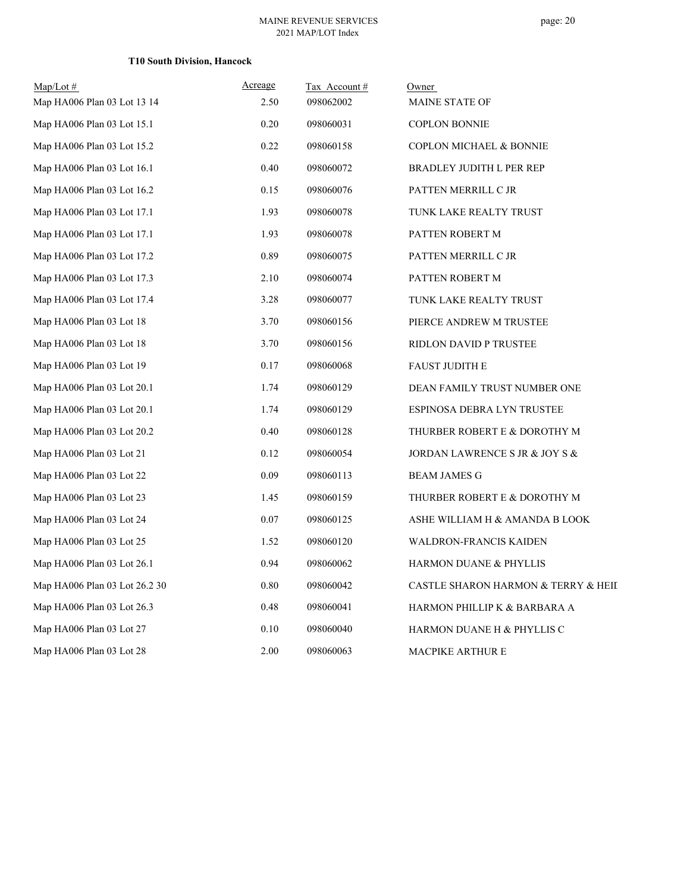**T10 South Division, Hancock**

| Map/Lot # | Acreage | Tax Account # | Owner |
|---|---|---|---|
| Map HA006 Plan 03 Lot 13 14 | 2.50 | 098062002 | MAINE STATE OF |
| Map HA006 Plan 03 Lot 15.1 | 0.20 | 098060031 | COPLON BONNIE |
| Map HA006 Plan 03 Lot 15.2 | 0.22 | 098060158 | COPLON MICHAEL & BONNIE |
| Map HA006 Plan 03 Lot 16.1 | 0.40 | 098060072 | BRADLEY JUDITH L PER REP |
| Map HA006 Plan 03 Lot 16.2 | 0.15 | 098060076 | PATTEN MERRILL C JR |
| Map HA006 Plan 03 Lot 17.1 | 1.93 | 098060078 | TUNK LAKE REALTY TRUST |
| Map HA006 Plan 03 Lot 17.1 | 1.93 | 098060078 | PATTEN ROBERT M |
| Map HA006 Plan 03 Lot 17.2 | 0.89 | 098060075 | PATTEN MERRILL C JR |
| Map HA006 Plan 03 Lot 17.3 | 2.10 | 098060074 | PATTEN ROBERT M |
| Map HA006 Plan 03 Lot 17.4 | 3.28 | 098060077 | TUNK LAKE REALTY TRUST |
| Map HA006 Plan 03 Lot 18 | 3.70 | 098060156 | PIERCE ANDREW M TRUSTEE |
| Map HA006 Plan 03 Lot 18 | 3.70 | 098060156 | RIDLON DAVID P TRUSTEE |
| Map HA006 Plan 03 Lot 19 | 0.17 | 098060068 | FAUST JUDITH E |
| Map HA006 Plan 03 Lot 20.1 | 1.74 | 098060129 | DEAN FAMILY TRUST NUMBER ONE |
| Map HA006 Plan 03 Lot 20.1 | 1.74 | 098060129 | ESPINOSA DEBRA LYN TRUSTEE |
| Map HA006 Plan 03 Lot 20.2 | 0.40 | 098060128 | THURBER ROBERT E & DOROTHY M |
| Map HA006 Plan 03 Lot 21 | 0.12 | 098060054 | JORDAN LAWRENCE S JR & JOY S & |
| Map HA006 Plan 03 Lot 22 | 0.09 | 098060113 | BEAM JAMES G |
| Map HA006 Plan 03 Lot 23 | 1.45 | 098060159 | THURBER ROBERT E & DOROTHY M |
| Map HA006 Plan 03 Lot 24 | 0.07 | 098060125 | ASHE WILLIAM H & AMANDA B LOOK |
| Map HA006 Plan 03 Lot 25 | 1.52 | 098060120 | WALDRON-FRANCIS KAIDEN |
| Map HA006 Plan 03 Lot 26.1 | 0.94 | 098060062 | HARMON DUANE & PHYLLIS |
| Map HA006 Plan 03 Lot 26.2 30 | 0.80 | 098060042 | CASTLE SHARON HARMON & TERRY & HEII |
| Map HA006 Plan 03 Lot 26.3 | 0.48 | 098060041 | HARMON PHILLIP K & BARBARA A |
| Map HA006 Plan 03 Lot 27 | 0.10 | 098060040 | HARMON DUANE H & PHYLLIS C |
| Map HA006 Plan 03 Lot 28 | 2.00 | 098060063 | MACPIKE ARTHUR E |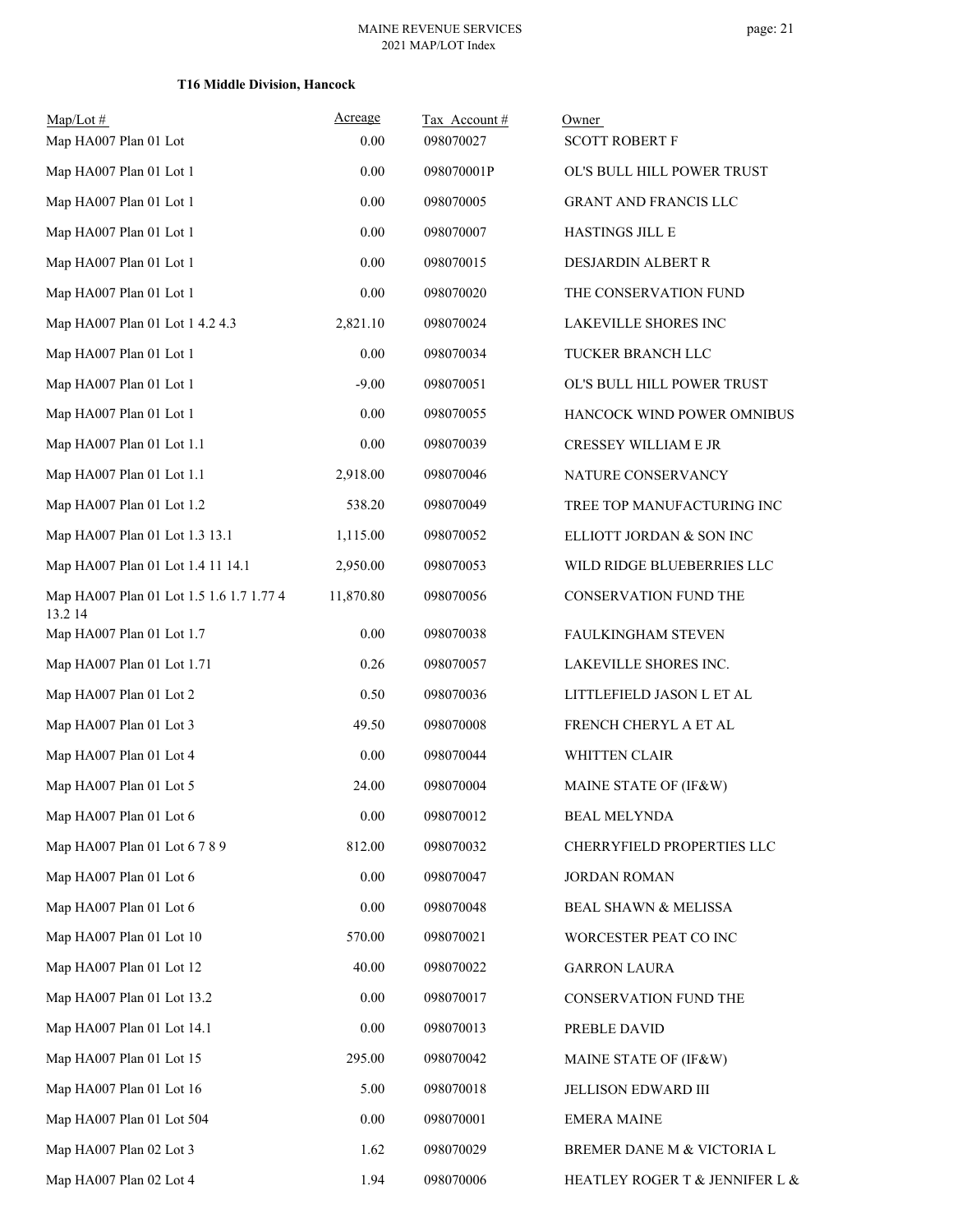### T16 Middle Division, Hancock

| Map/Lot # | Acreage | Tax Account # | Owner |
|---|---|---|---|
| Map HA007 Plan 01 Lot | 0.00 | 098070027 | SCOTT ROBERT F |
| Map HA007 Plan 01 Lot 1 | 0.00 | 098070001P | OL'S BULL HILL POWER TRUST |
| Map HA007 Plan 01 Lot 1 | 0.00 | 098070005 | GRANT AND FRANCIS LLC |
| Map HA007 Plan 01 Lot 1 | 0.00 | 098070007 | HASTINGS JILL E |
| Map HA007 Plan 01 Lot 1 | 0.00 | 098070015 | DESJARDIN ALBERT R |
| Map HA007 Plan 01 Lot 1 | 0.00 | 098070020 | THE CONSERVATION FUND |
| Map HA007 Plan 01 Lot 1 4.2 4.3 | 2,821.10 | 098070024 | LAKEVILLE SHORES INC |
| Map HA007 Plan 01 Lot 1 | 0.00 | 098070034 | TUCKER BRANCH LLC |
| Map HA007 Plan 01 Lot 1 | -9.00 | 098070051 | OL'S BULL HILL POWER TRUST |
| Map HA007 Plan 01 Lot 1 | 0.00 | 098070055 | HANCOCK WIND POWER OMNIBUS |
| Map HA007 Plan 01 Lot 1.1 | 0.00 | 098070039 | CRESSEY WILLIAM E JR |
| Map HA007 Plan 01 Lot 1.1 | 2,918.00 | 098070046 | NATURE CONSERVANCY |
| Map HA007 Plan 01 Lot 1.2 | 538.20 | 098070049 | TREE TOP MANUFACTURING INC |
| Map HA007 Plan 01 Lot 1.3 13.1 | 1,115.00 | 098070052 | ELLIOTT JORDAN & SON INC |
| Map HA007 Plan 01 Lot 1.4 11 14.1 | 2,950.00 | 098070053 | WILD RIDGE BLUEBERRIES LLC |
| Map HA007 Plan 01 Lot 1.5 1.6 1.7 1.77 4 13.2 14 | 11,870.80 | 098070056 | CONSERVATION FUND THE |
| Map HA007 Plan 01 Lot 1.7 | 0.00 | 098070038 | FAULKINGHAM STEVEN |
| Map HA007 Plan 01 Lot 1.71 | 0.26 | 098070057 | LAKEVILLE SHORES INC. |
| Map HA007 Plan 01 Lot 2 | 0.50 | 098070036 | LITTLEFIELD JASON L ET AL |
| Map HA007 Plan 01 Lot 3 | 49.50 | 098070008 | FRENCH CHERYL A ET AL |
| Map HA007 Plan 01 Lot 4 | 0.00 | 098070044 | WHITTEN CLAIR |
| Map HA007 Plan 01 Lot 5 | 24.00 | 098070004 | MAINE STATE OF (IF&W) |
| Map HA007 Plan 01 Lot 6 | 0.00 | 098070012 | BEAL MELYNDA |
| Map HA007 Plan 01 Lot 6 7 8 9 | 812.00 | 098070032 | CHERRYFIELD PROPERTIES LLC |
| Map HA007 Plan 01 Lot 6 | 0.00 | 098070047 | JORDAN ROMAN |
| Map HA007 Plan 01 Lot 6 | 0.00 | 098070048 | BEAL SHAWN & MELISSA |
| Map HA007 Plan 01 Lot 10 | 570.00 | 098070021 | WORCESTER PEAT CO INC |
| Map HA007 Plan 01 Lot 12 | 40.00 | 098070022 | GARRON LAURA |
| Map HA007 Plan 01 Lot 13.2 | 0.00 | 098070017 | CONSERVATION FUND THE |
| Map HA007 Plan 01 Lot 14.1 | 0.00 | 098070013 | PREBLE DAVID |
| Map HA007 Plan 01 Lot 15 | 295.00 | 098070042 | MAINE STATE OF (IF&W) |
| Map HA007 Plan 01 Lot 16 | 5.00 | 098070018 | JELLISON EDWARD III |
| Map HA007 Plan 01 Lot 504 | 0.00 | 098070001 | EMERA MAINE |
| Map HA007 Plan 02 Lot 3 | 1.62 | 098070029 | BREMER DANE M & VICTORIA L |
| Map HA007 Plan 02 Lot 4 | 1.94 | 098070006 | HEATLEY ROGER T & JENNIFER L & |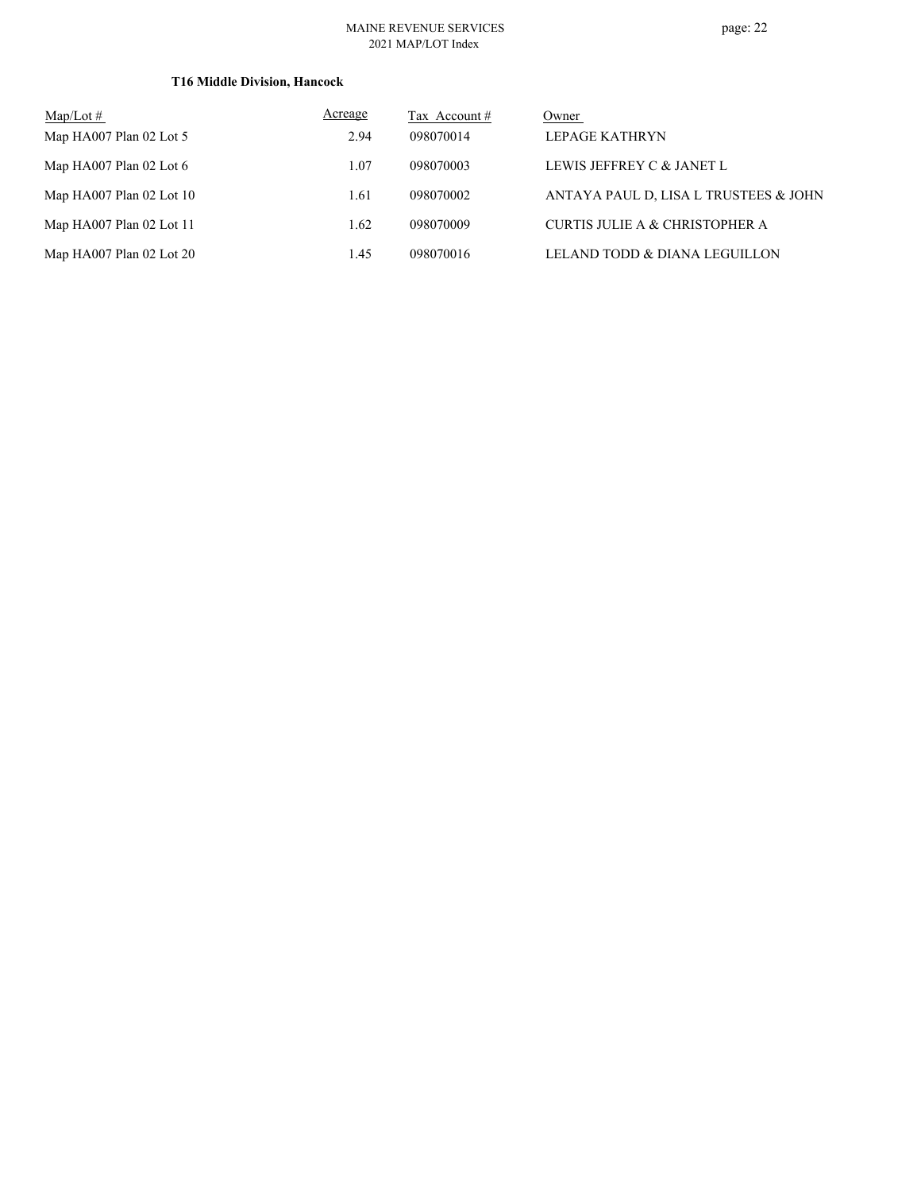**T16 Middle Division, Hancock**

| Map/Lot # | Acreage | Tax Account # | Owner |
|---|---|---|---|
| Map HA007 Plan 02 Lot 5 | 2.94 | 098070014 | LEPAGE KATHRYN |
| Map HA007 Plan 02 Lot 6 | 1.07 | 098070003 | LEWIS JEFFREY C & JANET L |
| Map HA007 Plan 02 Lot 10 | 1.61 | 098070002 | ANTAYA PAUL D, LISA L TRUSTEES & JOHN |
| Map HA007 Plan 02 Lot 11 | 1.62 | 098070009 | CURTIS JULIE A & CHRISTOPHER A |
| Map HA007 Plan 02 Lot 20 | 1.45 | 098070016 | LELAND TODD & DIANA LEGUILLON |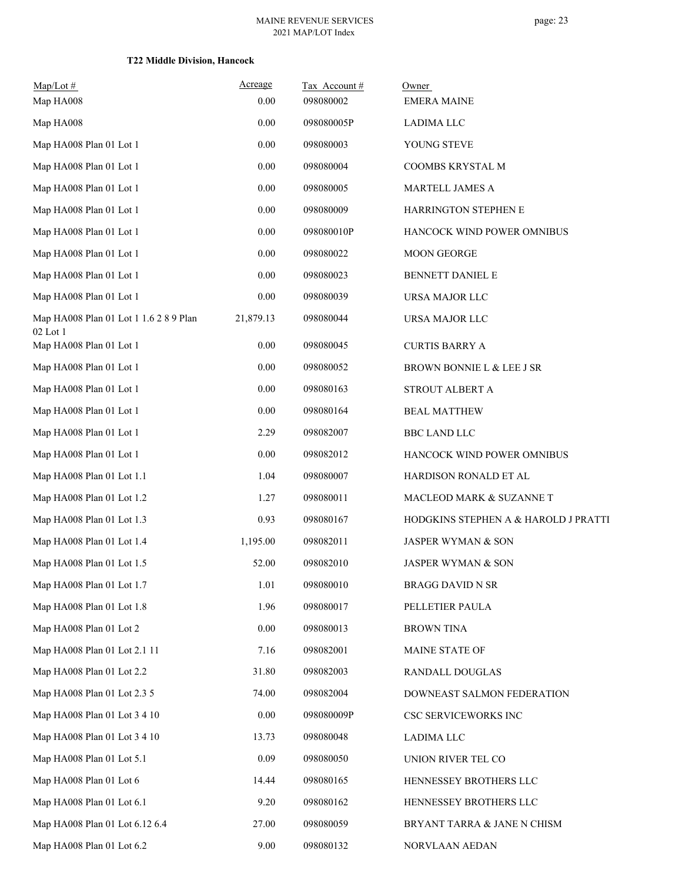**T22 Middle Division, Hancock**

| Map/Lot # | Acreage | Tax Account # | Owner |
|---|---|---|---|
| Map HA008 | 0.00 | 098080002 | EMERA MAINE |
| Map HA008 | 0.00 | 098080005P | LADIMA LLC |
| Map HA008 Plan 01 Lot 1 | 0.00 | 098080003 | YOUNG STEVE |
| Map HA008 Plan 01 Lot 1 | 0.00 | 098080004 | COOMBS KRYSTAL M |
| Map HA008 Plan 01 Lot 1 | 0.00 | 098080005 | MARTELL JAMES A |
| Map HA008 Plan 01 Lot 1 | 0.00 | 098080009 | HARRINGTON STEPHEN E |
| Map HA008 Plan 01 Lot 1 | 0.00 | 098080010P | HANCOCK WIND POWER OMNIBUS |
| Map HA008 Plan 01 Lot 1 | 0.00 | 098080022 | MOON GEORGE |
| Map HA008 Plan 01 Lot 1 | 0.00 | 098080023 | BENNETT DANIEL E |
| Map HA008 Plan 01 Lot 1 | 0.00 | 098080039 | URSA MAJOR LLC |
| Map HA008 Plan 01 Lot 1 1.6 2 8 9 Plan 02 Lot 1 | 21,879.13 | 098080044 | URSA MAJOR LLC |
| Map HA008 Plan 01 Lot 1 | 0.00 | 098080045 | CURTIS BARRY A |
| Map HA008 Plan 01 Lot 1 | 0.00 | 098080052 | BROWN BONNIE L & LEE J SR |
| Map HA008 Plan 01 Lot 1 | 0.00 | 098080163 | STROUT ALBERT A |
| Map HA008 Plan 01 Lot 1 | 0.00 | 098080164 | BEAL MATTHEW |
| Map HA008 Plan 01 Lot 1 | 2.29 | 098082007 | BBC LAND LLC |
| Map HA008 Plan 01 Lot 1 | 0.00 | 098082012 | HANCOCK WIND POWER OMNIBUS |
| Map HA008 Plan 01 Lot 1.1 | 1.04 | 098080007 | HARDISON RONALD ET AL |
| Map HA008 Plan 01 Lot 1.2 | 1.27 | 098080011 | MACLEOD MARK & SUZANNE T |
| Map HA008 Plan 01 Lot 1.3 | 0.93 | 098080167 | HODGKINS STEPHEN A & HAROLD J PRATTI |
| Map HA008 Plan 01 Lot 1.4 | 1,195.00 | 098082011 | JASPER WYMAN & SON |
| Map HA008 Plan 01 Lot 1.5 | 52.00 | 098082010 | JASPER WYMAN & SON |
| Map HA008 Plan 01 Lot 1.7 | 1.01 | 098080010 | BRAGG DAVID N SR |
| Map HA008 Plan 01 Lot 1.8 | 1.96 | 098080017 | PELLETIER PAULA |
| Map HA008 Plan 01 Lot 2 | 0.00 | 098080013 | BROWN TINA |
| Map HA008 Plan 01 Lot 2.1 11 | 7.16 | 098082001 | MAINE STATE OF |
| Map HA008 Plan 01 Lot 2.2 | 31.80 | 098082003 | RANDALL DOUGLAS |
| Map HA008 Plan 01 Lot 2.3 5 | 74.00 | 098082004 | DOWNEAST SALMON FEDERATION |
| Map HA008 Plan 01 Lot 3 4 10 | 0.00 | 098080009P | CSC SERVICEWORKS INC |
| Map HA008 Plan 01 Lot 3 4 10 | 13.73 | 098080048 | LADIMA LLC |
| Map HA008 Plan 01 Lot 5.1 | 0.09 | 098080050 | UNION RIVER TEL CO |
| Map HA008 Plan 01 Lot 6 | 14.44 | 098080165 | HENNESSEY BROTHERS LLC |
| Map HA008 Plan 01 Lot 6.1 | 9.20 | 098080162 | HENNESSEY BROTHERS LLC |
| Map HA008 Plan 01 Lot 6.12 6.4 | 27.00 | 098080059 | BRYANT TARRA & JANE N CHISM |
| Map HA008 Plan 01 Lot 6.2 | 9.00 | 098080132 | NORVLAAN AEDAN |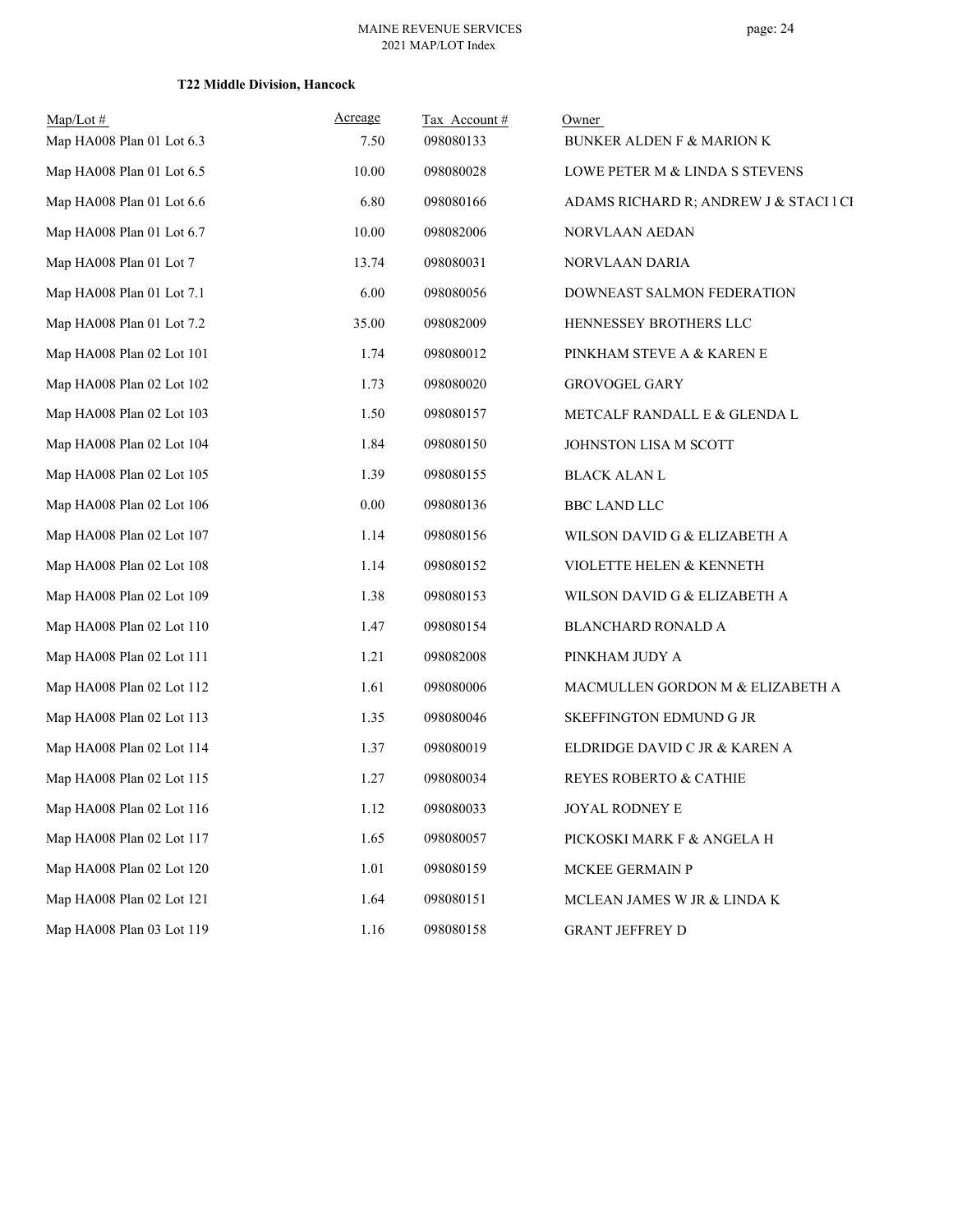**T22 Middle Division, Hancock**

| Map/Lot # | Acreage | Tax Account # | Owner |
|---|---|---|---|
| Map HA008 Plan 01 Lot 6.3 | 7.50 | 098080133 | BUNKER ALDEN F & MARION K |
| Map HA008 Plan 01 Lot 6.5 | 10.00 | 098080028 | LOWE PETER M & LINDA S STEVENS |
| Map HA008 Plan 01 Lot 6.6 | 6.80 | 098080166 | ADAMS RICHARD R; ANDREW J & STACI l CI |
| Map HA008 Plan 01 Lot 6.7 | 10.00 | 098082006 | NORVLAAN AEDAN |
| Map HA008 Plan 01 Lot 7 | 13.74 | 098080031 | NORVLAAN DARIA |
| Map HA008 Plan 01 Lot 7.1 | 6.00 | 098080056 | DOWNEAST SALMON FEDERATION |
| Map HA008 Plan 01 Lot 7.2 | 35.00 | 098082009 | HENNESSEY BROTHERS LLC |
| Map HA008 Plan 02 Lot 101 | 1.74 | 098080012 | PINKHAM STEVE A & KAREN E |
| Map HA008 Plan 02 Lot 102 | 1.73 | 098080020 | GROVOGEL GARY |
| Map HA008 Plan 02 Lot 103 | 1.50 | 098080157 | METCALF RANDALL E & GLENDA L |
| Map HA008 Plan 02 Lot 104 | 1.84 | 098080150 | JOHNSTON LISA M SCOTT |
| Map HA008 Plan 02 Lot 105 | 1.39 | 098080155 | BLACK ALAN L |
| Map HA008 Plan 02 Lot 106 | 0.00 | 098080136 | BBC LAND LLC |
| Map HA008 Plan 02 Lot 107 | 1.14 | 098080156 | WILSON DAVID G & ELIZABETH A |
| Map HA008 Plan 02 Lot 108 | 1.14 | 098080152 | VIOLETTE HELEN & KENNETH |
| Map HA008 Plan 02 Lot 109 | 1.38 | 098080153 | WILSON DAVID G & ELIZABETH A |
| Map HA008 Plan 02 Lot 110 | 1.47 | 098080154 | BLANCHARD RONALD A |
| Map HA008 Plan 02 Lot 111 | 1.21 | 098082008 | PINKHAM JUDY A |
| Map HA008 Plan 02 Lot 112 | 1.61 | 098080006 | MACMULLEN GORDON M & ELIZABETH A |
| Map HA008 Plan 02 Lot 113 | 1.35 | 098080046 | SKEFFINGTON EDMUND G JR |
| Map HA008 Plan 02 Lot 114 | 1.37 | 098080019 | ELDRIDGE DAVID C JR & KAREN A |
| Map HA008 Plan 02 Lot 115 | 1.27 | 098080034 | REYES ROBERTO & CATHIE |
| Map HA008 Plan 02 Lot 116 | 1.12 | 098080033 | JOYAL RODNEY E |
| Map HA008 Plan 02 Lot 117 | 1.65 | 098080057 | PICKOSKI MARK F & ANGELA H |
| Map HA008 Plan 02 Lot 120 | 1.01 | 098080159 | MCKEE GERMAIN P |
| Map HA008 Plan 02 Lot 121 | 1.64 | 098080151 | MCLEAN JAMES W JR & LINDA K |
| Map HA008 Plan 03 Lot 119 | 1.16 | 098080158 | GRANT JEFFREY D |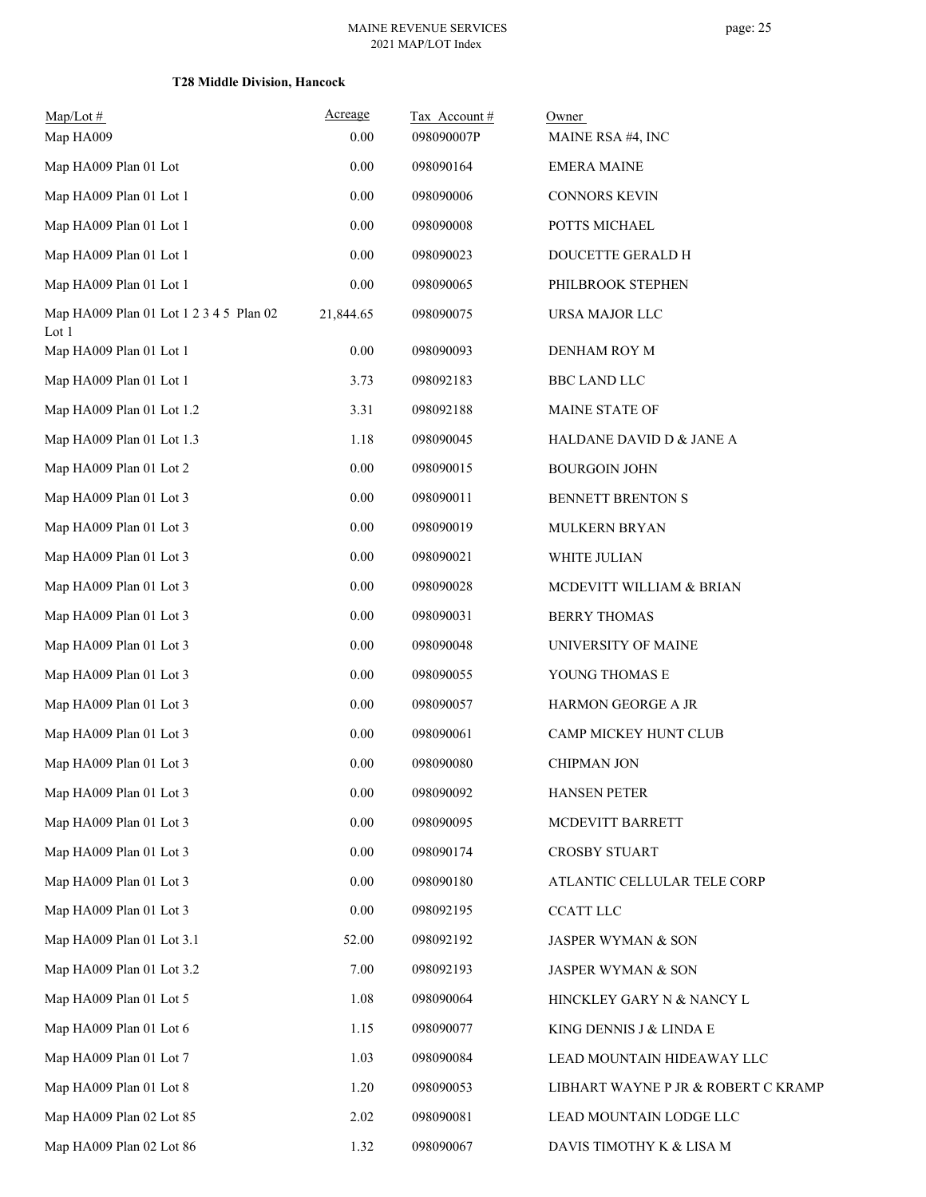**T28 Middle Division, Hancock**

| Map/Lot # | Acreage | Tax Account # | Owner |
|---|---|---|---|
| Map HA009 | 0.00 | 098090007P | MAINE RSA #4, INC |
| Map HA009 Plan 01 Lot | 0.00 | 098090164 | EMERA MAINE |
| Map HA009 Plan 01 Lot 1 | 0.00 | 098090006 | CONNORS KEVIN |
| Map HA009 Plan 01 Lot 1 | 0.00 | 098090008 | POTTS MICHAEL |
| Map HA009 Plan 01 Lot 1 | 0.00 | 098090023 | DOUCETTE GERALD H |
| Map HA009 Plan 01 Lot 1 | 0.00 | 098090065 | PHILBROOK STEPHEN |
| Map HA009 Plan 01 Lot 1 2 3 4 5 Plan 02 Lot 1 | 21,844.65 | 098090075 | URSA MAJOR LLC |
| Map HA009 Plan 01 Lot 1 | 0.00 | 098090093 | DENHAM ROY M |
| Map HA009 Plan 01 Lot 1 | 3.73 | 098092183 | BBC LAND LLC |
| Map HA009 Plan 01 Lot 1.2 | 3.31 | 098092188 | MAINE STATE OF |
| Map HA009 Plan 01 Lot 1.3 | 1.18 | 098090045 | HALDANE DAVID D & JANE A |
| Map HA009 Plan 01 Lot 2 | 0.00 | 098090015 | BOURGOIN JOHN |
| Map HA009 Plan 01 Lot 3 | 0.00 | 098090011 | BENNETT BRENTON S |
| Map HA009 Plan 01 Lot 3 | 0.00 | 098090019 | MULKERN BRYAN |
| Map HA009 Plan 01 Lot 3 | 0.00 | 098090021 | WHITE JULIAN |
| Map HA009 Plan 01 Lot 3 | 0.00 | 098090028 | MCDEVITT WILLIAM & BRIAN |
| Map HA009 Plan 01 Lot 3 | 0.00 | 098090031 | BERRY THOMAS |
| Map HA009 Plan 01 Lot 3 | 0.00 | 098090048 | UNIVERSITY OF MAINE |
| Map HA009 Plan 01 Lot 3 | 0.00 | 098090055 | YOUNG THOMAS E |
| Map HA009 Plan 01 Lot 3 | 0.00 | 098090057 | HARMON GEORGE A JR |
| Map HA009 Plan 01 Lot 3 | 0.00 | 098090061 | CAMP MICKEY HUNT CLUB |
| Map HA009 Plan 01 Lot 3 | 0.00 | 098090080 | CHIPMAN JON |
| Map HA009 Plan 01 Lot 3 | 0.00 | 098090092 | HANSEN PETER |
| Map HA009 Plan 01 Lot 3 | 0.00 | 098090095 | MCDEVITT BARRETT |
| Map HA009 Plan 01 Lot 3 | 0.00 | 098090174 | CROSBY STUART |
| Map HA009 Plan 01 Lot 3 | 0.00 | 098090180 | ATLANTIC CELLULAR TELE CORP |
| Map HA009 Plan 01 Lot 3 | 0.00 | 098092195 | CCATT LLC |
| Map HA009 Plan 01 Lot 3.1 | 52.00 | 098092192 | JASPER WYMAN & SON |
| Map HA009 Plan 01 Lot 3.2 | 7.00 | 098092193 | JASPER WYMAN & SON |
| Map HA009 Plan 01 Lot 5 | 1.08 | 098090064 | HINCKLEY GARY N & NANCY L |
| Map HA009 Plan 01 Lot 6 | 1.15 | 098090077 | KING DENNIS J & LINDA E |
| Map HA009 Plan 01 Lot 7 | 1.03 | 098090084 | LEAD MOUNTAIN HIDEAWAY LLC |
| Map HA009 Plan 01 Lot 8 | 1.20 | 098090053 | LIBHART WAYNE P JR & ROBERT C KRAMP |
| Map HA009 Plan 02 Lot 85 | 2.02 | 098090081 | LEAD MOUNTAIN LODGE LLC |
| Map HA009 Plan 02 Lot 86 | 1.32 | 098090067 | DAVIS TIMOTHY K & LISA M |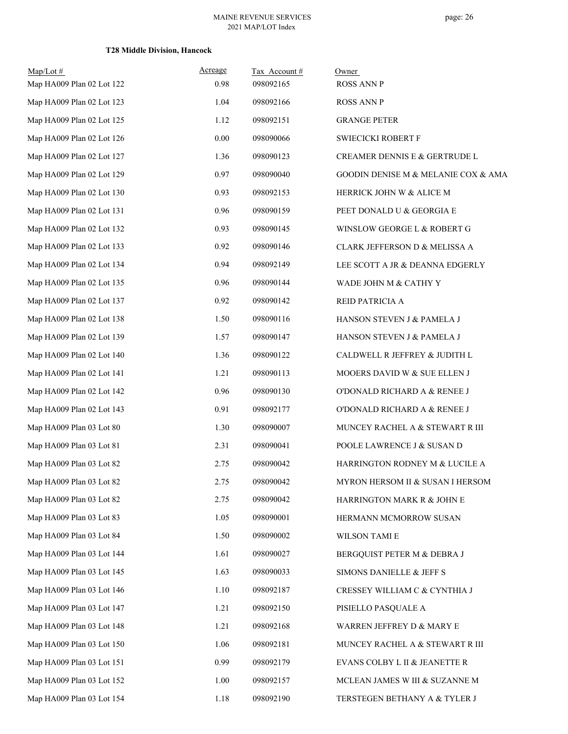### T28 Middle Division, Hancock

| Map/Lot # | Acreage | Tax Account # | Owner |
|---|---|---|---|
| Map HA009 Plan 02 Lot 122 | 0.98 | 098092165 | ROSS ANN P |
| Map HA009 Plan 02 Lot 123 | 1.04 | 098092166 | ROSS ANN P |
| Map HA009 Plan 02 Lot 125 | 1.12 | 098092151 | GRANGE PETER |
| Map HA009 Plan 02 Lot 126 | 0.00 | 098090066 | SWIECICKI ROBERT F |
| Map HA009 Plan 02 Lot 127 | 1.36 | 098090123 | CREAMER DENNIS E & GERTRUDE L |
| Map HA009 Plan 02 Lot 129 | 0.97 | 098090040 | GOODIN DENISE M & MELANIE COX & AMA |
| Map HA009 Plan 02 Lot 130 | 0.93 | 098092153 | HERRICK JOHN W & ALICE M |
| Map HA009 Plan 02 Lot 131 | 0.96 | 098090159 | PEET DONALD U & GEORGIA E |
| Map HA009 Plan 02 Lot 132 | 0.93 | 098090145 | WINSLOW GEORGE L & ROBERT G |
| Map HA009 Plan 02 Lot 133 | 0.92 | 098090146 | CLARK JEFFERSON D & MELISSA A |
| Map HA009 Plan 02 Lot 134 | 0.94 | 098092149 | LEE SCOTT A JR & DEANNA EDGERLY |
| Map HA009 Plan 02 Lot 135 | 0.96 | 098090144 | WADE JOHN M & CATHY Y |
| Map HA009 Plan 02 Lot 137 | 0.92 | 098090142 | REID PATRICIA A |
| Map HA009 Plan 02 Lot 138 | 1.50 | 098090116 | HANSON STEVEN J & PAMELA J |
| Map HA009 Plan 02 Lot 139 | 1.57 | 098090147 | HANSON STEVEN J & PAMELA J |
| Map HA009 Plan 02 Lot 140 | 1.36 | 098090122 | CALDWELL R JEFFREY & JUDITH L |
| Map HA009 Plan 02 Lot 141 | 1.21 | 098090113 | MOOERS DAVID W & SUE ELLEN J |
| Map HA009 Plan 02 Lot 142 | 0.96 | 098090130 | O'DONALD RICHARD A & RENEE J |
| Map HA009 Plan 02 Lot 143 | 0.91 | 098092177 | O'DONALD RICHARD A & RENEE J |
| Map HA009 Plan 03 Lot 80 | 1.30 | 098090007 | MUNCEY RACHEL A & STEWART R III |
| Map HA009 Plan 03 Lot 81 | 2.31 | 098090041 | POOLE LAWRENCE J & SUSAN D |
| Map HA009 Plan 03 Lot 82 | 2.75 | 098090042 | HARRINGTON RODNEY M & LUCILE A |
| Map HA009 Plan 03 Lot 82 | 2.75 | 098090042 | MYRON HERSOM II & SUSAN I HERSOM |
| Map HA009 Plan 03 Lot 82 | 2.75 | 098090042 | HARRINGTON MARK R & JOHN E |
| Map HA009 Plan 03 Lot 83 | 1.05 | 098090001 | HERMANN MCMORROW SUSAN |
| Map HA009 Plan 03 Lot 84 | 1.50 | 098090002 | WILSON TAMI E |
| Map HA009 Plan 03 Lot 144 | 1.61 | 098090027 | BERGQUIST PETER M & DEBRA J |
| Map HA009 Plan 03 Lot 145 | 1.63 | 098090033 | SIMONS DANIELLE & JEFF S |
| Map HA009 Plan 03 Lot 146 | 1.10 | 098092187 | CRESSEY WILLIAM C & CYNTHIA J |
| Map HA009 Plan 03 Lot 147 | 1.21 | 098092150 | PISIELLO PASQUALE A |
| Map HA009 Plan 03 Lot 148 | 1.21 | 098092168 | WARREN JEFFREY D & MARY E |
| Map HA009 Plan 03 Lot 150 | 1.06 | 098092181 | MUNCEY RACHEL A & STEWART R III |
| Map HA009 Plan 03 Lot 151 | 0.99 | 098092179 | EVANS COLBY L II & JEANETTE R |
| Map HA009 Plan 03 Lot 152 | 1.00 | 098092157 | MCLEAN JAMES W III & SUZANNE M |
| Map HA009 Plan 03 Lot 154 | 1.18 | 098092190 | TERSTEGEN BETHANY A & TYLER J |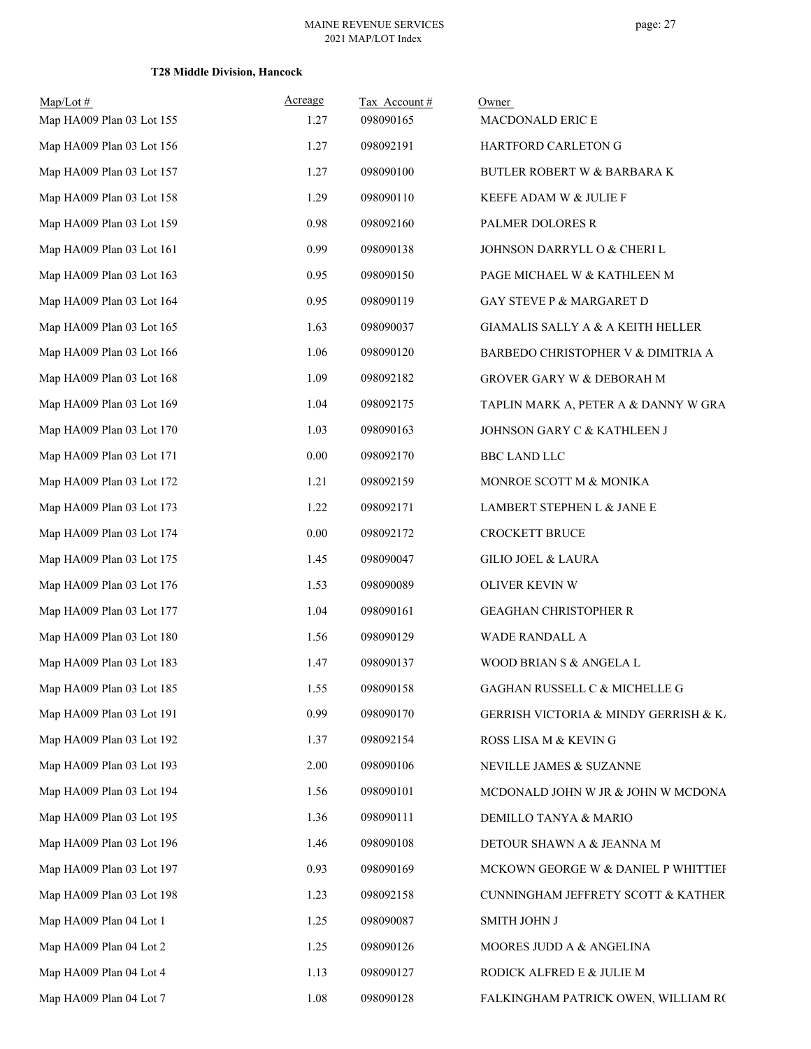### T28 Middle Division, Hancock

| Map/Lot # | Acreage | Tax Account # | Owner |
|---|---|---|---|
| Map HA009 Plan 03 Lot 155 | 1.27 | 098090165 | MACDONALD ERIC E |
| Map HA009 Plan 03 Lot 156 | 1.27 | 098092191 | HARTFORD CARLETON G |
| Map HA009 Plan 03 Lot 157 | 1.27 | 098090100 | BUTLER ROBERT W & BARBARA K |
| Map HA009 Plan 03 Lot 158 | 1.29 | 098090110 | KEEFE ADAM W & JULIE F |
| Map HA009 Plan 03 Lot 159 | 0.98 | 098092160 | PALMER DOLORES R |
| Map HA009 Plan 03 Lot 161 | 0.99 | 098090138 | JOHNSON DARRYLL O & CHERI L |
| Map HA009 Plan 03 Lot 163 | 0.95 | 098090150 | PAGE MICHAEL W & KATHLEEN M |
| Map HA009 Plan 03 Lot 164 | 0.95 | 098090119 | GAY STEVE P & MARGARET D |
| Map HA009 Plan 03 Lot 165 | 1.63 | 098090037 | GIAMALIS SALLY A & A KEITH HELLER |
| Map HA009 Plan 03 Lot 166 | 1.06 | 098090120 | BARBEDO CHRISTOPHER V & DIMITRIA A |
| Map HA009 Plan 03 Lot 168 | 1.09 | 098092182 | GROVER GARY W & DEBORAH M |
| Map HA009 Plan 03 Lot 169 | 1.04 | 098092175 | TAPLIN MARK A, PETER A & DANNY W GRA |
| Map HA009 Plan 03 Lot 170 | 1.03 | 098090163 | JOHNSON GARY C & KATHLEEN J |
| Map HA009 Plan 03 Lot 171 | 0.00 | 098092170 | BBC LAND LLC |
| Map HA009 Plan 03 Lot 172 | 1.21 | 098092159 | MONROE SCOTT M & MONIKA |
| Map HA009 Plan 03 Lot 173 | 1.22 | 098092171 | LAMBERT STEPHEN L & JANE E |
| Map HA009 Plan 03 Lot 174 | 0.00 | 098092172 | CROCKETT BRUCE |
| Map HA009 Plan 03 Lot 175 | 1.45 | 098090047 | GILIO JOEL & LAURA |
| Map HA009 Plan 03 Lot 176 | 1.53 | 098090089 | OLIVER KEVIN W |
| Map HA009 Plan 03 Lot 177 | 1.04 | 098090161 | GEAGHAN CHRISTOPHER R |
| Map HA009 Plan 03 Lot 180 | 1.56 | 098090129 | WADE RANDALL A |
| Map HA009 Plan 03 Lot 183 | 1.47 | 098090137 | WOOD BRIAN S & ANGELA L |
| Map HA009 Plan 03 Lot 185 | 1.55 | 098090158 | GAGHAN RUSSELL C & MICHELLE G |
| Map HA009 Plan 03 Lot 191 | 0.99 | 098090170 | GERRISH VICTORIA & MINDY GERRISH & K/ |
| Map HA009 Plan 03 Lot 192 | 1.37 | 098092154 | ROSS LISA M & KEVIN G |
| Map HA009 Plan 03 Lot 193 | 2.00 | 098090106 | NEVILLE JAMES & SUZANNE |
| Map HA009 Plan 03 Lot 194 | 1.56 | 098090101 | MCDONALD JOHN W JR & JOHN W MCDONA |
| Map HA009 Plan 03 Lot 195 | 1.36 | 098090111 | DEMILLO TANYA & MARIO |
| Map HA009 Plan 03 Lot 196 | 1.46 | 098090108 | DETOUR SHAWN A & JEANNA M |
| Map HA009 Plan 03 Lot 197 | 0.93 | 098090169 | MCKOWN GEORGE W & DANIEL P WHITTIEI |
| Map HA009 Plan 03 Lot 198 | 1.23 | 098092158 | CUNNINGHAM JEFFRETY SCOTT & KATHER |
| Map HA009 Plan 04 Lot 1 | 1.25 | 098090087 | SMITH JOHN J |
| Map HA009 Plan 04 Lot 2 | 1.25 | 098090126 | MOORES JUDD A & ANGELINA |
| Map HA009 Plan 04 Lot 4 | 1.13 | 098090127 | RODICK ALFRED E & JULIE M |
| Map HA009 Plan 04 Lot 7 | 1.08 | 098090128 | FALKINGHAM PATRICK OWEN, WILLIAM R( |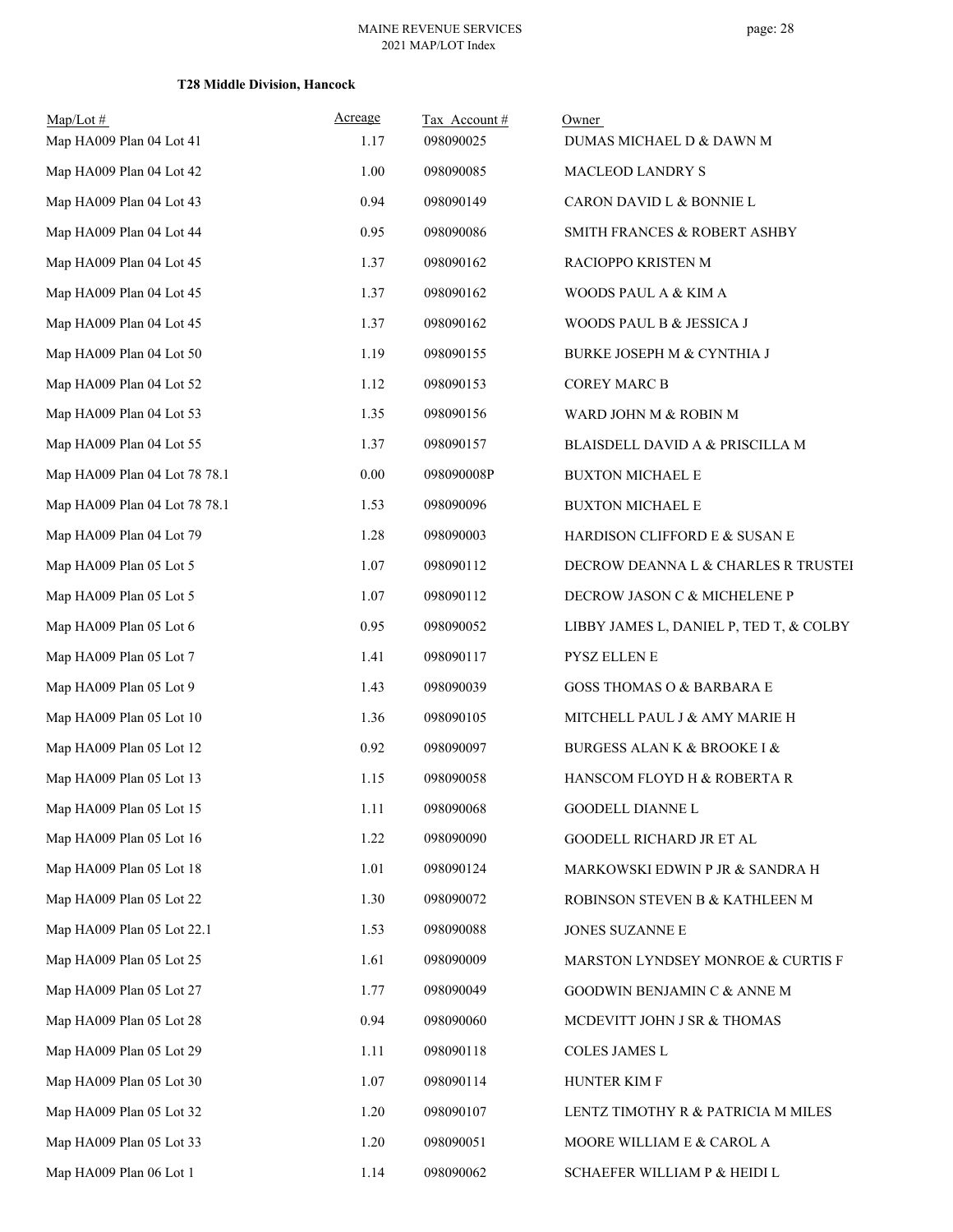**T28 Middle Division, Hancock**

| Map/Lot # | Acreage | Tax Account # | Owner |
|---|---|---|---|
| Map HA009 Plan 04 Lot 41 | 1.17 | 098090025 | DUMAS MICHAEL D & DAWN M |
| Map HA009 Plan 04 Lot 42 | 1.00 | 098090085 | MACLEOD LANDRY S |
| Map HA009 Plan 04 Lot 43 | 0.94 | 098090149 | CARON DAVID L & BONNIE L |
| Map HA009 Plan 04 Lot 44 | 0.95 | 098090086 | SMITH FRANCES & ROBERT ASHBY |
| Map HA009 Plan 04 Lot 45 | 1.37 | 098090162 | RACIOPPO KRISTEN M |
| Map HA009 Plan 04 Lot 45 | 1.37 | 098090162 | WOODS PAUL A & KIM A |
| Map HA009 Plan 04 Lot 45 | 1.37 | 098090162 | WOODS PAUL B & JESSICA J |
| Map HA009 Plan 04 Lot 50 | 1.19 | 098090155 | BURKE JOSEPH M & CYNTHIA J |
| Map HA009 Plan 04 Lot 52 | 1.12 | 098090153 | COREY MARC B |
| Map HA009 Plan 04 Lot 53 | 1.35 | 098090156 | WARD JOHN M & ROBIN M |
| Map HA009 Plan 04 Lot 55 | 1.37 | 098090157 | BLAISDELL DAVID A & PRISCILLA M |
| Map HA009 Plan 04 Lot 78 78.1 | 0.00 | 098090008P | BUXTON MICHAEL E |
| Map HA009 Plan 04 Lot 78 78.1 | 1.53 | 098090096 | BUXTON MICHAEL E |
| Map HA009 Plan 04 Lot 79 | 1.28 | 098090003 | HARDISON CLIFFORD E & SUSAN E |
| Map HA009 Plan 05 Lot 5 | 1.07 | 098090112 | DECROW DEANNA L & CHARLES R TRUSTEI |
| Map HA009 Plan 05 Lot 5 | 1.07 | 098090112 | DECROW JASON C & MICHELENE P |
| Map HA009 Plan 05 Lot 6 | 0.95 | 098090052 | LIBBY JAMES L, DANIEL P, TED T, & COLBY |
| Map HA009 Plan 05 Lot 7 | 1.41 | 098090117 | PYSZ ELLEN E |
| Map HA009 Plan 05 Lot 9 | 1.43 | 098090039 | GOSS THOMAS O & BARBARA E |
| Map HA009 Plan 05 Lot 10 | 1.36 | 098090105 | MITCHELL PAUL J & AMY MARIE H |
| Map HA009 Plan 05 Lot 12 | 0.92 | 098090097 | BURGESS ALAN K & BROOKE I & |
| Map HA009 Plan 05 Lot 13 | 1.15 | 098090058 | HANSCOM FLOYD H & ROBERTA R |
| Map HA009 Plan 05 Lot 15 | 1.11 | 098090068 | GOODELL DIANNE L |
| Map HA009 Plan 05 Lot 16 | 1.22 | 098090090 | GOODELL RICHARD JR ET AL |
| Map HA009 Plan 05 Lot 18 | 1.01 | 098090124 | MARKOWSKI EDWIN P JR & SANDRA H |
| Map HA009 Plan 05 Lot 22 | 1.30 | 098090072 | ROBINSON STEVEN B & KATHLEEN M |
| Map HA009 Plan 05 Lot 22.1 | 1.53 | 098090088 | JONES SUZANNE E |
| Map HA009 Plan 05 Lot 25 | 1.61 | 098090009 | MARSTON LYNDSEY MONROE & CURTIS F |
| Map HA009 Plan 05 Lot 27 | 1.77 | 098090049 | GOODWIN BENJAMIN C & ANNE M |
| Map HA009 Plan 05 Lot 28 | 0.94 | 098090060 | MCDEVITT JOHN J SR & THOMAS |
| Map HA009 Plan 05 Lot 29 | 1.11 | 098090118 | COLES JAMES L |
| Map HA009 Plan 05 Lot 30 | 1.07 | 098090114 | HUNTER KIM F |
| Map HA009 Plan 05 Lot 32 | 1.20 | 098090107 | LENTZ TIMOTHY R & PATRICIA M MILES |
| Map HA009 Plan 05 Lot 33 | 1.20 | 098090051 | MOORE WILLIAM E & CAROL A |
| Map HA009 Plan 06 Lot 1 | 1.14 | 098090062 | SCHAEFER WILLIAM P & HEIDI L |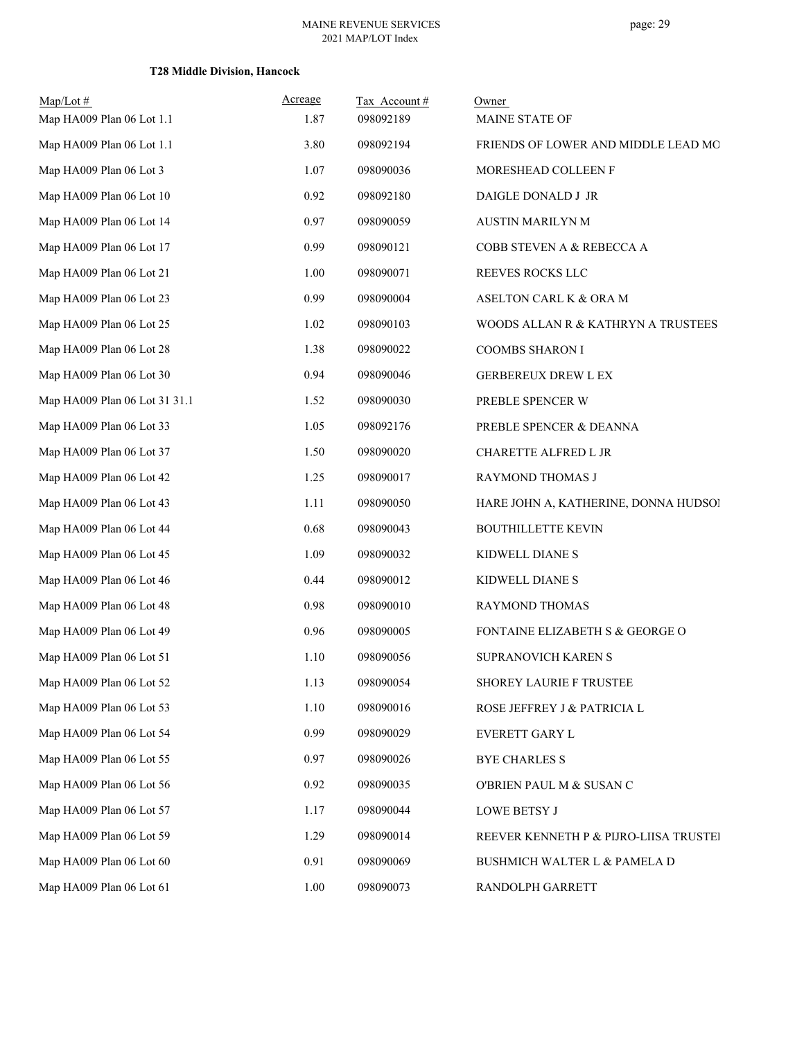**T28 Middle Division, Hancock**

| Map/Lot # | Acreage | Tax Account # | Owner |
|---|---|---|---|
| Map HA009 Plan 06 Lot 1.1 | 1.87 | 098092189 | MAINE STATE OF |
| Map HA009 Plan 06 Lot 1.1 | 3.80 | 098092194 | FRIENDS OF LOWER AND MIDDLE LEAD MO |
| Map HA009 Plan 06 Lot 3 | 1.07 | 098090036 | MORESHEAD COLLEEN F |
| Map HA009 Plan 06 Lot 10 | 0.92 | 098092180 | DAIGLE DONALD J JR |
| Map HA009 Plan 06 Lot 14 | 0.97 | 098090059 | AUSTIN MARILYN M |
| Map HA009 Plan 06 Lot 17 | 0.99 | 098090121 | COBB STEVEN A & REBECCA A |
| Map HA009 Plan 06 Lot 21 | 1.00 | 098090071 | REEVES ROCKS LLC |
| Map HA009 Plan 06 Lot 23 | 0.99 | 098090004 | ASELTON CARL K & ORA M |
| Map HA009 Plan 06 Lot 25 | 1.02 | 098090103 | WOODS ALLAN R & KATHRYN A TRUSTEES |
| Map HA009 Plan 06 Lot 28 | 1.38 | 098090022 | COOMBS SHARON I |
| Map HA009 Plan 06 Lot 30 | 0.94 | 098090046 | GERBEREUX DREW L EX |
| Map HA009 Plan 06 Lot 31 31.1 | 1.52 | 098090030 | PREBLE SPENCER W |
| Map HA009 Plan 06 Lot 33 | 1.05 | 098092176 | PREBLE SPENCER & DEANNA |
| Map HA009 Plan 06 Lot 37 | 1.50 | 098090020 | CHARETTE ALFRED L JR |
| Map HA009 Plan 06 Lot 42 | 1.25 | 098090017 | RAYMOND THOMAS J |
| Map HA009 Plan 06 Lot 43 | 1.11 | 098090050 | HARE JOHN A, KATHERINE, DONNA HUDSOI |
| Map HA009 Plan 06 Lot 44 | 0.68 | 098090043 | BOUTHILLETTE KEVIN |
| Map HA009 Plan 06 Lot 45 | 1.09 | 098090032 | KIDWELL DIANE S |
| Map HA009 Plan 06 Lot 46 | 0.44 | 098090012 | KIDWELL DIANE S |
| Map HA009 Plan 06 Lot 48 | 0.98 | 098090010 | RAYMOND THOMAS |
| Map HA009 Plan 06 Lot 49 | 0.96 | 098090005 | FONTAINE ELIZABETH S & GEORGE O |
| Map HA009 Plan 06 Lot 51 | 1.10 | 098090056 | SUPRANOVICH KAREN S |
| Map HA009 Plan 06 Lot 52 | 1.13 | 098090054 | SHOREY LAURIE F TRUSTEE |
| Map HA009 Plan 06 Lot 53 | 1.10 | 098090016 | ROSE JEFFREY J & PATRICIA L |
| Map HA009 Plan 06 Lot 54 | 0.99 | 098090029 | EVERETT GARY L |
| Map HA009 Plan 06 Lot 55 | 0.97 | 098090026 | BYE CHARLES S |
| Map HA009 Plan 06 Lot 56 | 0.92 | 098090035 | O'BRIEN PAUL M & SUSAN C |
| Map HA009 Plan 06 Lot 57 | 1.17 | 098090044 | LOWE BETSY J |
| Map HA009 Plan 06 Lot 59 | 1.29 | 098090014 | REEVER KENNETH P & PIJRO-LIISA TRUSTEI |
| Map HA009 Plan 06 Lot 60 | 0.91 | 098090069 | BUSHMICH WALTER L & PAMELA D |
| Map HA009 Plan 06 Lot 61 | 1.00 | 098090073 | RANDOLPH GARRETT |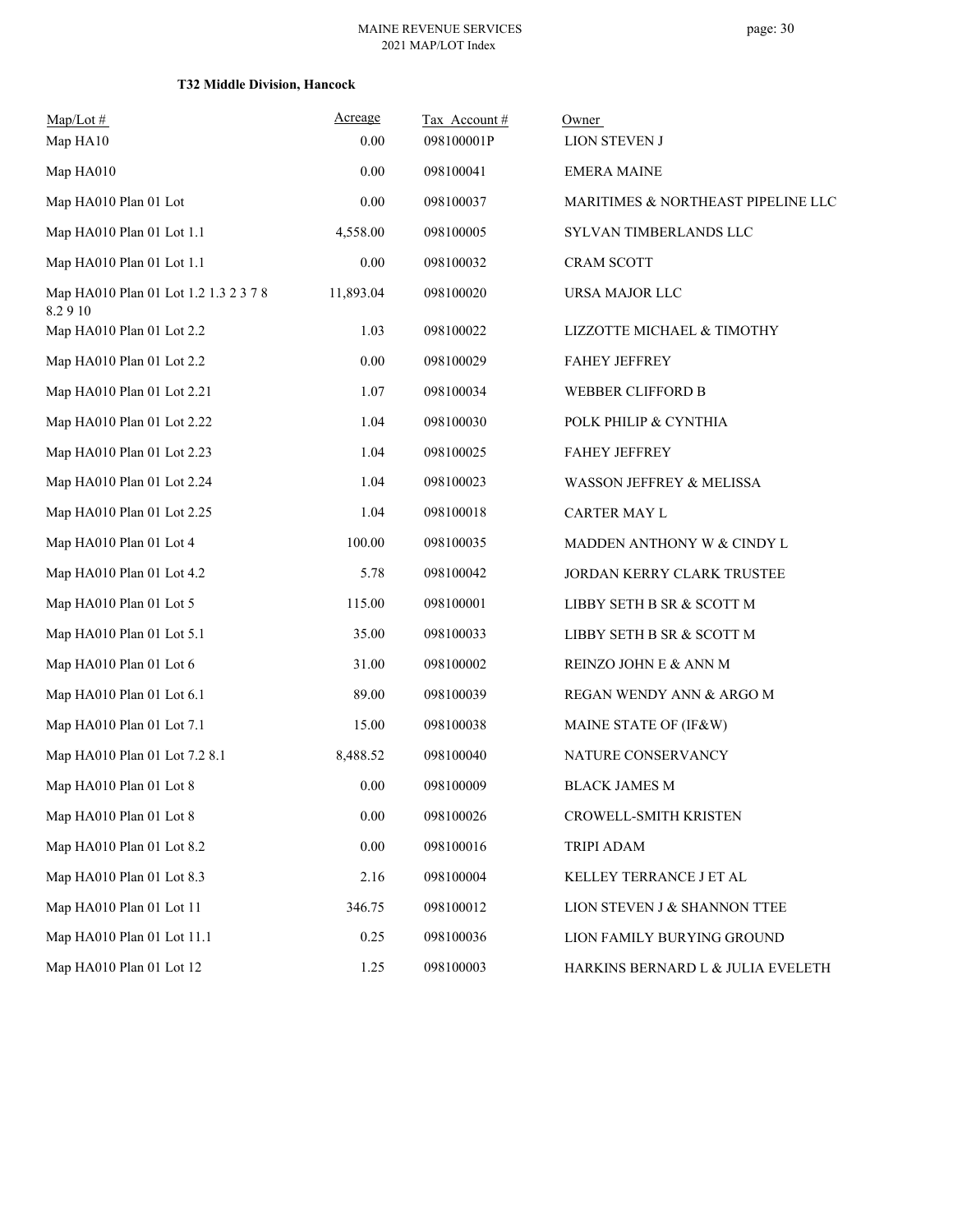**T32 Middle Division, Hancock**

| Map/Lot # | Acreage | Tax Account # | Owner |
|---|---|---|---|
| Map HA10 | 0.00 | 098100001P | LION STEVEN J |
| Map HA010 | 0.00 | 098100041 | EMERA MAINE |
| Map HA010 Plan 01 Lot | 0.00 | 098100037 | MARITIMES & NORTHEAST PIPELINE LLC |
| Map HA010 Plan 01 Lot 1.1 | 4,558.00 | 098100005 | SYLVAN TIMBERLANDS LLC |
| Map HA010 Plan 01 Lot 1.1 | 0.00 | 098100032 | CRAM SCOTT |
| Map HA010 Plan 01 Lot 1.2 1.3 2 3 7 8 8.2 9 10 | 11,893.04 | 098100020 | URSA MAJOR LLC |
| Map HA010 Plan 01 Lot 2.2 | 1.03 | 098100022 | LIZZOTTE MICHAEL & TIMOTHY |
| Map HA010 Plan 01 Lot 2.2 | 0.00 | 098100029 | FAHEY JEFFREY |
| Map HA010 Plan 01 Lot 2.21 | 1.07 | 098100034 | WEBBER CLIFFORD B |
| Map HA010 Plan 01 Lot 2.22 | 1.04 | 098100030 | POLK PHILIP & CYNTHIA |
| Map HA010 Plan 01 Lot 2.23 | 1.04 | 098100025 | FAHEY JEFFREY |
| Map HA010 Plan 01 Lot 2.24 | 1.04 | 098100023 | WASSON JEFFREY & MELISSA |
| Map HA010 Plan 01 Lot 2.25 | 1.04 | 098100018 | CARTER MAY L |
| Map HA010 Plan 01 Lot 4 | 100.00 | 098100035 | MADDEN ANTHONY W & CINDY L |
| Map HA010 Plan 01 Lot 4.2 | 5.78 | 098100042 | JORDAN KERRY CLARK TRUSTEE |
| Map HA010 Plan 01 Lot 5 | 115.00 | 098100001 | LIBBY SETH B SR & SCOTT M |
| Map HA010 Plan 01 Lot 5.1 | 35.00 | 098100033 | LIBBY SETH B SR & SCOTT M |
| Map HA010 Plan 01 Lot 6 | 31.00 | 098100002 | REINZO JOHN E & ANN M |
| Map HA010 Plan 01 Lot 6.1 | 89.00 | 098100039 | REGAN WENDY ANN & ARGO M |
| Map HA010 Plan 01 Lot 7.1 | 15.00 | 098100038 | MAINE STATE OF (IF&W) |
| Map HA010 Plan 01 Lot 7.2 8.1 | 8,488.52 | 098100040 | NATURE CONSERVANCY |
| Map HA010 Plan 01 Lot 8 | 0.00 | 098100009 | BLACK JAMES M |
| Map HA010 Plan 01 Lot 8 | 0.00 | 098100026 | CROWELL-SMITH KRISTEN |
| Map HA010 Plan 01 Lot 8.2 | 0.00 | 098100016 | TRIPI ADAM |
| Map HA010 Plan 01 Lot 8.3 | 2.16 | 098100004 | KELLEY TERRANCE J ET AL |
| Map HA010 Plan 01 Lot 11 | 346.75 | 098100012 | LION STEVEN J & SHANNON TTEE |
| Map HA010 Plan 01 Lot 11.1 | 0.25 | 098100036 | LION FAMILY BURYING GROUND |
| Map HA010 Plan 01 Lot 12 | 1.25 | 098100003 | HARKINS BERNARD L & JULIA EVELETH |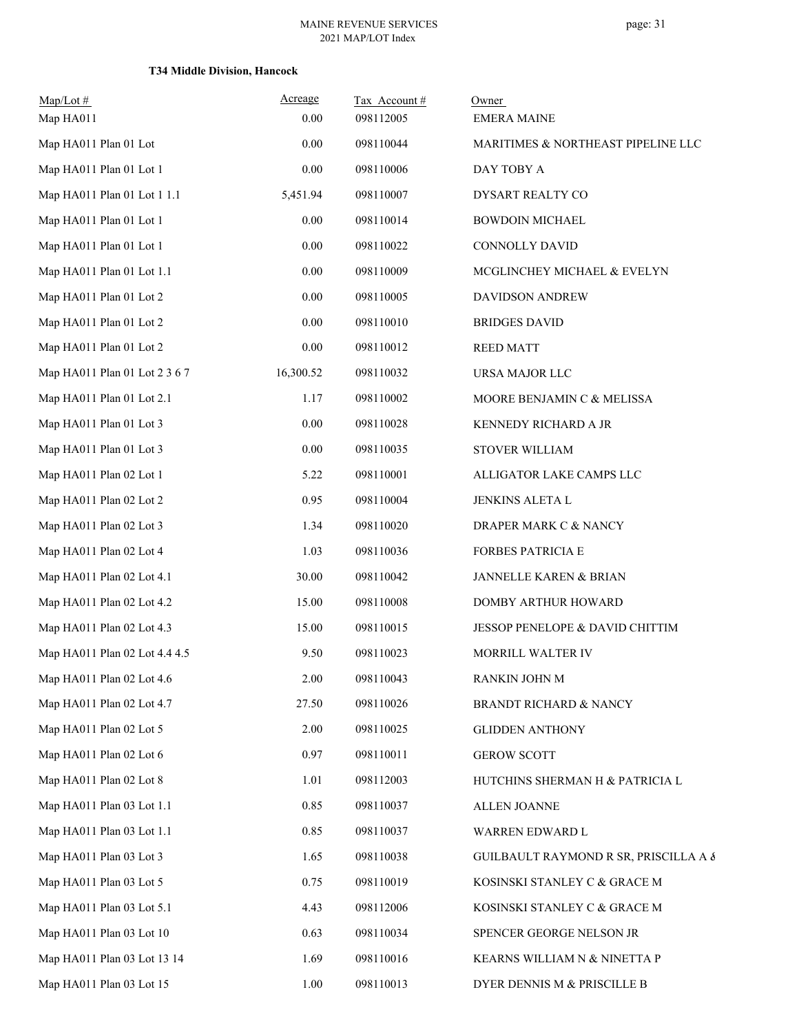### T34 Middle Division, Hancock

| Map/Lot # | Acreage | Tax Account # | Owner |
|---|---|---|---|
| Map HA011 | 0.00 | 098112005 | EMERA MAINE |
| Map HA011 Plan 01 Lot | 0.00 | 098110044 | MARITIMES & NORTHEAST PIPELINE LLC |
| Map HA011 Plan 01 Lot 1 | 0.00 | 098110006 | DAY TOBY A |
| Map HA011 Plan 01 Lot 1 1.1 | 5,451.94 | 098110007 | DYSART REALTY CO |
| Map HA011 Plan 01 Lot 1 | 0.00 | 098110014 | BOWDOIN MICHAEL |
| Map HA011 Plan 01 Lot 1 | 0.00 | 098110022 | CONNOLLY DAVID |
| Map HA011 Plan 01 Lot 1.1 | 0.00 | 098110009 | MCGLINCHEY MICHAEL & EVELYN |
| Map HA011 Plan 01 Lot 2 | 0.00 | 098110005 | DAVIDSON ANDREW |
| Map HA011 Plan 01 Lot 2 | 0.00 | 098110010 | BRIDGES DAVID |
| Map HA011 Plan 01 Lot 2 | 0.00 | 098110012 | REED MATT |
| Map HA011 Plan 01 Lot 2 3 6 7 | 16,300.52 | 098110032 | URSA MAJOR LLC |
| Map HA011 Plan 01 Lot 2.1 | 1.17 | 098110002 | MOORE BENJAMIN C & MELISSA |
| Map HA011 Plan 01 Lot 3 | 0.00 | 098110028 | KENNEDY RICHARD A JR |
| Map HA011 Plan 01 Lot 3 | 0.00 | 098110035 | STOVER WILLIAM |
| Map HA011 Plan 02 Lot 1 | 5.22 | 098110001 | ALLIGATOR LAKE CAMPS LLC |
| Map HA011 Plan 02 Lot 2 | 0.95 | 098110004 | JENKINS ALETA L |
| Map HA011 Plan 02 Lot 3 | 1.34 | 098110020 | DRAPER MARK C & NANCY |
| Map HA011 Plan 02 Lot 4 | 1.03 | 098110036 | FORBES PATRICIA E |
| Map HA011 Plan 02 Lot 4.1 | 30.00 | 098110042 | JANNELLE KAREN & BRIAN |
| Map HA011 Plan 02 Lot 4.2 | 15.00 | 098110008 | DOMBY ARTHUR HOWARD |
| Map HA011 Plan 02 Lot 4.3 | 15.00 | 098110015 | JESSOP PENELOPE & DAVID CHITTIM |
| Map HA011 Plan 02 Lot 4.4 4.5 | 9.50 | 098110023 | MORRILL WALTER IV |
| Map HA011 Plan 02 Lot 4.6 | 2.00 | 098110043 | RANKIN JOHN M |
| Map HA011 Plan 02 Lot 4.7 | 27.50 | 098110026 | BRANDT RICHARD & NANCY |
| Map HA011 Plan 02 Lot 5 | 2.00 | 098110025 | GLIDDEN ANTHONY |
| Map HA011 Plan 02 Lot 6 | 0.97 | 098110011 | GEROW SCOTT |
| Map HA011 Plan 02 Lot 8 | 1.01 | 098112003 | HUTCHINS SHERMAN H & PATRICIA L |
| Map HA011 Plan 03 Lot 1.1 | 0.85 | 098110037 | ALLEN JOANNE |
| Map HA011 Plan 03 Lot 1.1 | 0.85 | 098110037 | WARREN EDWARD L |
| Map HA011 Plan 03 Lot 3 | 1.65 | 098110038 | GUILBAULT RAYMOND R SR, PRISCILLA A & |
| Map HA011 Plan 03 Lot 5 | 0.75 | 098110019 | KOSINSKI STANLEY C & GRACE M |
| Map HA011 Plan 03 Lot 5.1 | 4.43 | 098112006 | KOSINSKI STANLEY C & GRACE M |
| Map HA011 Plan 03 Lot 10 | 0.63 | 098110034 | SPENCER GEORGE NELSON JR |
| Map HA011 Plan 03 Lot 13 14 | 1.69 | 098110016 | KEARNS WILLIAM N & NINETTA P |
| Map HA011 Plan 03 Lot 15 | 1.00 | 098110013 | DYER DENNIS M & PRISCILLE B |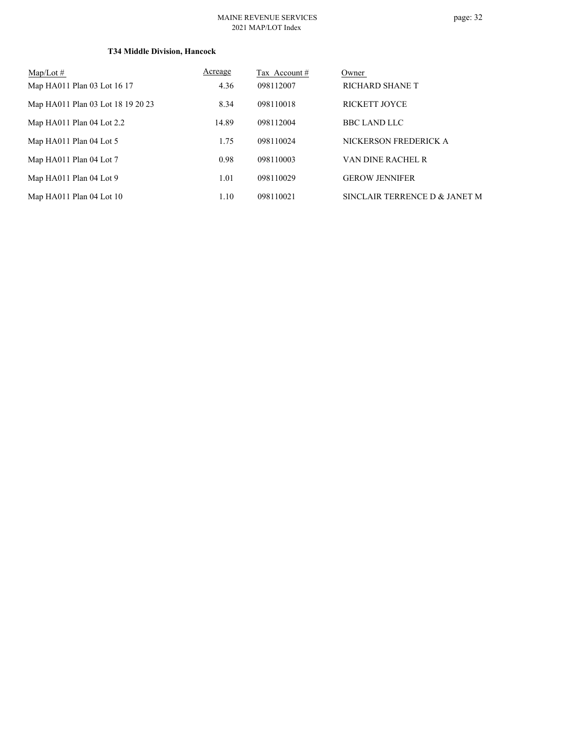### T34 Middle Division, Hancock

| Map/Lot # | Acreage | Tax Account # | Owner |
|---|---|---|---|
| Map HA011 Plan 03 Lot 16 17 | 4.36 | 098112007 | RICHARD SHANE T |
| Map HA011 Plan 03 Lot 18 19 20 23 | 8.34 | 098110018 | RICKETT JOYCE |
| Map HA011 Plan 04 Lot 2.2 | 14.89 | 098112004 | BBC LAND LLC |
| Map HA011 Plan 04 Lot 5 | 1.75 | 098110024 | NICKERSON FREDERICK A |
| Map HA011 Plan 04 Lot 7 | 0.98 | 098110003 | VAN DINE RACHEL R |
| Map HA011 Plan 04 Lot 9 | 1.01 | 098110029 | GEROW JENNIFER |
| Map HA011 Plan 04 Lot 10 | 1.10 | 098110021 | SINCLAIR TERRENCE D & JANET M |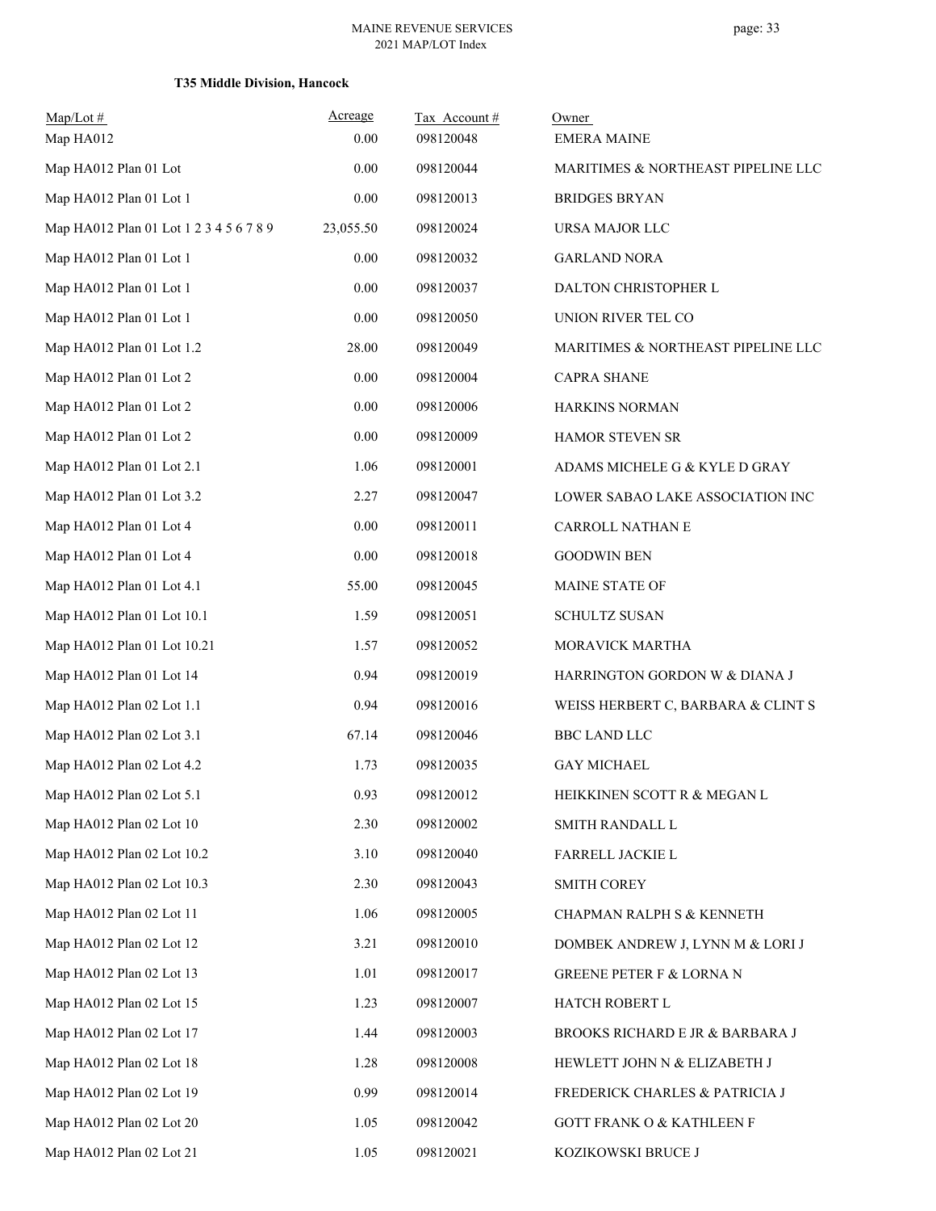**T35 Middle Division, Hancock**

| Map/Lot # | Acreage | Tax Account # | Owner |
|---|---|---|---|
| Map HA012 | 0.00 | 098120048 | EMERA MAINE |
| Map HA012 Plan 01 Lot | 0.00 | 098120044 | MARITIMES & NORTHEAST PIPELINE LLC |
| Map HA012 Plan 01 Lot 1 | 0.00 | 098120013 | BRIDGES BRYAN |
| Map HA012 Plan 01 Lot 1 2 3 4 5 6 7 8 9 | 23,055.50 | 098120024 | URSA MAJOR LLC |
| Map HA012 Plan 01 Lot 1 | 0.00 | 098120032 | GARLAND NORA |
| Map HA012 Plan 01 Lot 1 | 0.00 | 098120037 | DALTON CHRISTOPHER L |
| Map HA012 Plan 01 Lot 1 | 0.00 | 098120050 | UNION RIVER TEL CO |
| Map HA012 Plan 01 Lot 1.2 | 28.00 | 098120049 | MARITIMES & NORTHEAST PIPELINE LLC |
| Map HA012 Plan 01 Lot 2 | 0.00 | 098120004 | CAPRA SHANE |
| Map HA012 Plan 01 Lot 2 | 0.00 | 098120006 | HARKINS NORMAN |
| Map HA012 Plan 01 Lot 2 | 0.00 | 098120009 | HAMOR STEVEN SR |
| Map HA012 Plan 01 Lot 2.1 | 1.06 | 098120001 | ADAMS MICHELE G & KYLE D GRAY |
| Map HA012 Plan 01 Lot 3.2 | 2.27 | 098120047 | LOWER SABAO LAKE ASSOCIATION INC |
| Map HA012 Plan 01 Lot 4 | 0.00 | 098120011 | CARROLL NATHAN E |
| Map HA012 Plan 01 Lot 4 | 0.00 | 098120018 | GOODWIN BEN |
| Map HA012 Plan 01 Lot 4.1 | 55.00 | 098120045 | MAINE STATE OF |
| Map HA012 Plan 01 Lot 10.1 | 1.59 | 098120051 | SCHULTZ SUSAN |
| Map HA012 Plan 01 Lot 10.21 | 1.57 | 098120052 | MORAVICK MARTHA |
| Map HA012 Plan 01 Lot 14 | 0.94 | 098120019 | HARRINGTON GORDON W & DIANA J |
| Map HA012 Plan 02 Lot 1.1 | 0.94 | 098120016 | WEISS HERBERT C, BARBARA & CLINT S |
| Map HA012 Plan 02 Lot 3.1 | 67.14 | 098120046 | BBC LAND LLC |
| Map HA012 Plan 02 Lot 4.2 | 1.73 | 098120035 | GAY MICHAEL |
| Map HA012 Plan 02 Lot 5.1 | 0.93 | 098120012 | HEIKKINEN SCOTT R & MEGAN L |
| Map HA012 Plan 02 Lot 10 | 2.30 | 098120002 | SMITH RANDALL L |
| Map HA012 Plan 02 Lot 10.2 | 3.10 | 098120040 | FARRELL JACKIE L |
| Map HA012 Plan 02 Lot 10.3 | 2.30 | 098120043 | SMITH COREY |
| Map HA012 Plan 02 Lot 11 | 1.06 | 098120005 | CHAPMAN RALPH S & KENNETH |
| Map HA012 Plan 02 Lot 12 | 3.21 | 098120010 | DOMBEK ANDREW J, LYNN M & LORI J |
| Map HA012 Plan 02 Lot 13 | 1.01 | 098120017 | GREENE PETER F & LORNA N |
| Map HA012 Plan 02 Lot 15 | 1.23 | 098120007 | HATCH ROBERT L |
| Map HA012 Plan 02 Lot 17 | 1.44 | 098120003 | BROOKS RICHARD E JR & BARBARA J |
| Map HA012 Plan 02 Lot 18 | 1.28 | 098120008 | HEWLETT JOHN N & ELIZABETH J |
| Map HA012 Plan 02 Lot 19 | 0.99 | 098120014 | FREDERICK CHARLES & PATRICIA J |
| Map HA012 Plan 02 Lot 20 | 1.05 | 098120042 | GOTT FRANK O & KATHLEEN F |
| Map HA012 Plan 02 Lot 21 | 1.05 | 098120021 | KOZIKOWSKI BRUCE J |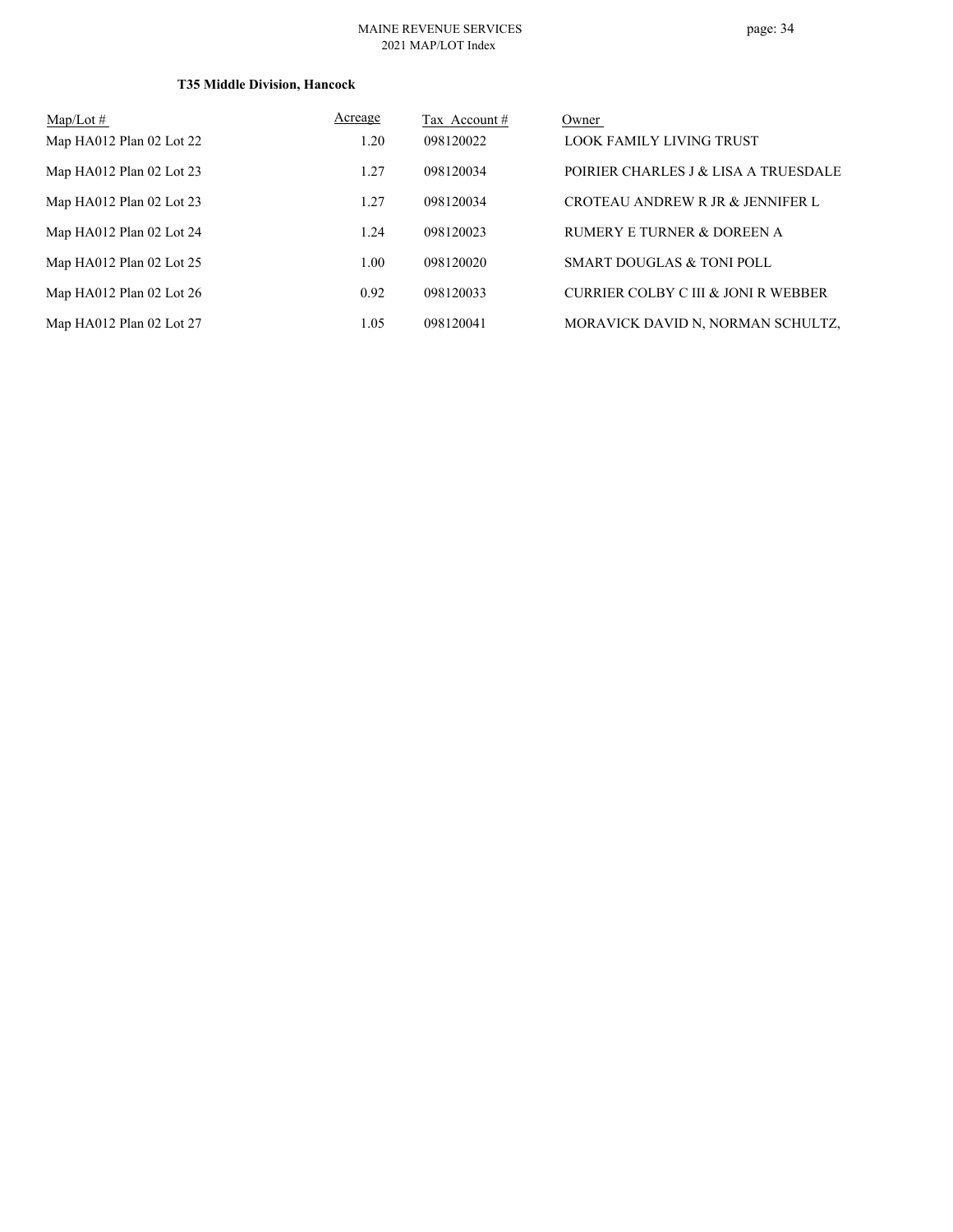**T35 Middle Division, Hancock**

| Map/Lot # | Acreage | Tax Account # | Owner |
|---|---|---|---|
| Map HA012 Plan 02 Lot 22 | 1.20 | 098120022 | LOOK FAMILY LIVING TRUST |
| Map HA012 Plan 02 Lot 23 | 1.27 | 098120034 | POIRIER CHARLES J & LISA A TRUESDALE |
| Map HA012 Plan 02 Lot 23 | 1.27 | 098120034 | CROTEAU ANDREW R JR & JENNIFER L |
| Map HA012 Plan 02 Lot 24 | 1.24 | 098120023 | RUMERY E TURNER & DOREEN A |
| Map HA012 Plan 02 Lot 25 | 1.00 | 098120020 | SMART DOUGLAS & TONI POLL |
| Map HA012 Plan 02 Lot 26 | 0.92 | 098120033 | CURRIER COLBY C III & JONI R WEBBER |
| Map HA012 Plan 02 Lot 27 | 1.05 | 098120041 | MORAVICK DAVID N, NORMAN SCHULTZ, |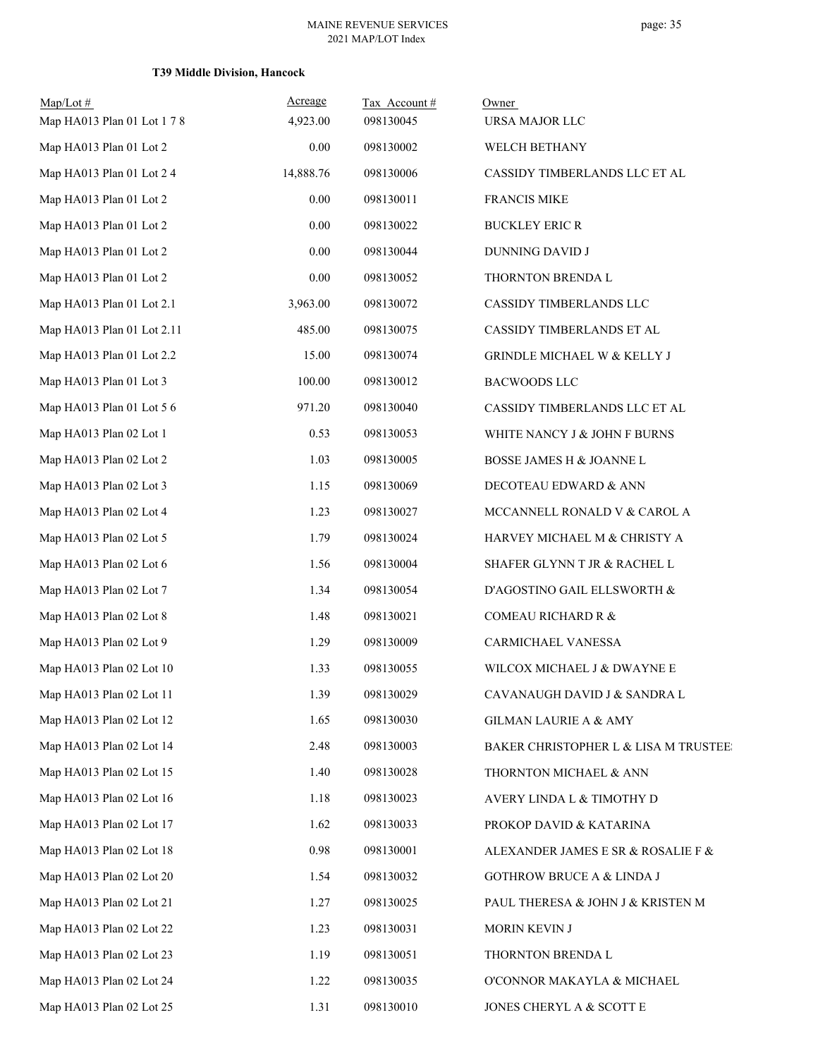**T39 Middle Division, Hancock**

| Map/Lot # | Acreage | Tax Account # | Owner |
|---|---|---|---|
| Map HA013 Plan 01 Lot 1 7 8 | 4,923.00 | 098130045 | URSA MAJOR LLC |
| Map HA013 Plan 01 Lot 2 | 0.00 | 098130002 | WELCH BETHANY |
| Map HA013 Plan 01 Lot 2 4 | 14,888.76 | 098130006 | CASSIDY TIMBERLANDS LLC ET AL |
| Map HA013 Plan 01 Lot 2 | 0.00 | 098130011 | FRANCIS MIKE |
| Map HA013 Plan 01 Lot 2 | 0.00 | 098130022 | BUCKLEY ERIC R |
| Map HA013 Plan 01 Lot 2 | 0.00 | 098130044 | DUNNING DAVID J |
| Map HA013 Plan 01 Lot 2 | 0.00 | 098130052 | THORNTON BRENDA L |
| Map HA013 Plan 01 Lot 2.1 | 3,963.00 | 098130072 | CASSIDY TIMBERLANDS LLC |
| Map HA013 Plan 01 Lot 2.11 | 485.00 | 098130075 | CASSIDY TIMBERLANDS ET AL |
| Map HA013 Plan 01 Lot 2.2 | 15.00 | 098130074 | GRINDLE MICHAEL W & KELLY J |
| Map HA013 Plan 01 Lot 3 | 100.00 | 098130012 | BACWOODS LLC |
| Map HA013 Plan 01 Lot 5 6 | 971.20 | 098130040 | CASSIDY TIMBERLANDS LLC ET AL |
| Map HA013 Plan 02 Lot 1 | 0.53 | 098130053 | WHITE NANCY J & JOHN F BURNS |
| Map HA013 Plan 02 Lot 2 | 1.03 | 098130005 | BOSSE JAMES H & JOANNE L |
| Map HA013 Plan 02 Lot 3 | 1.15 | 098130069 | DECOTEAU EDWARD & ANN |
| Map HA013 Plan 02 Lot 4 | 1.23 | 098130027 | MCCANNELL RONALD V & CAROL A |
| Map HA013 Plan 02 Lot 5 | 1.79 | 098130024 | HARVEY MICHAEL M & CHRISTY A |
| Map HA013 Plan 02 Lot 6 | 1.56 | 098130004 | SHAFER GLYNN T JR & RACHEL L |
| Map HA013 Plan 02 Lot 7 | 1.34 | 098130054 | D'AGOSTINO GAIL ELLSWORTH & |
| Map HA013 Plan 02 Lot 8 | 1.48 | 098130021 | COMEAU RICHARD R & |
| Map HA013 Plan 02 Lot 9 | 1.29 | 098130009 | CARMICHAEL VANESSA |
| Map HA013 Plan 02 Lot 10 | 1.33 | 098130055 | WILCOX MICHAEL J & DWAYNE E |
| Map HA013 Plan 02 Lot 11 | 1.39 | 098130029 | CAVANAUGH DAVID J & SANDRA L |
| Map HA013 Plan 02 Lot 12 | 1.65 | 098130030 | GILMAN LAURIE A & AMY |
| Map HA013 Plan 02 Lot 14 | 2.48 | 098130003 | BAKER CHRISTOPHER L & LISA M TRUSTEE |
| Map HA013 Plan 02 Lot 15 | 1.40 | 098130028 | THORNTON MICHAEL & ANN |
| Map HA013 Plan 02 Lot 16 | 1.18 | 098130023 | AVERY LINDA L & TIMOTHY D |
| Map HA013 Plan 02 Lot 17 | 1.62 | 098130033 | PROKOP DAVID & KATARINA |
| Map HA013 Plan 02 Lot 18 | 0.98 | 098130001 | ALEXANDER JAMES E SR & ROSALIE F & |
| Map HA013 Plan 02 Lot 20 | 1.54 | 098130032 | GOTHROW BRUCE A & LINDA J |
| Map HA013 Plan 02 Lot 21 | 1.27 | 098130025 | PAUL THERESA & JOHN J & KRISTEN M |
| Map HA013 Plan 02 Lot 22 | 1.23 | 098130031 | MORIN KEVIN J |
| Map HA013 Plan 02 Lot 23 | 1.19 | 098130051 | THORNTON BRENDA L |
| Map HA013 Plan 02 Lot 24 | 1.22 | 098130035 | O'CONNOR MAKAYLA & MICHAEL |
| Map HA013 Plan 02 Lot 25 | 1.31 | 098130010 | JONES CHERYL A & SCOTT E |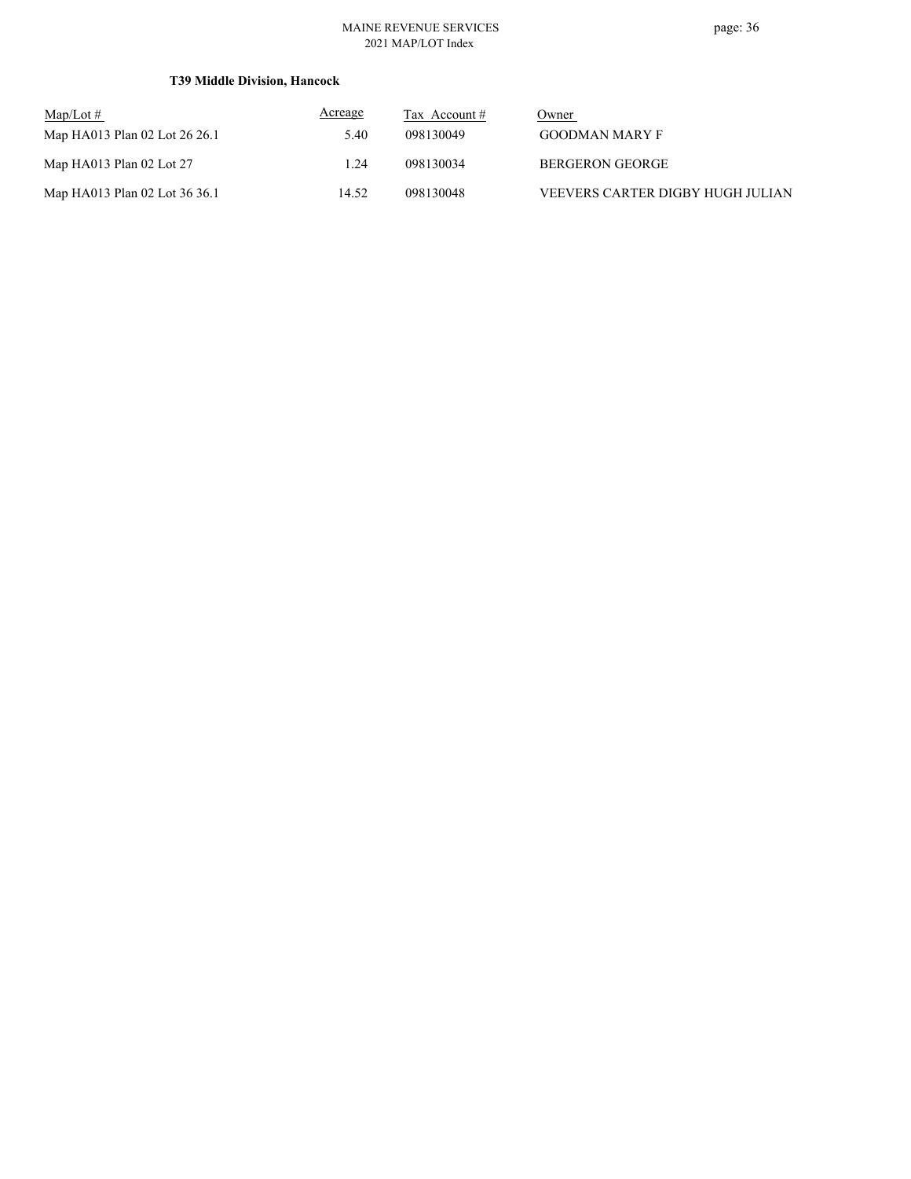**T39 Middle Division, Hancock**

| Map/Lot # | Acreage | Tax Account # | Owner |
|---|---|---|---|
| Map HA013 Plan 02 Lot 26 26.1 | 5.40 | 098130049 | GOODMAN MARY F |
| Map HA013 Plan 02 Lot 27 | 1.24 | 098130034 | BERGERON GEORGE |
| Map HA013 Plan 02 Lot 36 36.1 | 14.52 | 098130048 | VEEVERS CARTER DIGBY HUGH JULIAN |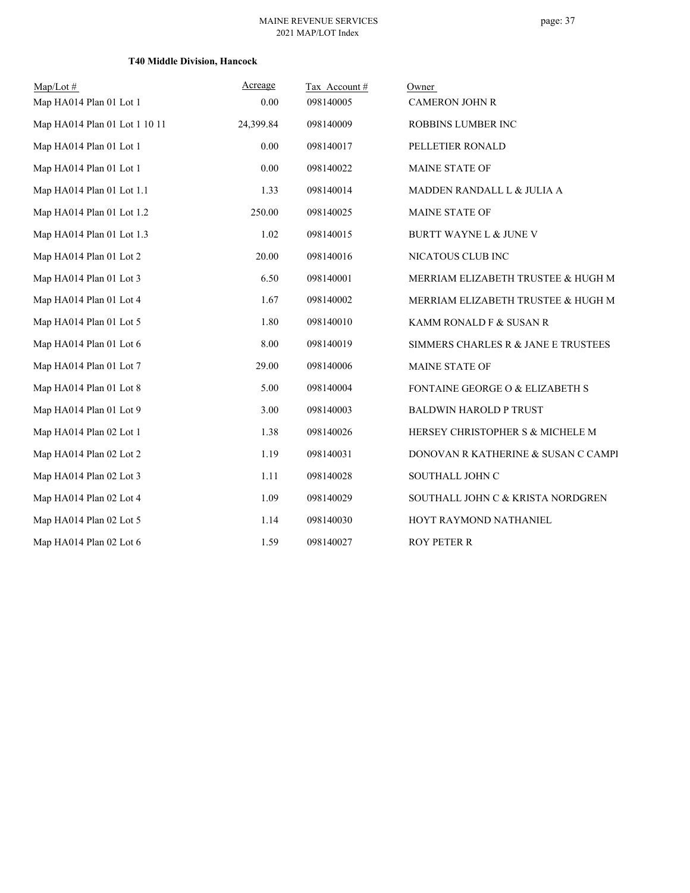### T40 Middle Division, Hancock

| Map/Lot # | Acreage | Tax Account # | Owner |
|---|---|---|---|
| Map HA014 Plan 01 Lot 1 | 0.00 | 098140005 | CAMERON JOHN R |
| Map HA014 Plan 01 Lot 1 10 11 | 24,399.84 | 098140009 | ROBBINS LUMBER INC |
| Map HA014 Plan 01 Lot 1 | 0.00 | 098140017 | PELLETIER RONALD |
| Map HA014 Plan 01 Lot 1 | 0.00 | 098140022 | MAINE STATE OF |
| Map HA014 Plan 01 Lot 1.1 | 1.33 | 098140014 | MADDEN RANDALL L & JULIA A |
| Map HA014 Plan 01 Lot 1.2 | 250.00 | 098140025 | MAINE STATE OF |
| Map HA014 Plan 01 Lot 1.3 | 1.02 | 098140015 | BURTT WAYNE L & JUNE V |
| Map HA014 Plan 01 Lot 2 | 20.00 | 098140016 | NICATOUS CLUB INC |
| Map HA014 Plan 01 Lot 3 | 6.50 | 098140001 | MERRIAM ELIZABETH TRUSTEE & HUGH M |
| Map HA014 Plan 01 Lot 4 | 1.67 | 098140002 | MERRIAM ELIZABETH TRUSTEE & HUGH M |
| Map HA014 Plan 01 Lot 5 | 1.80 | 098140010 | KAMM RONALD F & SUSAN R |
| Map HA014 Plan 01 Lot 6 | 8.00 | 098140019 | SIMMERS CHARLES R & JANE E TRUSTEES |
| Map HA014 Plan 01 Lot 7 | 29.00 | 098140006 | MAINE STATE OF |
| Map HA014 Plan 01 Lot 8 | 5.00 | 098140004 | FONTAINE GEORGE O & ELIZABETH S |
| Map HA014 Plan 01 Lot 9 | 3.00 | 098140003 | BALDWIN HAROLD P TRUST |
| Map HA014 Plan 02 Lot 1 | 1.38 | 098140026 | HERSEY CHRISTOPHER S & MICHELE M |
| Map HA014 Plan 02 Lot 2 | 1.19 | 098140031 | DONOVAN R KATHERINE & SUSAN C CAMPI |
| Map HA014 Plan 02 Lot 3 | 1.11 | 098140028 | SOUTHALL JOHN C |
| Map HA014 Plan 02 Lot 4 | 1.09 | 098140029 | SOUTHALL JOHN C & KRISTA NORDGREN |
| Map HA014 Plan 02 Lot 5 | 1.14 | 098140030 | HOYT RAYMOND NATHANIEL |
| Map HA014 Plan 02 Lot 6 | 1.59 | 098140027 | ROY PETER R |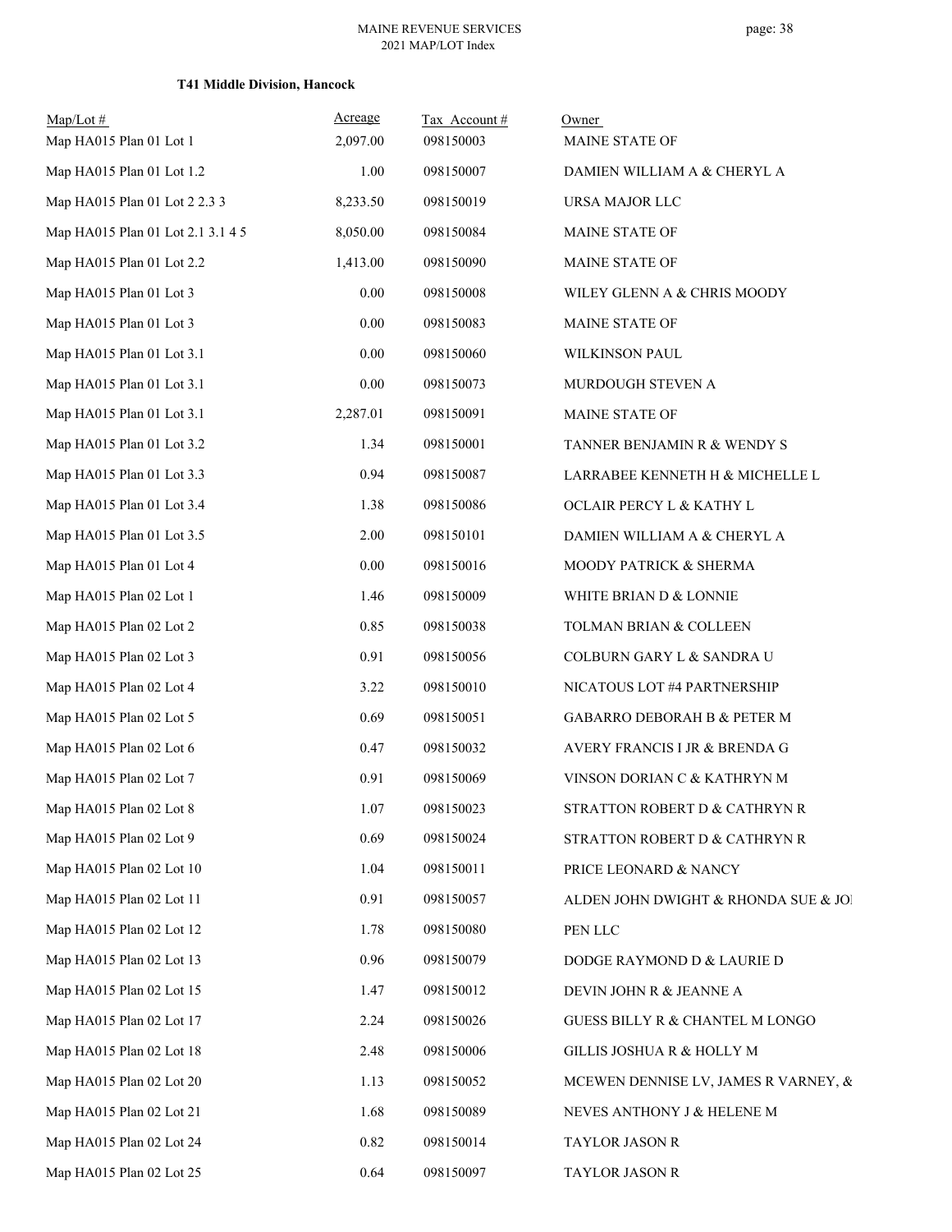**T41 Middle Division, Hancock**

| Map/Lot # | Acreage | Tax Account # | Owner |
|---|---|---|---|
| Map HA015 Plan 01 Lot 1 | 2,097.00 | 098150003 | MAINE STATE OF |
| Map HA015 Plan 01 Lot 1.2 | 1.00 | 098150007 | DAMIEN WILLIAM A & CHERYL A |
| Map HA015 Plan 01 Lot 2 2.3 3 | 8,233.50 | 098150019 | URSA MAJOR LLC |
| Map HA015 Plan 01 Lot 2.1 3.1 4 5 | 8,050.00 | 098150084 | MAINE STATE OF |
| Map HA015 Plan 01 Lot 2.2 | 1,413.00 | 098150090 | MAINE STATE OF |
| Map HA015 Plan 01 Lot 3 | 0.00 | 098150008 | WILEY GLENN A & CHRIS MOODY |
| Map HA015 Plan 01 Lot 3 | 0.00 | 098150083 | MAINE STATE OF |
| Map HA015 Plan 01 Lot 3.1 | 0.00 | 098150060 | WILKINSON PAUL |
| Map HA015 Plan 01 Lot 3.1 | 0.00 | 098150073 | MURDOUGH STEVEN A |
| Map HA015 Plan 01 Lot 3.1 | 2,287.01 | 098150091 | MAINE STATE OF |
| Map HA015 Plan 01 Lot 3.2 | 1.34 | 098150001 | TANNER BENJAMIN R & WENDY S |
| Map HA015 Plan 01 Lot 3.3 | 0.94 | 098150087 | LARRABEE KENNETH H & MICHELLE L |
| Map HA015 Plan 01 Lot 3.4 | 1.38 | 098150086 | OCLAIR PERCY L & KATHY L |
| Map HA015 Plan 01 Lot 3.5 | 2.00 | 098150101 | DAMIEN WILLIAM A & CHERYL A |
| Map HA015 Plan 01 Lot 4 | 0.00 | 098150016 | MOODY PATRICK & SHERMA |
| Map HA015 Plan 02 Lot 1 | 1.46 | 098150009 | WHITE BRIAN D & LONNIE |
| Map HA015 Plan 02 Lot 2 | 0.85 | 098150038 | TOLMAN BRIAN & COLLEEN |
| Map HA015 Plan 02 Lot 3 | 0.91 | 098150056 | COLBURN GARY L & SANDRA U |
| Map HA015 Plan 02 Lot 4 | 3.22 | 098150010 | NICATOUS LOT #4 PARTNERSHIP |
| Map HA015 Plan 02 Lot 5 | 0.69 | 098150051 | GABARRO DEBORAH B & PETER M |
| Map HA015 Plan 02 Lot 6 | 0.47 | 098150032 | AVERY FRANCIS I JR & BRENDA G |
| Map HA015 Plan 02 Lot 7 | 0.91 | 098150069 | VINSON DORIAN C & KATHRYN M |
| Map HA015 Plan 02 Lot 8 | 1.07 | 098150023 | STRATTON ROBERT D & CATHRYN R |
| Map HA015 Plan 02 Lot 9 | 0.69 | 098150024 | STRATTON ROBERT D & CATHRYN R |
| Map HA015 Plan 02 Lot 10 | 1.04 | 098150011 | PRICE LEONARD & NANCY |
| Map HA015 Plan 02 Lot 11 | 0.91 | 098150057 | ALDEN JOHN DWIGHT & RHONDA SUE & JO |
| Map HA015 Plan 02 Lot 12 | 1.78 | 098150080 | PEN LLC |
| Map HA015 Plan 02 Lot 13 | 0.96 | 098150079 | DODGE RAYMOND D & LAURIE D |
| Map HA015 Plan 02 Lot 15 | 1.47 | 098150012 | DEVIN JOHN R & JEANNE A |
| Map HA015 Plan 02 Lot 17 | 2.24 | 098150026 | GUESS BILLY R & CHANTEL M LONGO |
| Map HA015 Plan 02 Lot 18 | 2.48 | 098150006 | GILLIS JOSHUA R & HOLLY M |
| Map HA015 Plan 02 Lot 20 | 1.13 | 098150052 | MCEWEN DENNISE LV, JAMES R VARNEY, & |
| Map HA015 Plan 02 Lot 21 | 1.68 | 098150089 | NEVES ANTHONY J & HELENE M |
| Map HA015 Plan 02 Lot 24 | 0.82 | 098150014 | TAYLOR JASON R |
| Map HA015 Plan 02 Lot 25 | 0.64 | 098150097 | TAYLOR JASON R |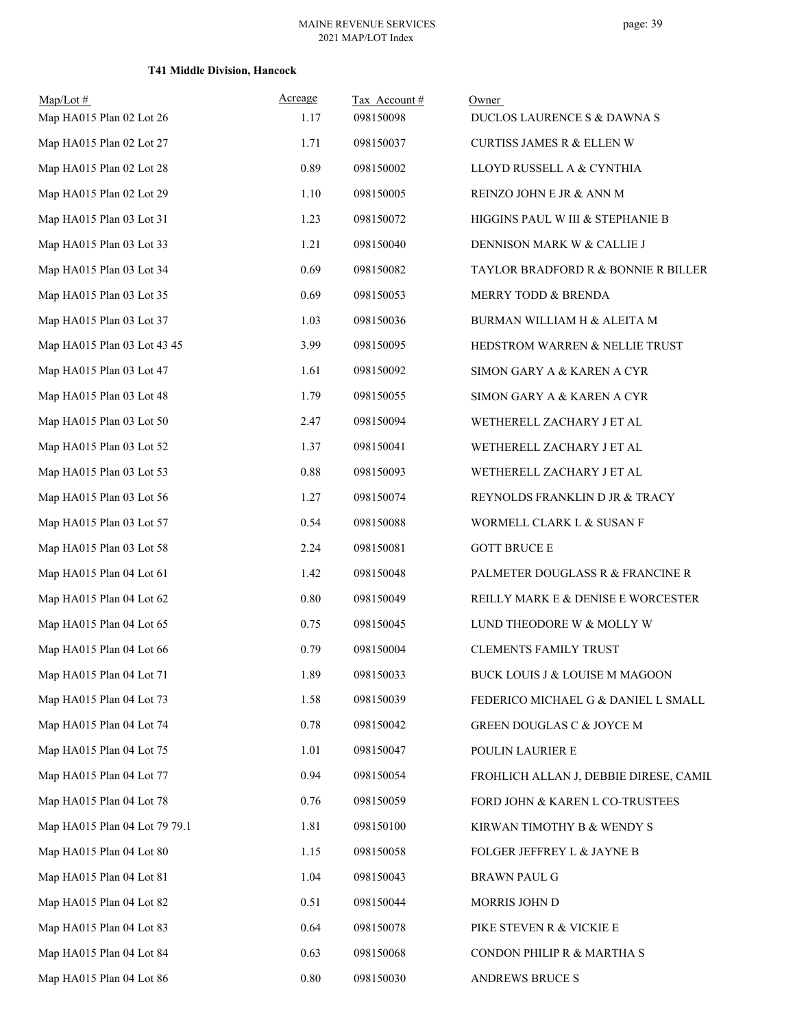### T41 Middle Division, Hancock

| Map/Lot # | Acreage | Tax Account # | Owner |
|---|---|---|---|
| Map HA015 Plan 02 Lot 26 | 1.17 | 098150098 | DUCLOS LAURENCE S & DAWNA S |
| Map HA015 Plan 02 Lot 27 | 1.71 | 098150037 | CURTISS JAMES R & ELLEN W |
| Map HA015 Plan 02 Lot 28 | 0.89 | 098150002 | LLOYD RUSSELL A & CYNTHIA |
| Map HA015 Plan 02 Lot 29 | 1.10 | 098150005 | REINZO JOHN E JR & ANN M |
| Map HA015 Plan 03 Lot 31 | 1.23 | 098150072 | HIGGINS PAUL W III & STEPHANIE B |
| Map HA015 Plan 03 Lot 33 | 1.21 | 098150040 | DENNISON MARK W & CALLIE J |
| Map HA015 Plan 03 Lot 34 | 0.69 | 098150082 | TAYLOR BRADFORD R & BONNIE R BILLER |
| Map HA015 Plan 03 Lot 35 | 0.69 | 098150053 | MERRY TODD & BRENDA |
| Map HA015 Plan 03 Lot 37 | 1.03 | 098150036 | BURMAN WILLIAM H & ALEITA M |
| Map HA015 Plan 03 Lot 43 45 | 3.99 | 098150095 | HEDSTROM WARREN & NELLIE TRUST |
| Map HA015 Plan 03 Lot 47 | 1.61 | 098150092 | SIMON GARY A & KAREN A CYR |
| Map HA015 Plan 03 Lot 48 | 1.79 | 098150055 | SIMON GARY A & KAREN A CYR |
| Map HA015 Plan 03 Lot 50 | 2.47 | 098150094 | WETHERELL ZACHARY J ET AL |
| Map HA015 Plan 03 Lot 52 | 1.37 | 098150041 | WETHERELL ZACHARY J ET AL |
| Map HA015 Plan 03 Lot 53 | 0.88 | 098150093 | WETHERELL ZACHARY J ET AL |
| Map HA015 Plan 03 Lot 56 | 1.27 | 098150074 | REYNOLDS FRANKLIN D JR & TRACY |
| Map HA015 Plan 03 Lot 57 | 0.54 | 098150088 | WORMELL CLARK L & SUSAN F |
| Map HA015 Plan 03 Lot 58 | 2.24 | 098150081 | GOTT BRUCE E |
| Map HA015 Plan 04 Lot 61 | 1.42 | 098150048 | PALMETER DOUGLASS R & FRANCINE R |
| Map HA015 Plan 04 Lot 62 | 0.80 | 098150049 | REILLY MARK E & DENISE E WORCESTER |
| Map HA015 Plan 04 Lot 65 | 0.75 | 098150045 | LUND THEODORE W & MOLLY W |
| Map HA015 Plan 04 Lot 66 | 0.79 | 098150004 | CLEMENTS FAMILY TRUST |
| Map HA015 Plan 04 Lot 71 | 1.89 | 098150033 | BUCK LOUIS J & LOUISE M MAGOON |
| Map HA015 Plan 04 Lot 73 | 1.58 | 098150039 | FEDERICO MICHAEL G & DANIEL L SMALL |
| Map HA015 Plan 04 Lot 74 | 0.78 | 098150042 | GREEN DOUGLAS C & JOYCE M |
| Map HA015 Plan 04 Lot 75 | 1.01 | 098150047 | POULIN LAURIER E |
| Map HA015 Plan 04 Lot 77 | 0.94 | 098150054 | FROHLICH ALLAN J, DEBBIE DIRESE, CAMIL |
| Map HA015 Plan 04 Lot 78 | 0.76 | 098150059 | FORD JOHN & KAREN L CO-TRUSTEES |
| Map HA015 Plan 04 Lot 79 79.1 | 1.81 | 098150100 | KIRWAN TIMOTHY B & WENDY S |
| Map HA015 Plan 04 Lot 80 | 1.15 | 098150058 | FOLGER JEFFREY L & JAYNE B |
| Map HA015 Plan 04 Lot 81 | 1.04 | 098150043 | BRAWN PAUL G |
| Map HA015 Plan 04 Lot 82 | 0.51 | 098150044 | MORRIS JOHN D |
| Map HA015 Plan 04 Lot 83 | 0.64 | 098150078 | PIKE STEVEN R & VICKIE E |
| Map HA015 Plan 04 Lot 84 | 0.63 | 098150068 | CONDON PHILIP R & MARTHA S |
| Map HA015 Plan 04 Lot 86 | 0.80 | 098150030 | ANDREWS BRUCE S |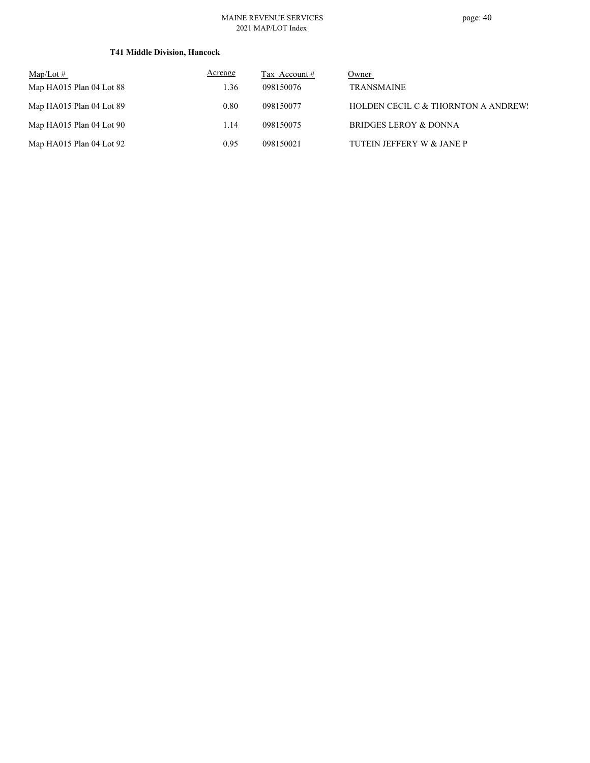**T41 Middle Division, Hancock**

| Map/Lot # | Acreage | Tax Account # | Owner |
|---|---|---|---|
| Map HA015 Plan 04 Lot 88 | 1.36 | 098150076 | TRANSMAINE |
| Map HA015 Plan 04 Lot 89 | 0.80 | 098150077 | HOLDEN CECIL C & THORNTON A ANDREWS |
| Map HA015 Plan 04 Lot 90 | 1.14 | 098150075 | BRIDGES LEROY & DONNA |
| Map HA015 Plan 04 Lot 92 | 0.95 | 098150021 | TUTEIN JEFFERY W & JANE P |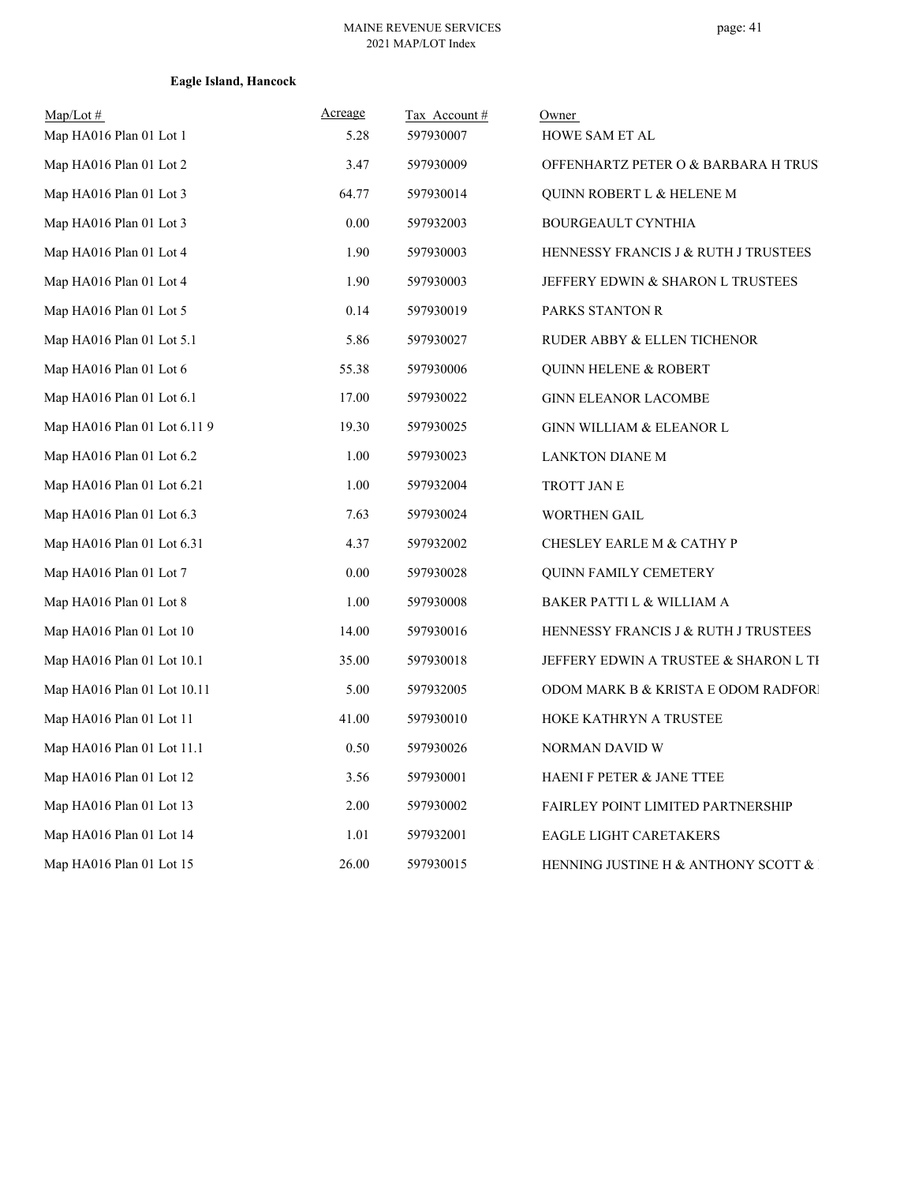**Eagle Island, Hancock**

| Map/Lot # | Acreage | Tax Account # | Owner |
|---|---|---|---|
| Map HA016 Plan 01 Lot 1 | 5.28 | 597930007 | HOWE SAM ET AL |
| Map HA016 Plan 01 Lot 2 | 3.47 | 597930009 | OFFENHARTZ PETER O & BARBARA H TRUS |
| Map HA016 Plan 01 Lot 3 | 64.77 | 597930014 | QUINN ROBERT L & HELENE M |
| Map HA016 Plan 01 Lot 3 | 0.00 | 597932003 | BOURGEAULT CYNTHIA |
| Map HA016 Plan 01 Lot 4 | 1.90 | 597930003 | HENNESSY FRANCIS J & RUTH J TRUSTEES |
| Map HA016 Plan 01 Lot 4 | 1.90 | 597930003 | JEFFERY EDWIN & SHARON L TRUSTEES |
| Map HA016 Plan 01 Lot 5 | 0.14 | 597930019 | PARKS STANTON R |
| Map HA016 Plan 01 Lot 5.1 | 5.86 | 597930027 | RUDER ABBY & ELLEN TICHENOR |
| Map HA016 Plan 01 Lot 6 | 55.38 | 597930006 | QUINN HELENE & ROBERT |
| Map HA016 Plan 01 Lot 6.1 | 17.00 | 597930022 | GINN ELEANOR LACOMBE |
| Map HA016 Plan 01 Lot 6.11 9 | 19.30 | 597930025 | GINN WILLIAM & ELEANOR L |
| Map HA016 Plan 01 Lot 6.2 | 1.00 | 597930023 | LANKTON DIANE M |
| Map HA016 Plan 01 Lot 6.21 | 1.00 | 597932004 | TROTT JAN E |
| Map HA016 Plan 01 Lot 6.3 | 7.63 | 597930024 | WORTHEN GAIL |
| Map HA016 Plan 01 Lot 6.31 | 4.37 | 597932002 | CHESLEY EARLE M & CATHY P |
| Map HA016 Plan 01 Lot 7 | 0.00 | 597930028 | QUINN FAMILY CEMETERY |
| Map HA016 Plan 01 Lot 8 | 1.00 | 597930008 | BAKER PATTI L & WILLIAM A |
| Map HA016 Plan 01 Lot 10 | 14.00 | 597930016 | HENNESSY FRANCIS J & RUTH J TRUSTEES |
| Map HA016 Plan 01 Lot 10.1 | 35.00 | 597930018 | JEFFERY EDWIN A TRUSTEE & SHARON L TI |
| Map HA016 Plan 01 Lot 10.11 | 5.00 | 597932005 | ODOM MARK B & KRISTA E ODOM RADFORI |
| Map HA016 Plan 01 Lot 11 | 41.00 | 597930010 | HOKE KATHRYN A TRUSTEE |
| Map HA016 Plan 01 Lot 11.1 | 0.50 | 597930026 | NORMAN DAVID W |
| Map HA016 Plan 01 Lot 12 | 3.56 | 597930001 | HAENI F PETER & JANE TTEE |
| Map HA016 Plan 01 Lot 13 | 2.00 | 597930002 | FAIRLEY POINT LIMITED PARTNERSHIP |
| Map HA016 Plan 01 Lot 14 | 1.01 | 597932001 | EAGLE LIGHT CARETAKERS |
| Map HA016 Plan 01 Lot 15 | 26.00 | 597930015 | HENNING JUSTINE H & ANTHONY SCOTT & |